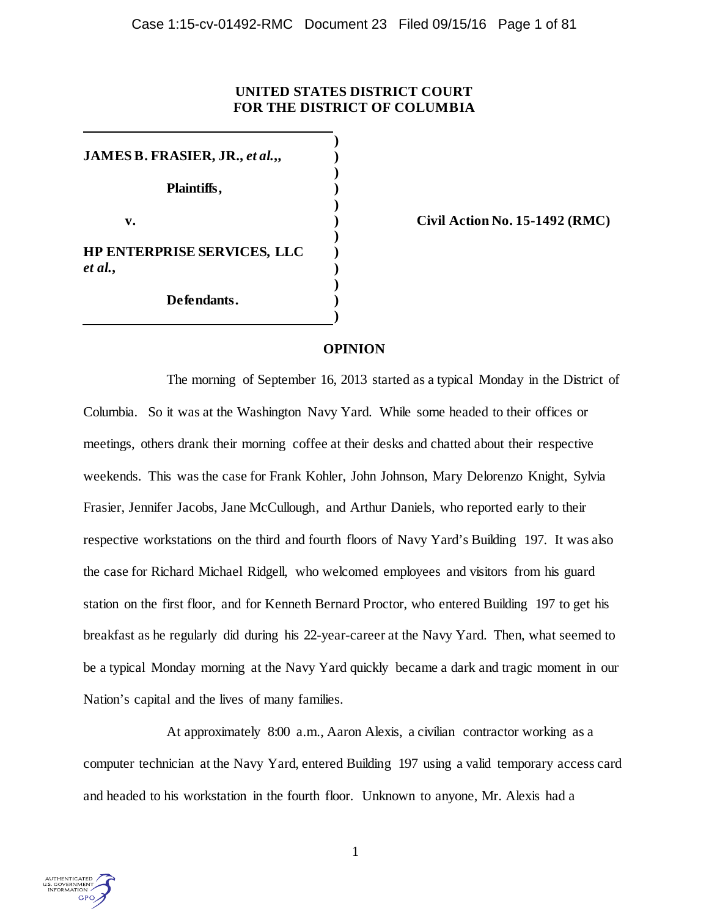**UNITED STATES DISTRICT COURT**
**FOR THE DISTRICT OF COLUMBIA**

**JAMES B. FRASIER, JR., *et al.*,,**

**Plaintiffs,**

**v.**

**HP ENTERPRISE SERVICES, LLC *et al.*,**

**Defendants.**

**Civil Action No. 15-1492 (RMC)**

## OPINION

The morning of September 16, 2013 started as a typical Monday in the District of Columbia. So it was at the Washington Navy Yard. While some headed to their offices or meetings, others drank their morning coffee at their desks and chatted about their respective weekends. This was the case for Frank Kohler, John Johnson, Mary Delorenzo Knight, Sylvia Frasier, Jennifer Jacobs, Jane McCullough, and Arthur Daniels, who reported early to their respective workstations on the third and fourth floors of Navy Yard's Building 197. It was also the case for Richard Michael Ridgell, who welcomed employees and visitors from his guard station on the first floor, and for Kenneth Bernard Proctor, who entered Building 197 to get his breakfast as he regularly did during his 22-year-career at the Navy Yard. Then, what seemed to be a typical Monday morning at the Navy Yard quickly became a dark and tragic moment in our Nation's capital and the lives of many families.

At approximately 8:00 a.m., Aaron Alexis, a civilian contractor working as a computer technician at the Navy Yard, entered Building 197 using a valid temporary access card and headed to his workstation in the fourth floor. Unknown to anyone, Mr. Alexis had a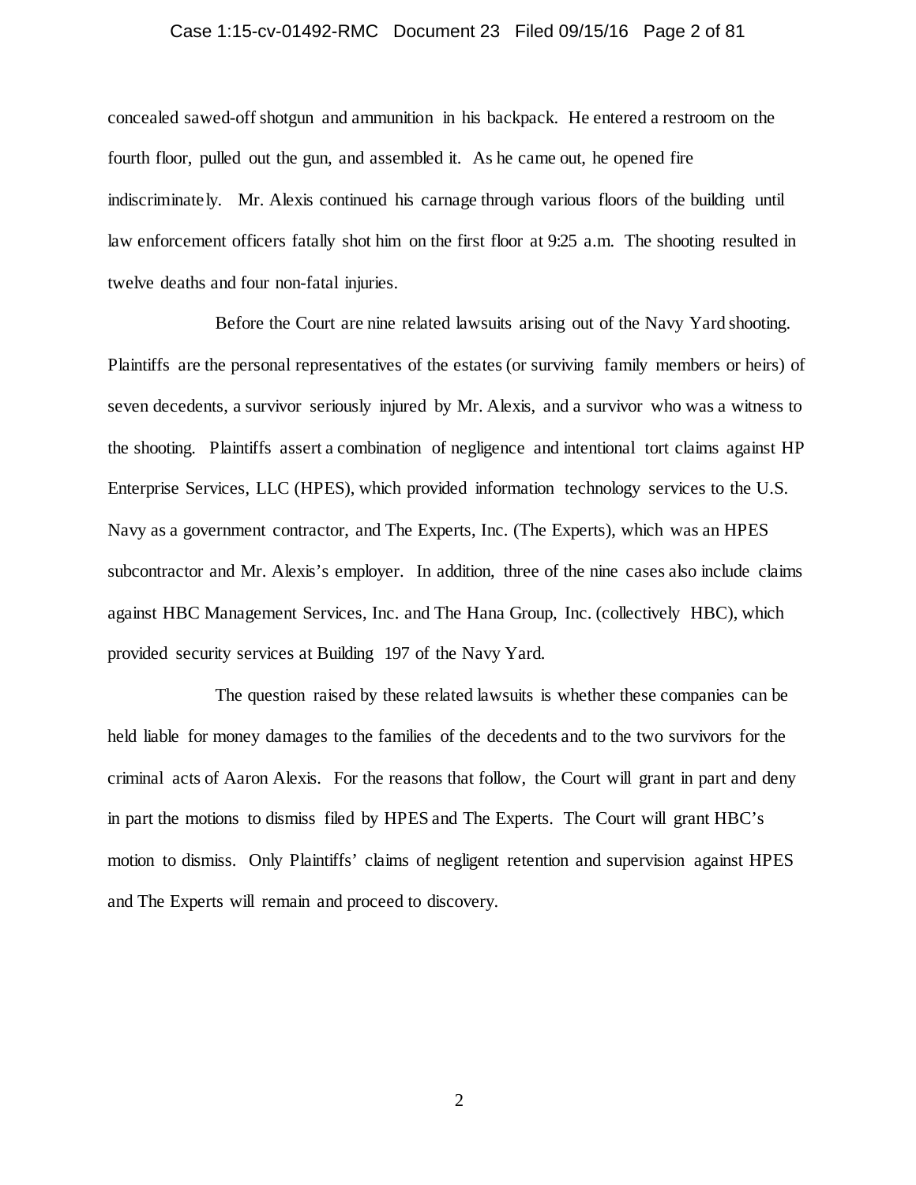concealed sawed-off shotgun and ammunition in his backpack. He entered a restroom on the fourth floor, pulled out the gun, and assembled it. As he came out, he opened fire indiscriminately. Mr. Alexis continued his carnage through various floors of the building until law enforcement officers fatally shot him on the first floor at 9:25 a.m. The shooting resulted in twelve deaths and four non-fatal injuries.

Before the Court are nine related lawsuits arising out of the Navy Yard shooting. Plaintiffs are the personal representatives of the estates (or surviving family members or heirs) of seven decedents, a survivor seriously injured by Mr. Alexis, and a survivor who was a witness to the shooting. Plaintiffs assert a combination of negligence and intentional tort claims against HP Enterprise Services, LLC (HPES), which provided information technology services to the U.S. Navy as a government contractor, and The Experts, Inc. (The Experts), which was an HPES subcontractor and Mr. Alexis's employer. In addition, three of the nine cases also include claims against HBC Management Services, Inc. and The Hana Group, Inc. (collectively HBC), which provided security services at Building 197 of the Navy Yard.

The question raised by these related lawsuits is whether these companies can be held liable for money damages to the families of the decedents and to the two survivors for the criminal acts of Aaron Alexis. For the reasons that follow, the Court will grant in part and deny in part the motions to dismiss filed by HPES and The Experts. The Court will grant HBC's motion to dismiss. Only Plaintiffs' claims of negligent retention and supervision against HPES and The Experts will remain and proceed to discovery.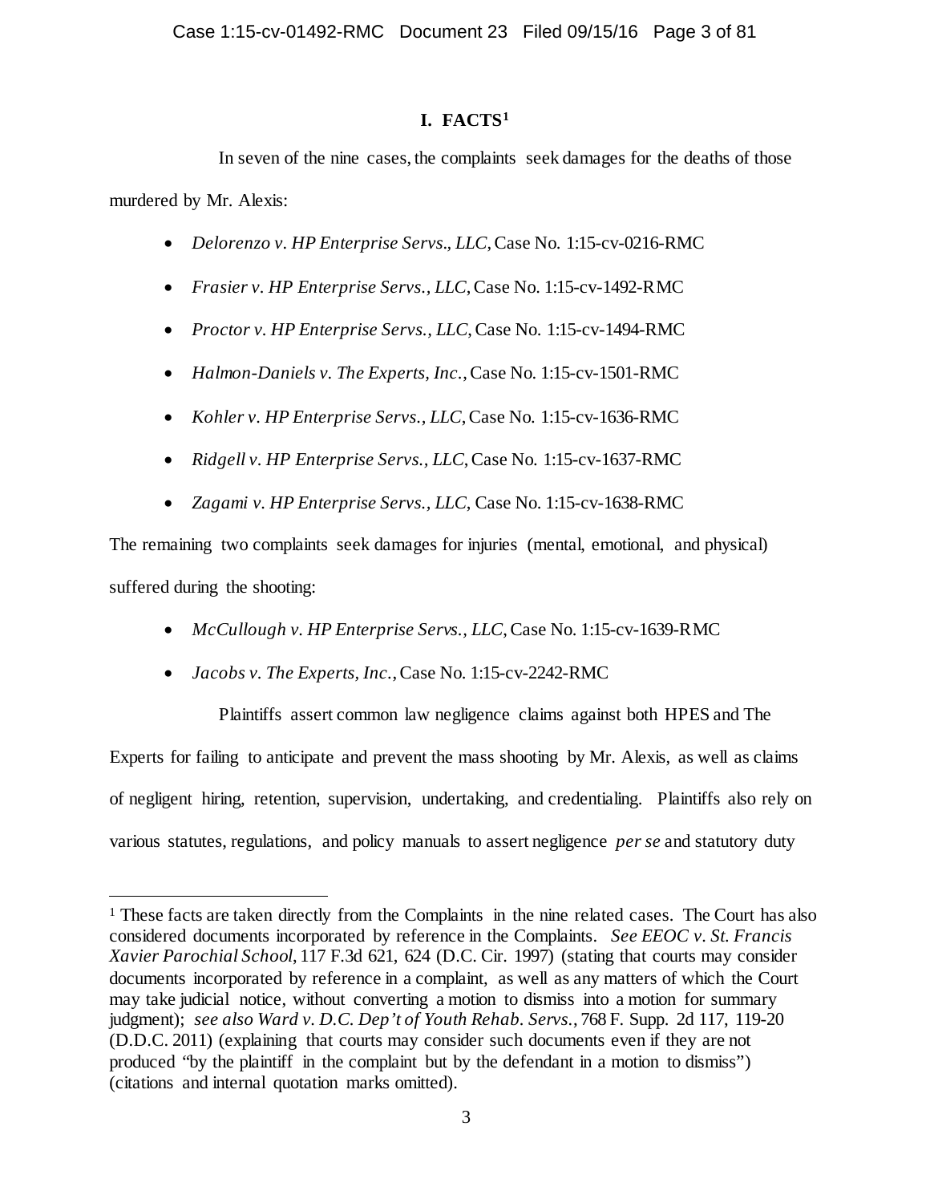# I. FACTS[1]

In seven of the nine cases, the complaints seek damages for the deaths of those murdered by Mr. Alexis:

- *Delorenzo v. HP Enterprise Servs., LLC*, Case No. 1:15-cv-0216-RMC
- *Frasier v. HP Enterprise Servs., LLC*, Case No. 1:15-cv-1492-RMC
- *Proctor v. HP Enterprise Servs., LLC*, Case No. 1:15-cv-1494-RMC
- *Halmon-Daniels v. The Experts, Inc.*, Case No. 1:15-cv-1501-RMC
- *Kohler v. HP Enterprise Servs., LLC*, Case No. 1:15-cv-1636-RMC
- *Ridgell v. HP Enterprise Servs., LLC*, Case No. 1:15-cv-1637-RMC
- *Zagami v. HP Enterprise Servs., LLC*, Case No. 1:15-cv-1638-RMC

The remaining two complaints seek damages for injuries (mental, emotional, and physical) suffered during the shooting:

- *McCullough v. HP Enterprise Servs., LLC*, Case No. 1:15-cv-1639-RMC
- *Jacobs v. The Experts, Inc.*, Case No. 1:15-cv-2242-RMC

Plaintiffs assert common law negligence claims against both HPES and The Experts for failing to anticipate and prevent the mass shooting by Mr. Alexis, as well as claims of negligent hiring, retention, supervision, undertaking, and credentialing. Plaintiffs also rely on various statutes, regulations, and policy manuals to assert negligence *per se* and statutory duty

[1] These facts are taken directly from the Complaints in the nine related cases. The Court has also considered documents incorporated by reference in the Complaints. *See EEOC v. St. Francis Xavier Parochial School*, 117 F.3d 621, 624 (D.C. Cir. 1997) (stating that courts may consider documents incorporated by reference in a complaint, as well as any matters of which the Court may take judicial notice, without converting a motion to dismiss into a motion for summary judgment); *see also Ward v. D.C. Dep't of Youth Rehab. Servs.*, 768 F. Supp. 2d 117, 119-20 (D.D.C. 2011) (explaining that courts may consider such documents even if they are not produced "by the plaintiff in the complaint but by the defendant in a motion to dismiss") (citations and internal quotation marks omitted).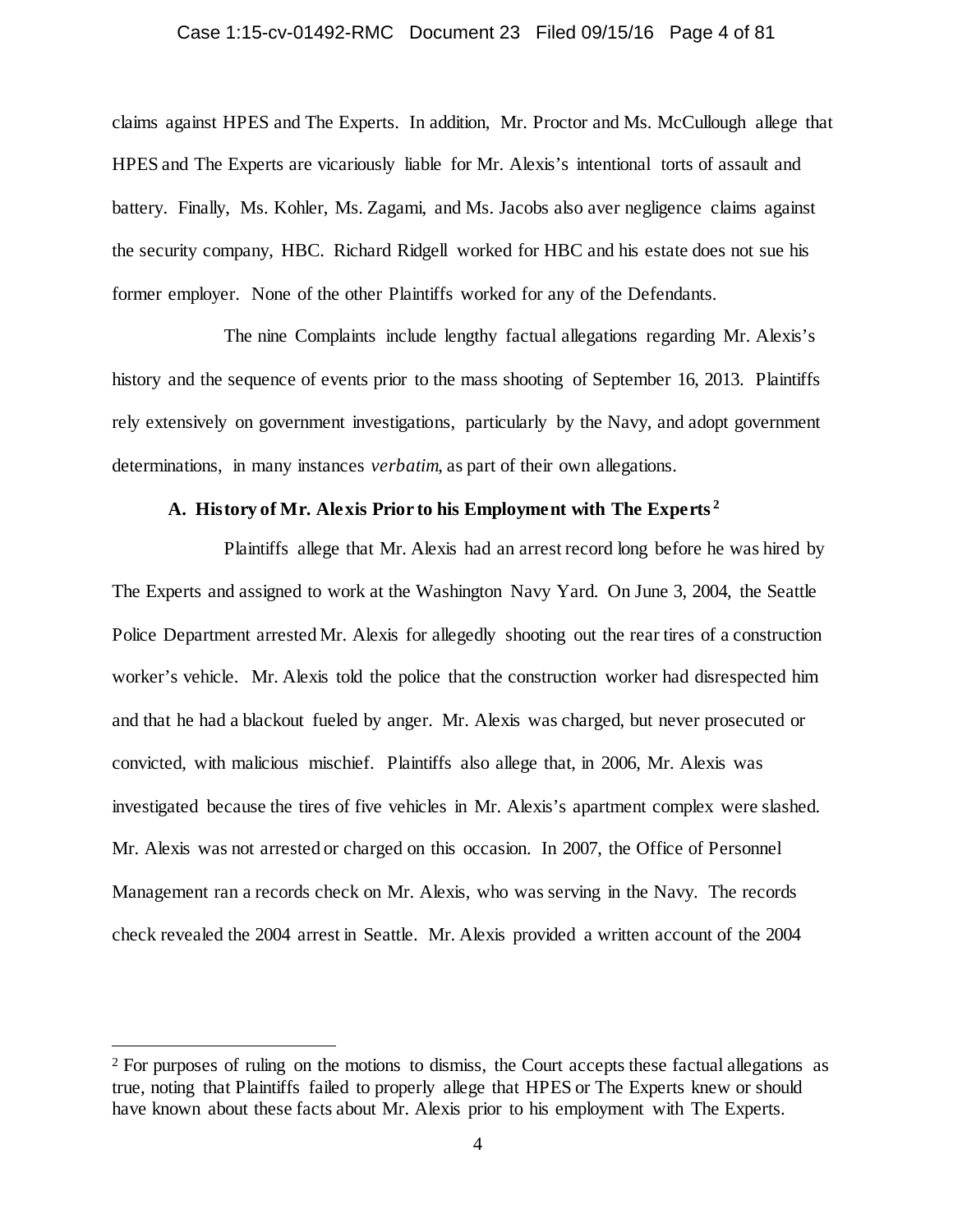claims against HPES and The Experts. In addition, Mr. Proctor and Ms. McCullough allege that HPES and The Experts are vicariously liable for Mr. Alexis's intentional torts of assault and battery. Finally, Ms. Kohler, Ms. Zagami, and Ms. Jacobs also aver negligence claims against the security company, HBC. Richard Ridgell worked for HBC and his estate does not sue his former employer. None of the other Plaintiffs worked for any of the Defendants.

The nine Complaints include lengthy factual allegations regarding Mr. Alexis's history and the sequence of events prior to the mass shooting of September 16, 2013. Plaintiffs rely extensively on government investigations, particularly by the Navy, and adopt government determinations, in many instances *verbatim*, as part of their own allegations.

### A. History of Mr. Alexis Prior to his Employment with The Experts[2]

Plaintiffs allege that Mr. Alexis had an arrest record long before he was hired by The Experts and assigned to work at the Washington Navy Yard. On June 3, 2004, the Seattle Police Department arrested Mr. Alexis for allegedly shooting out the rear tires of a construction worker's vehicle. Mr. Alexis told the police that the construction worker had disrespected him and that he had a blackout fueled by anger. Mr. Alexis was charged, but never prosecuted or convicted, with malicious mischief. Plaintiffs also allege that, in 2006, Mr. Alexis was investigated because the tires of five vehicles in Mr. Alexis's apartment complex were slashed. Mr. Alexis was not arrested or charged on this occasion. In 2007, the Office of Personnel Management ran a records check on Mr. Alexis, who was serving in the Navy. The records check revealed the 2004 arrest in Seattle. Mr. Alexis provided a written account of the 2004

---

[2] For purposes of ruling on the motions to dismiss, the Court accepts these factual allegations as true, noting that Plaintiffs failed to properly allege that HPES or The Experts knew or should have known about these facts about Mr. Alexis prior to his employment with The Experts.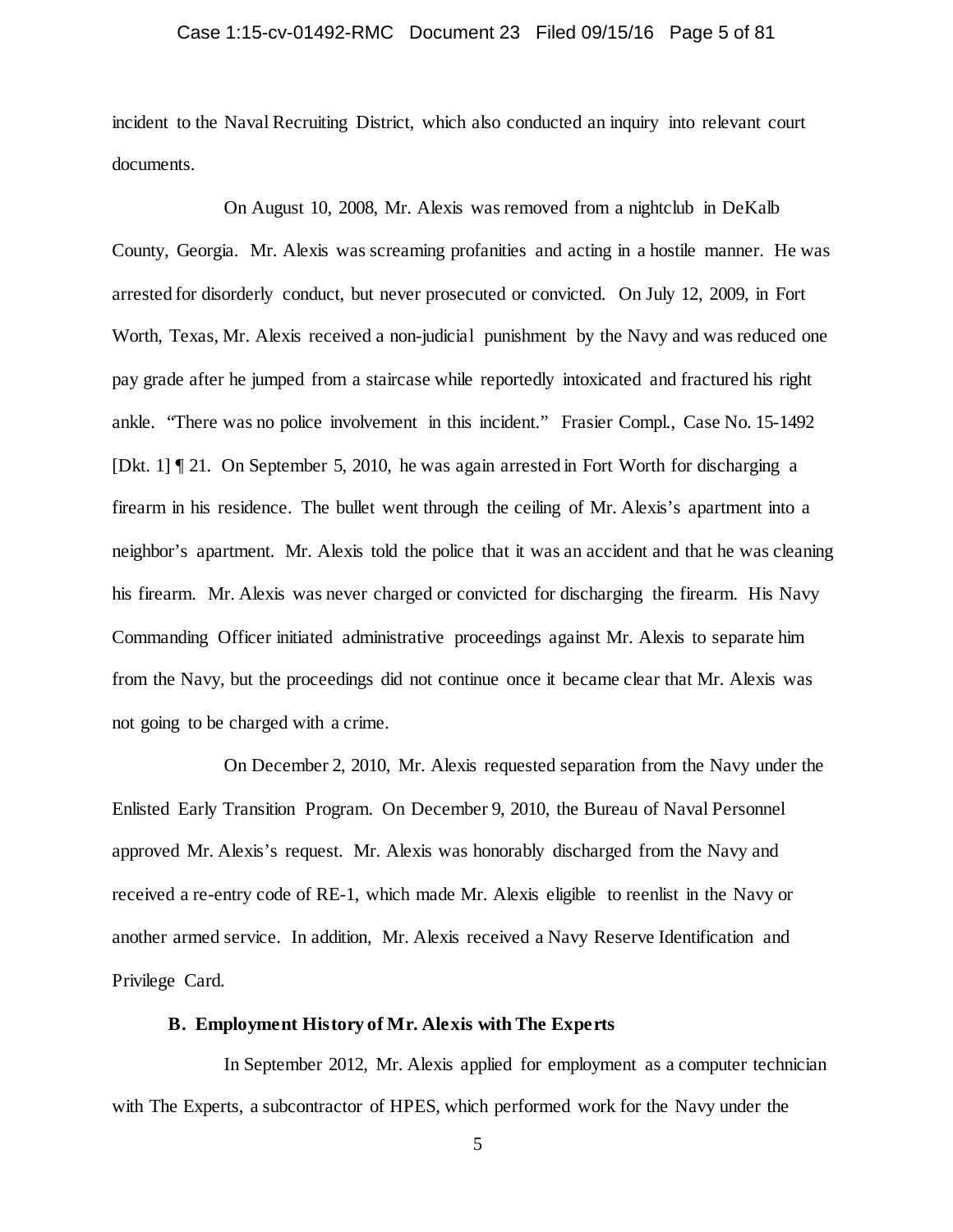incident to the Naval Recruiting District, which also conducted an inquiry into relevant court documents.

On August 10, 2008, Mr. Alexis was removed from a nightclub in DeKalb County, Georgia. Mr. Alexis was screaming profanities and acting in a hostile manner. He was arrested for disorderly conduct, but never prosecuted or convicted. On July 12, 2009, in Fort Worth, Texas, Mr. Alexis received a non-judicial punishment by the Navy and was reduced one pay grade after he jumped from a staircase while reportedly intoxicated and fractured his right ankle. "There was no police involvement in this incident." Frasier Compl., Case No. 15-1492 [Dkt. 1] ¶ 21. On September 5, 2010, he was again arrested in Fort Worth for discharging a firearm in his residence. The bullet went through the ceiling of Mr. Alexis's apartment into a neighbor's apartment. Mr. Alexis told the police that it was an accident and that he was cleaning his firearm. Mr. Alexis was never charged or convicted for discharging the firearm. His Navy Commanding Officer initiated administrative proceedings against Mr. Alexis to separate him from the Navy, but the proceedings did not continue once it became clear that Mr. Alexis was not going to be charged with a crime.

On December 2, 2010, Mr. Alexis requested separation from the Navy under the Enlisted Early Transition Program. On December 9, 2010, the Bureau of Naval Personnel approved Mr. Alexis's request. Mr. Alexis was honorably discharged from the Navy and received a re-entry code of RE-1, which made Mr. Alexis eligible to reenlist in the Navy or another armed service. In addition, Mr. Alexis received a Navy Reserve Identification and Privilege Card.

### B. Employment History of Mr. Alexis with The Experts

In September 2012, Mr. Alexis applied for employment as a computer technician with The Experts, a subcontractor of HPES, which performed work for the Navy under the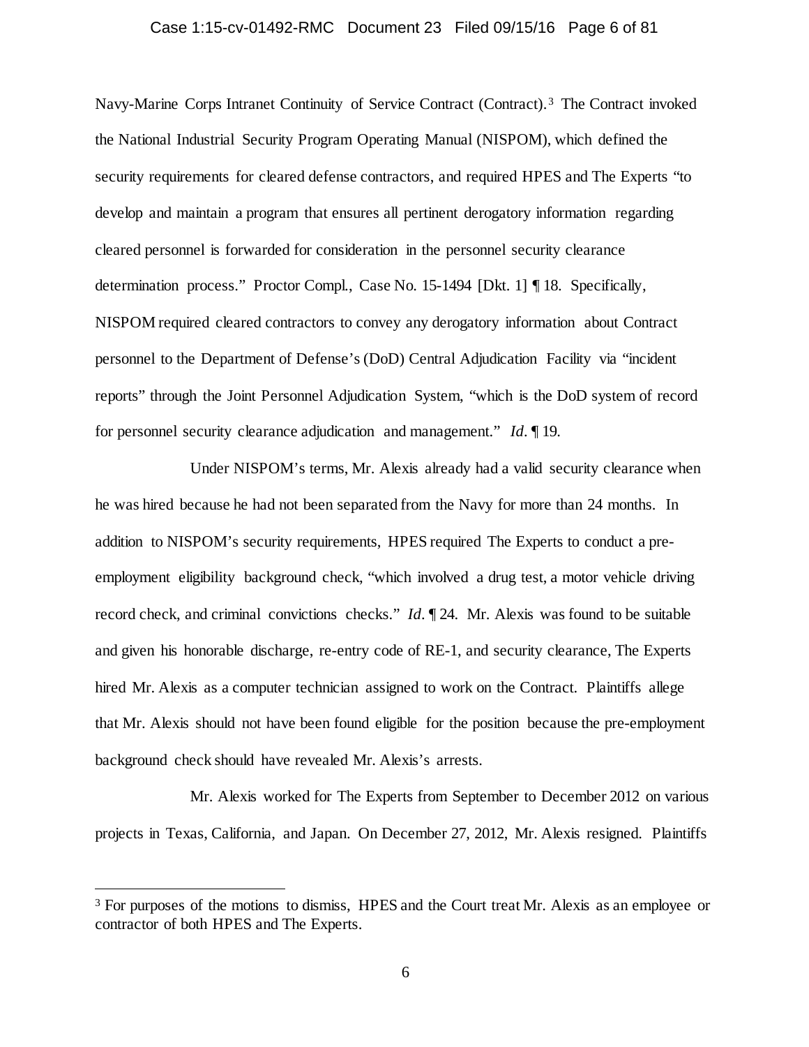Navy-Marine Corps Intranet Continuity of Service Contract (Contract).[3] The Contract invoked the National Industrial Security Program Operating Manual (NISPOM), which defined the security requirements for cleared defense contractors, and required HPES and The Experts "to develop and maintain a program that ensures all pertinent derogatory information regarding cleared personnel is forwarded for consideration in the personnel security clearance determination process." Proctor Compl., Case No. 15-1494 [Dkt. 1] ¶ 18. Specifically, NISPOM required cleared contractors to convey any derogatory information about Contract personnel to the Department of Defense's (DoD) Central Adjudication Facility via "incident reports" through the Joint Personnel Adjudication System, "which is the DoD system of record for personnel security clearance adjudication and management." *Id.* ¶ 19.

Under NISPOM's terms, Mr. Alexis already had a valid security clearance when he was hired because he had not been separated from the Navy for more than 24 months. In addition to NISPOM's security requirements, HPES required The Experts to conduct a pre-employment eligibility background check, "which involved a drug test, a motor vehicle driving record check, and criminal convictions checks." *Id.* ¶ 24. Mr. Alexis was found to be suitable and given his honorable discharge, re-entry code of RE-1, and security clearance, The Experts hired Mr. Alexis as a computer technician assigned to work on the Contract. Plaintiffs allege that Mr. Alexis should not have been found eligible for the position because the pre-employment background check should have revealed Mr. Alexis's arrests.

Mr. Alexis worked for The Experts from September to December 2012 on various projects in Texas, California, and Japan. On December 27, 2012, Mr. Alexis resigned. Plaintiffs

[3] For purposes of the motions to dismiss, HPES and the Court treat Mr. Alexis as an employee or contractor of both HPES and The Experts.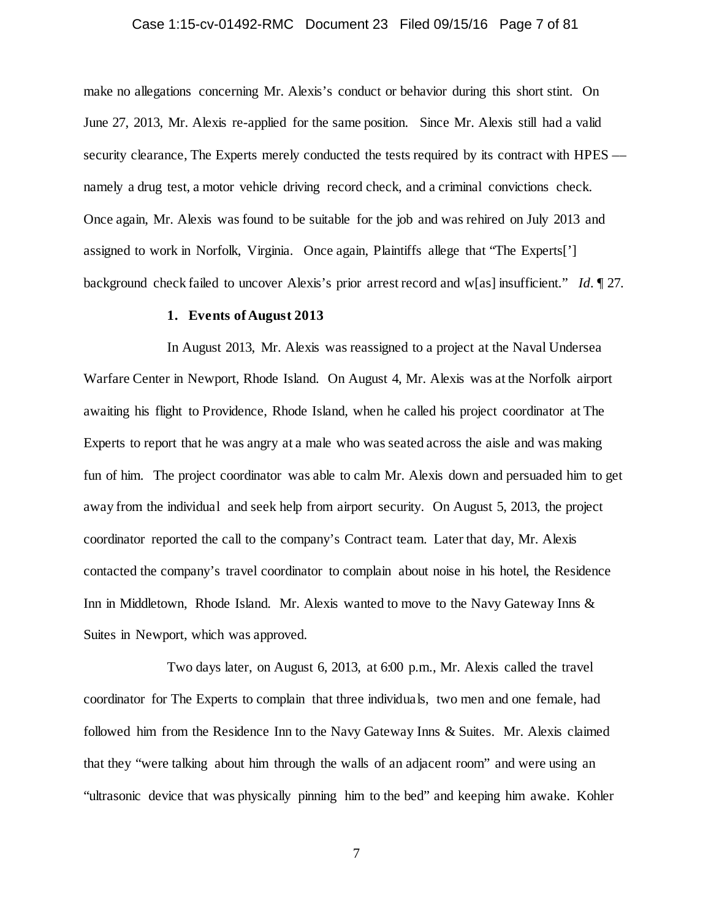make no allegations concerning Mr. Alexis's conduct or behavior during this short stint. On June 27, 2013, Mr. Alexis re-applied for the same position. Since Mr. Alexis still had a valid security clearance, The Experts merely conducted the tests required by its contract with HPES — namely a drug test, a motor vehicle driving record check, and a criminal convictions check. Once again, Mr. Alexis was found to be suitable for the job and was rehired on July 2013 and assigned to work in Norfolk, Virginia. Once again, Plaintiffs allege that "The Experts['] background check failed to uncover Alexis's prior arrest record and w[as] insufficient." *Id.* ¶ 27.

### 1. Events of August 2013

In August 2013, Mr. Alexis was reassigned to a project at the Naval Undersea Warfare Center in Newport, Rhode Island. On August 4, Mr. Alexis was at the Norfolk airport awaiting his flight to Providence, Rhode Island, when he called his project coordinator at The Experts to report that he was angry at a male who was seated across the aisle and was making fun of him. The project coordinator was able to calm Mr. Alexis down and persuaded him to get away from the individual and seek help from airport security. On August 5, 2013, the project coordinator reported the call to the company's Contract team. Later that day, Mr. Alexis contacted the company's travel coordinator to complain about noise in his hotel, the Residence Inn in Middletown, Rhode Island. Mr. Alexis wanted to move to the Navy Gateway Inns & Suites in Newport, which was approved.

Two days later, on August 6, 2013, at 6:00 p.m., Mr. Alexis called the travel coordinator for The Experts to complain that three individuals, two men and one female, had followed him from the Residence Inn to the Navy Gateway Inns & Suites. Mr. Alexis claimed that they "were talking about him through the walls of an adjacent room" and were using an "ultrasonic device that was physically pinning him to the bed" and keeping him awake. Kohler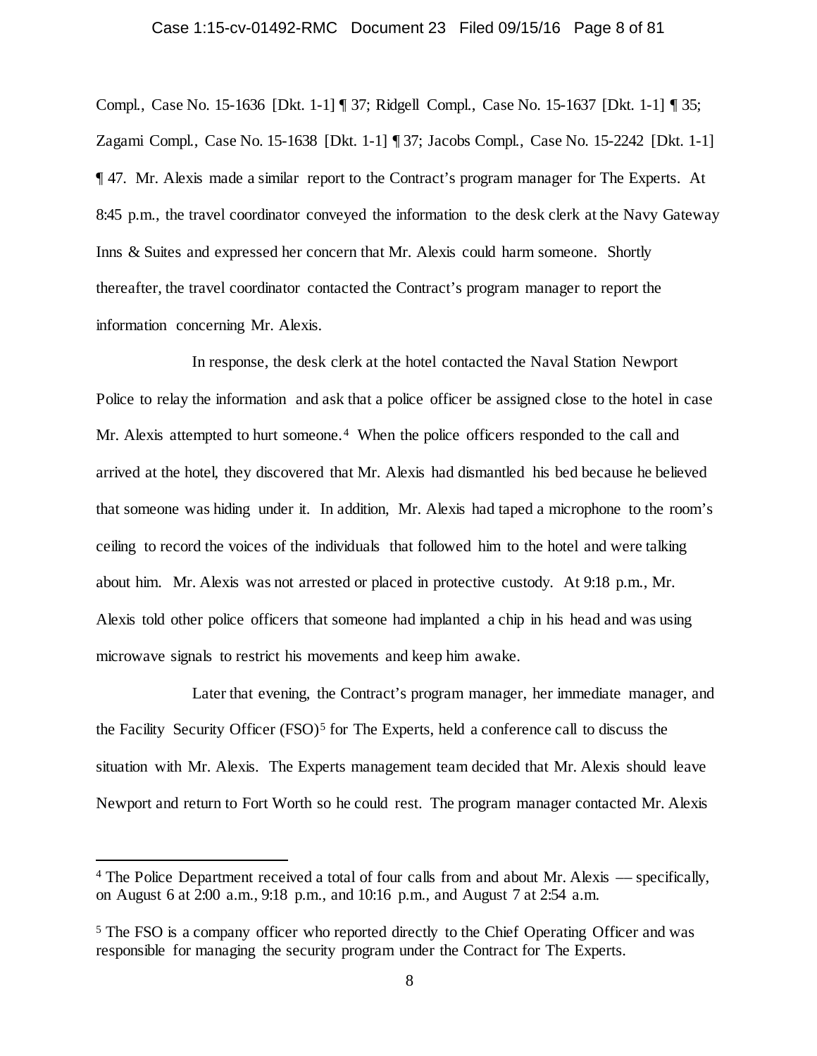Compl., Case No. 15-1636 [Dkt. 1-1] ¶ 37; Ridgell Compl., Case No. 15-1637 [Dkt. 1-1] ¶ 35; Zagami Compl., Case No. 15-1638 [Dkt. 1-1] ¶ 37; Jacobs Compl., Case No. 15-2242 [Dkt. 1-1] ¶ 47. Mr. Alexis made a similar report to the Contract's program manager for The Experts. At 8:45 p.m., the travel coordinator conveyed the information to the desk clerk at the Navy Gateway Inns & Suites and expressed her concern that Mr. Alexis could harm someone. Shortly thereafter, the travel coordinator contacted the Contract's program manager to report the information concerning Mr. Alexis.

In response, the desk clerk at the hotel contacted the Naval Station Newport Police to relay the information and ask that a police officer be assigned close to the hotel in case Mr. Alexis attempted to hurt someone.[4] When the police officers responded to the call and arrived at the hotel, they discovered that Mr. Alexis had dismantled his bed because he believed that someone was hiding under it. In addition, Mr. Alexis had taped a microphone to the room's ceiling to record the voices of the individuals that followed him to the hotel and were talking about him. Mr. Alexis was not arrested or placed in protective custody. At 9:18 p.m., Mr. Alexis told other police officers that someone had implanted a chip in his head and was using microwave signals to restrict his movements and keep him awake.

Later that evening, the Contract's program manager, her immediate manager, and the Facility Security Officer (FSO)[5] for The Experts, held a conference call to discuss the situation with Mr. Alexis. The Experts management team decided that Mr. Alexis should leave Newport and return to Fort Worth so he could rest. The program manager contacted Mr. Alexis

---

[4] The Police Department received a total of four calls from and about Mr. Alexis — specifically, on August 6 at 2:00 a.m., 9:18 p.m., and 10:16 p.m., and August 7 at 2:54 a.m.

[5] The FSO is a company officer who reported directly to the Chief Operating Officer and was responsible for managing the security program under the Contract for The Experts.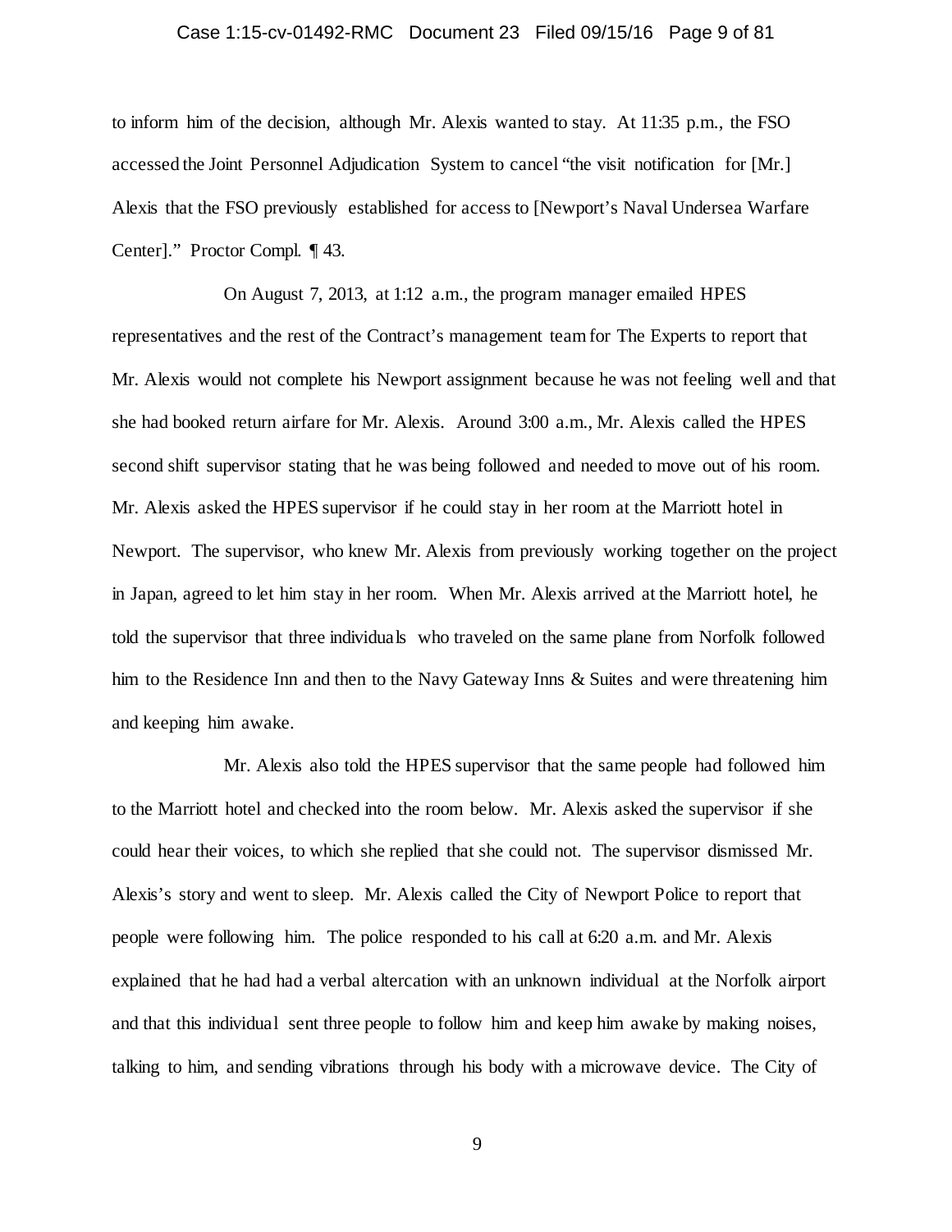to inform him of the decision, although Mr. Alexis wanted to stay. At 11:35 p.m., the FSO accessed the Joint Personnel Adjudication System to cancel "the visit notification for [Mr.] Alexis that the FSO previously established for access to [Newport's Naval Undersea Warfare Center]." Proctor Compl. ¶ 43.

On August 7, 2013, at 1:12 a.m., the program manager emailed HPES representatives and the rest of the Contract's management team for The Experts to report that Mr. Alexis would not complete his Newport assignment because he was not feeling well and that she had booked return airfare for Mr. Alexis. Around 3:00 a.m., Mr. Alexis called the HPES second shift supervisor stating that he was being followed and needed to move out of his room. Mr. Alexis asked the HPES supervisor if he could stay in her room at the Marriott hotel in Newport. The supervisor, who knew Mr. Alexis from previously working together on the project in Japan, agreed to let him stay in her room. When Mr. Alexis arrived at the Marriott hotel, he told the supervisor that three individuals who traveled on the same plane from Norfolk followed him to the Residence Inn and then to the Navy Gateway Inns & Suites and were threatening him and keeping him awake.

Mr. Alexis also told the HPES supervisor that the same people had followed him to the Marriott hotel and checked into the room below. Mr. Alexis asked the supervisor if she could hear their voices, to which she replied that she could not. The supervisor dismissed Mr. Alexis's story and went to sleep. Mr. Alexis called the City of Newport Police to report that people were following him. The police responded to his call at 6:20 a.m. and Mr. Alexis explained that he had had a verbal altercation with an unknown individual at the Norfolk airport and that this individual sent three people to follow him and keep him awake by making noises, talking to him, and sending vibrations through his body with a microwave device. The City of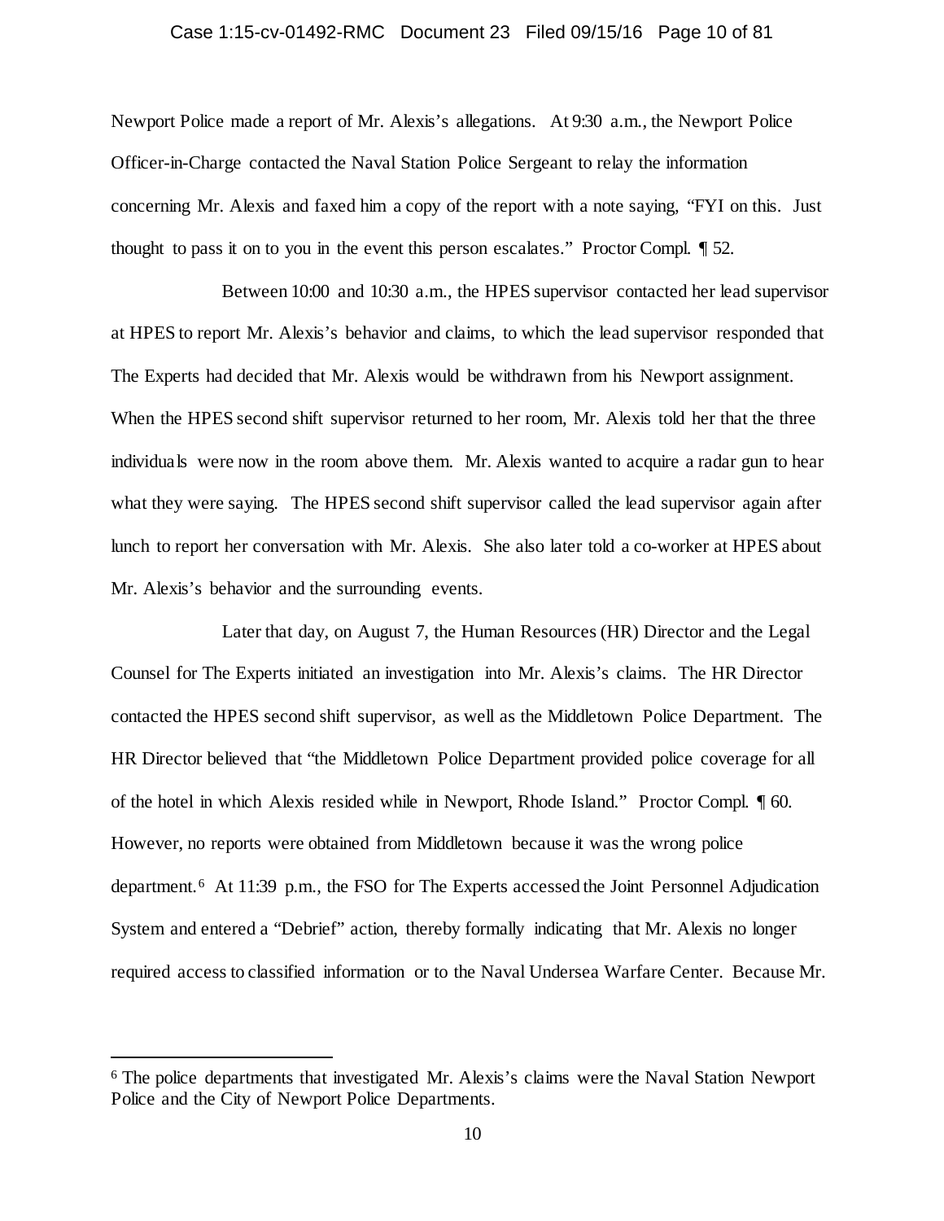Newport Police made a report of Mr. Alexis's allegations. At 9:30 a.m., the Newport Police Officer-in-Charge contacted the Naval Station Police Sergeant to relay the information concerning Mr. Alexis and faxed him a copy of the report with a note saying, "FYI on this. Just thought to pass it on to you in the event this person escalates." Proctor Compl. ¶ 52.

Between 10:00 and 10:30 a.m., the HPES supervisor contacted her lead supervisor at HPES to report Mr. Alexis's behavior and claims, to which the lead supervisor responded that The Experts had decided that Mr. Alexis would be withdrawn from his Newport assignment. When the HPES second shift supervisor returned to her room, Mr. Alexis told her that the three individuals were now in the room above them. Mr. Alexis wanted to acquire a radar gun to hear what they were saying. The HPES second shift supervisor called the lead supervisor again after lunch to report her conversation with Mr. Alexis. She also later told a co-worker at HPES about Mr. Alexis's behavior and the surrounding events.

Later that day, on August 7, the Human Resources (HR) Director and the Legal Counsel for The Experts initiated an investigation into Mr. Alexis's claims. The HR Director contacted the HPES second shift supervisor, as well as the Middletown Police Department. The HR Director believed that "the Middletown Police Department provided police coverage for all of the hotel in which Alexis resided while in Newport, Rhode Island." Proctor Compl. ¶ 60. However, no reports were obtained from Middletown because it was the wrong police department.[6] At 11:39 p.m., the FSO for The Experts accessed the Joint Personnel Adjudication System and entered a "Debrief" action, thereby formally indicating that Mr. Alexis no longer required access to classified information or to the Naval Undersea Warfare Center. Because Mr.

---

[6] The police departments that investigated Mr. Alexis's claims were the Naval Station Newport Police and the City of Newport Police Departments.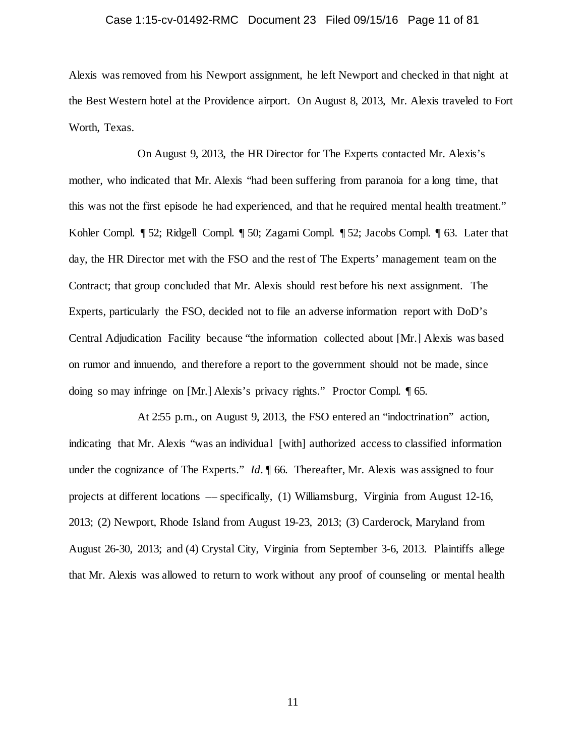Alexis was removed from his Newport assignment, he left Newport and checked in that night at the Best Western hotel at the Providence airport. On August 8, 2013, Mr. Alexis traveled to Fort Worth, Texas.

On August 9, 2013, the HR Director for The Experts contacted Mr. Alexis's mother, who indicated that Mr. Alexis "had been suffering from paranoia for a long time, that this was not the first episode he had experienced, and that he required mental health treatment." Kohler Compl. ¶ 52; Ridgell Compl. ¶ 50; Zagami Compl. ¶ 52; Jacobs Compl. ¶ 63. Later that day, the HR Director met with the FSO and the rest of The Experts' management team on the Contract; that group concluded that Mr. Alexis should rest before his next assignment. The Experts, particularly the FSO, decided not to file an adverse information report with DoD's Central Adjudication Facility because "the information collected about [Mr.] Alexis was based on rumor and innuendo, and therefore a report to the government should not be made, since doing so may infringe on [Mr.] Alexis's privacy rights." Proctor Compl. ¶ 65.

At 2:55 p.m., on August 9, 2013, the FSO entered an "indoctrination" action, indicating that Mr. Alexis "was an individual [with] authorized access to classified information under the cognizance of The Experts." *Id*. ¶ 66. Thereafter, Mr. Alexis was assigned to four projects at different locations — specifically, (1) Williamsburg, Virginia from August 12-16, 2013; (2) Newport, Rhode Island from August 19-23, 2013; (3) Carderock, Maryland from August 26-30, 2013; and (4) Crystal City, Virginia from September 3-6, 2013. Plaintiffs allege that Mr. Alexis was allowed to return to work without any proof of counseling or mental health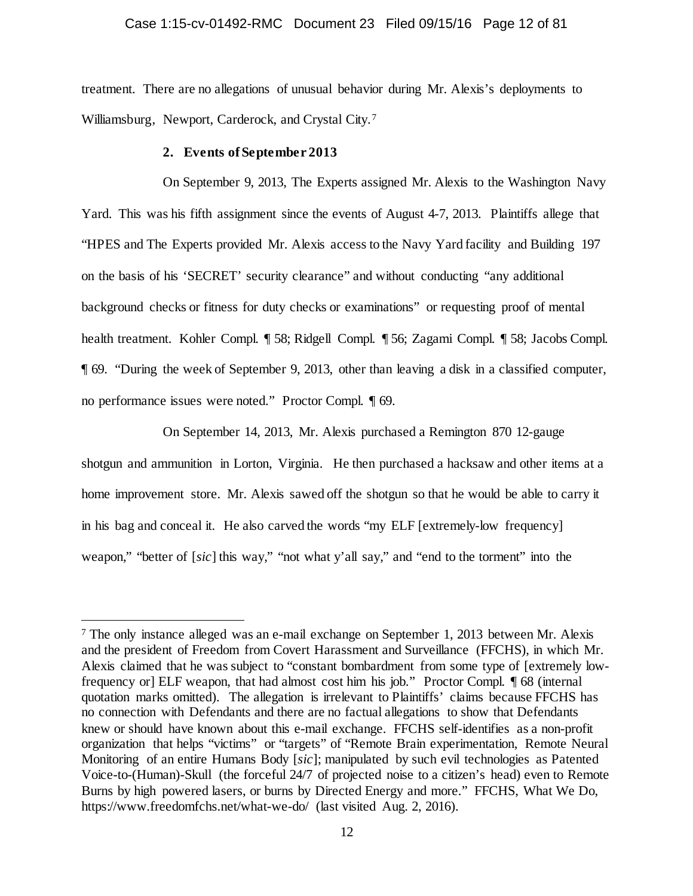treatment. There are no allegations of unusual behavior during Mr. Alexis's deployments to Williamsburg, Newport, Carderock, and Crystal City.[7]

### 2. Events of September 2013

On September 9, 2013, The Experts assigned Mr. Alexis to the Washington Navy Yard. This was his fifth assignment since the events of August 4-7, 2013. Plaintiffs allege that "HPES and The Experts provided Mr. Alexis access to the Navy Yard facility and Building 197 on the basis of his 'SECRET' security clearance" and without conducting "any additional background checks or fitness for duty checks or examinations" or requesting proof of mental health treatment. Kohler Compl. ¶ 58; Ridgell Compl. ¶ 56; Zagami Compl. ¶ 58; Jacobs Compl. ¶ 69. "During the week of September 9, 2013, other than leaving a disk in a classified computer, no performance issues were noted." Proctor Compl. ¶ 69.

On September 14, 2013, Mr. Alexis purchased a Remington 870 12-gauge shotgun and ammunition in Lorton, Virginia. He then purchased a hacksaw and other items at a home improvement store. Mr. Alexis sawed off the shotgun so that he would be able to carry it in his bag and conceal it. He also carved the words "my ELF [extremely-low frequency] weapon," "better of [*sic*] this way," "not what y'all say," and "end to the torment" into the

---

[7] The only instance alleged was an e-mail exchange on September 1, 2013 between Mr. Alexis and the president of Freedom from Covert Harassment and Surveillance (FFCHS), in which Mr. Alexis claimed that he was subject to "constant bombardment from some type of [extremely low-frequency or] ELF weapon, that had almost cost him his job." Proctor Compl. ¶ 68 (internal quotation marks omitted). The allegation is irrelevant to Plaintiffs' claims because FFCHS has no connection with Defendants and there are no factual allegations to show that Defendants knew or should have known about this e-mail exchange. FFCHS self-identifies as a non-profit organization that helps "victims" or "targets" of "Remote Brain experimentation, Remote Neural Monitoring of an entire Humans Body [*sic*]; manipulated by such evil technologies as Patented Voice-to-(Human)-Skull (the forceful 24/7 of projected noise to a citizen's head) even to Remote Burns by high powered lasers, or burns by Directed Energy and more." FFCHS, What We Do, https://www.freedomfchs.net/what-we-do/ (last visited Aug. 2, 2016).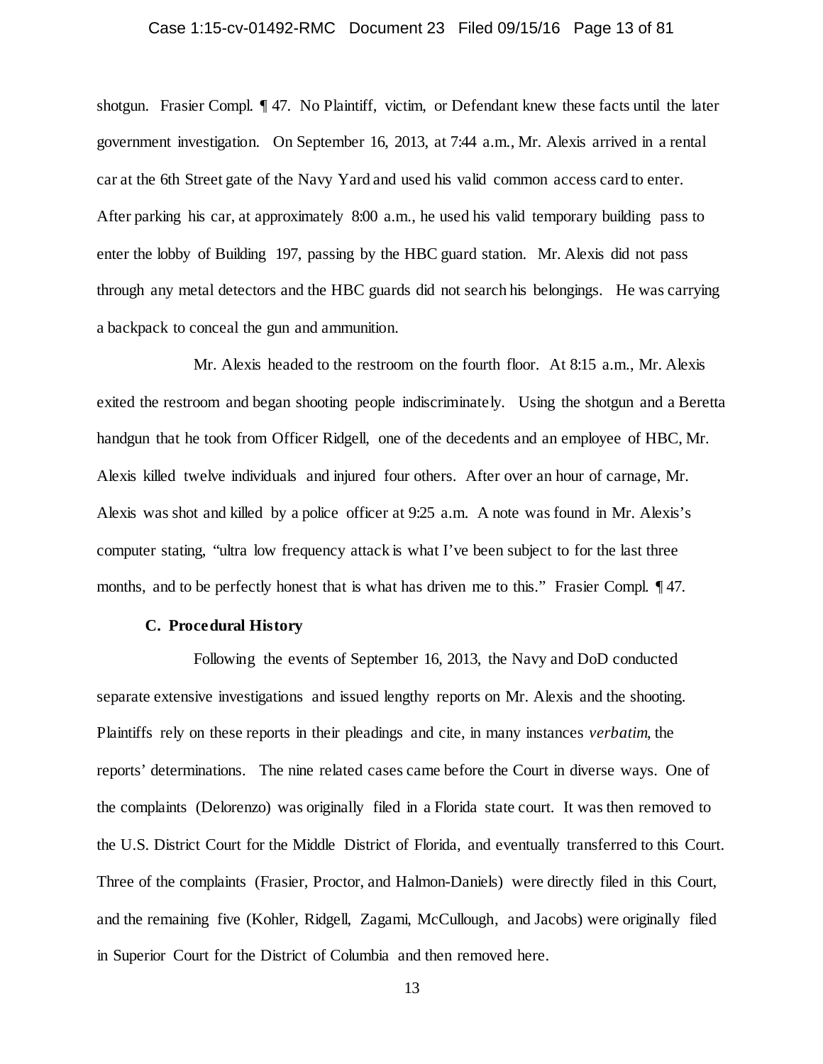shotgun. Frasier Compl. ¶ 47. No Plaintiff, victim, or Defendant knew these facts until the later government investigation. On September 16, 2013, at 7:44 a.m., Mr. Alexis arrived in a rental car at the 6th Street gate of the Navy Yard and used his valid common access card to enter. After parking his car, at approximately 8:00 a.m., he used his valid temporary building pass to enter the lobby of Building 197, passing by the HBC guard station. Mr. Alexis did not pass through any metal detectors and the HBC guards did not search his belongings. He was carrying a backpack to conceal the gun and ammunition.

Mr. Alexis headed to the restroom on the fourth floor. At 8:15 a.m., Mr. Alexis exited the restroom and began shooting people indiscriminately. Using the shotgun and a Beretta handgun that he took from Officer Ridgell, one of the decedents and an employee of HBC, Mr. Alexis killed twelve individuals and injured four others. After over an hour of carnage, Mr. Alexis was shot and killed by a police officer at 9:25 a.m. A note was found in Mr. Alexis's computer stating, "ultra low frequency attack is what I've been subject to for the last three months, and to be perfectly honest that is what has driven me to this." Frasier Compl. ¶ 47.

**C. Procedural History**

Following the events of September 16, 2013, the Navy and DoD conducted separate extensive investigations and issued lengthy reports on Mr. Alexis and the shooting. Plaintiffs rely on these reports in their pleadings and cite, in many instances *verbatim*, the reports' determinations. The nine related cases came before the Court in diverse ways. One of the complaints (Delorenzo) was originally filed in a Florida state court. It was then removed to the U.S. District Court for the Middle District of Florida, and eventually transferred to this Court. Three of the complaints (Frasier, Proctor, and Halmon-Daniels) were directly filed in this Court, and the remaining five (Kohler, Ridgell, Zagami, McCullough, and Jacobs) were originally filed in Superior Court for the District of Columbia and then removed here.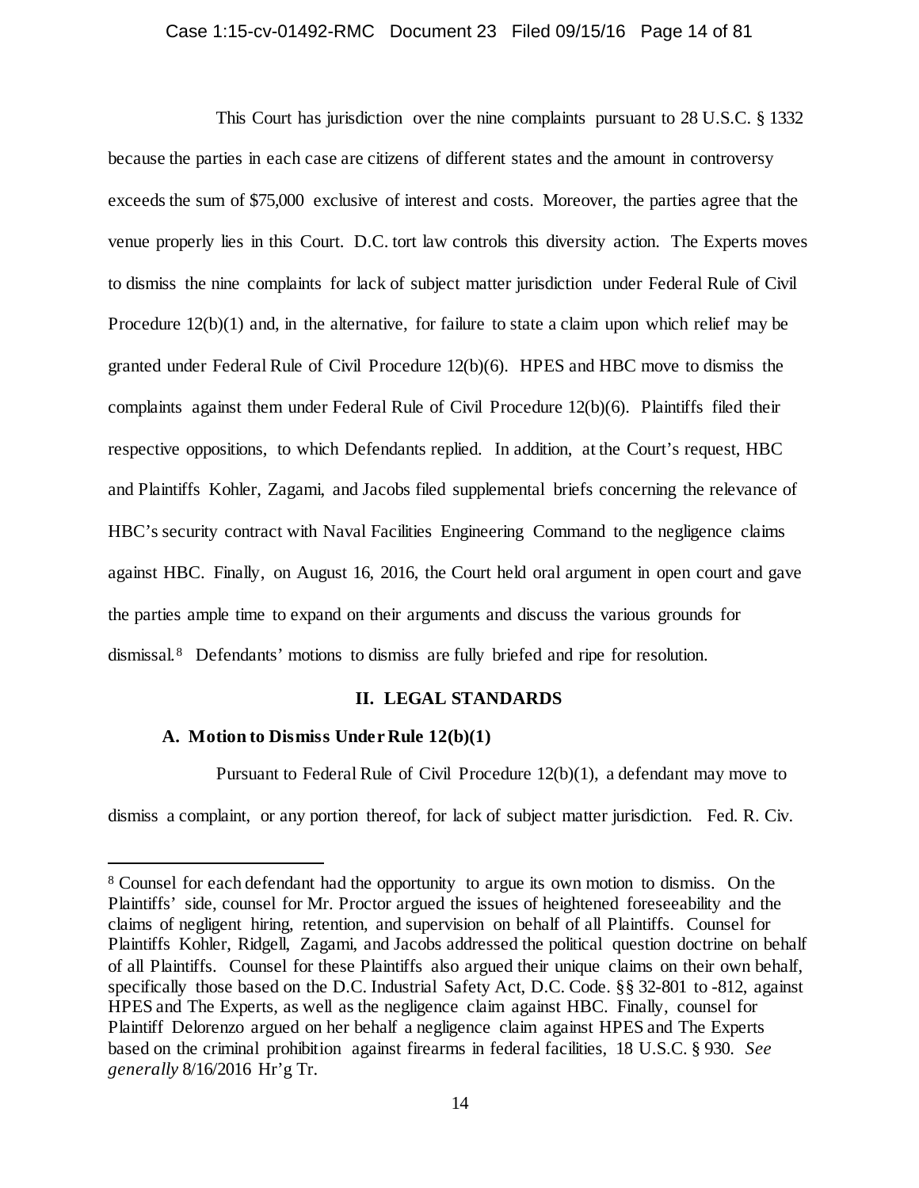This Court has jurisdiction over the nine complaints pursuant to 28 U.S.C. § 1332 because the parties in each case are citizens of different states and the amount in controversy exceeds the sum of $75,000 exclusive of interest and costs. Moreover, the parties agree that the venue properly lies in this Court. D.C. tort law controls this diversity action. The Experts moves to dismiss the nine complaints for lack of subject matter jurisdiction under Federal Rule of Civil Procedure 12(b)(1) and, in the alternative, for failure to state a claim upon which relief may be granted under Federal Rule of Civil Procedure 12(b)(6). HPES and HBC move to dismiss the complaints against them under Federal Rule of Civil Procedure 12(b)(6). Plaintiffs filed their respective oppositions, to which Defendants replied. In addition, at the Court's request, HBC and Plaintiffs Kohler, Zagami, and Jacobs filed supplemental briefs concerning the relevance of HBC's security contract with Naval Facilities Engineering Command to the negligence claims against HBC. Finally, on August 16, 2016, the Court held oral argument in open court and gave the parties ample time to expand on their arguments and discuss the various grounds for dismissal.[8] Defendants' motions to dismiss are fully briefed and ripe for resolution.

## II. LEGAL STANDARDS

### A. Motion to Dismiss Under Rule 12(b)(1)

Pursuant to Federal Rule of Civil Procedure 12(b)(1), a defendant may move to dismiss a complaint, or any portion thereof, for lack of subject matter jurisdiction. Fed. R. Civ.

---

[8] Counsel for each defendant had the opportunity to argue its own motion to dismiss. On the Plaintiffs' side, counsel for Mr. Proctor argued the issues of heightened foreseeability and the claims of negligent hiring, retention, and supervision on behalf of all Plaintiffs. Counsel for Plaintiffs Kohler, Ridgell, Zagami, and Jacobs addressed the political question doctrine on behalf of all Plaintiffs. Counsel for these Plaintiffs also argued their unique claims on their own behalf, specifically those based on the D.C. Industrial Safety Act, D.C. Code. §§ 32-801 to -812, against HPES and The Experts, as well as the negligence claim against HBC. Finally, counsel for Plaintiff Delorenzo argued on her behalf a negligence claim against HPES and The Experts based on the criminal prohibition against firearms in federal facilities, 18 U.S.C. § 930. *See generally* 8/16/2016 Hr'g Tr.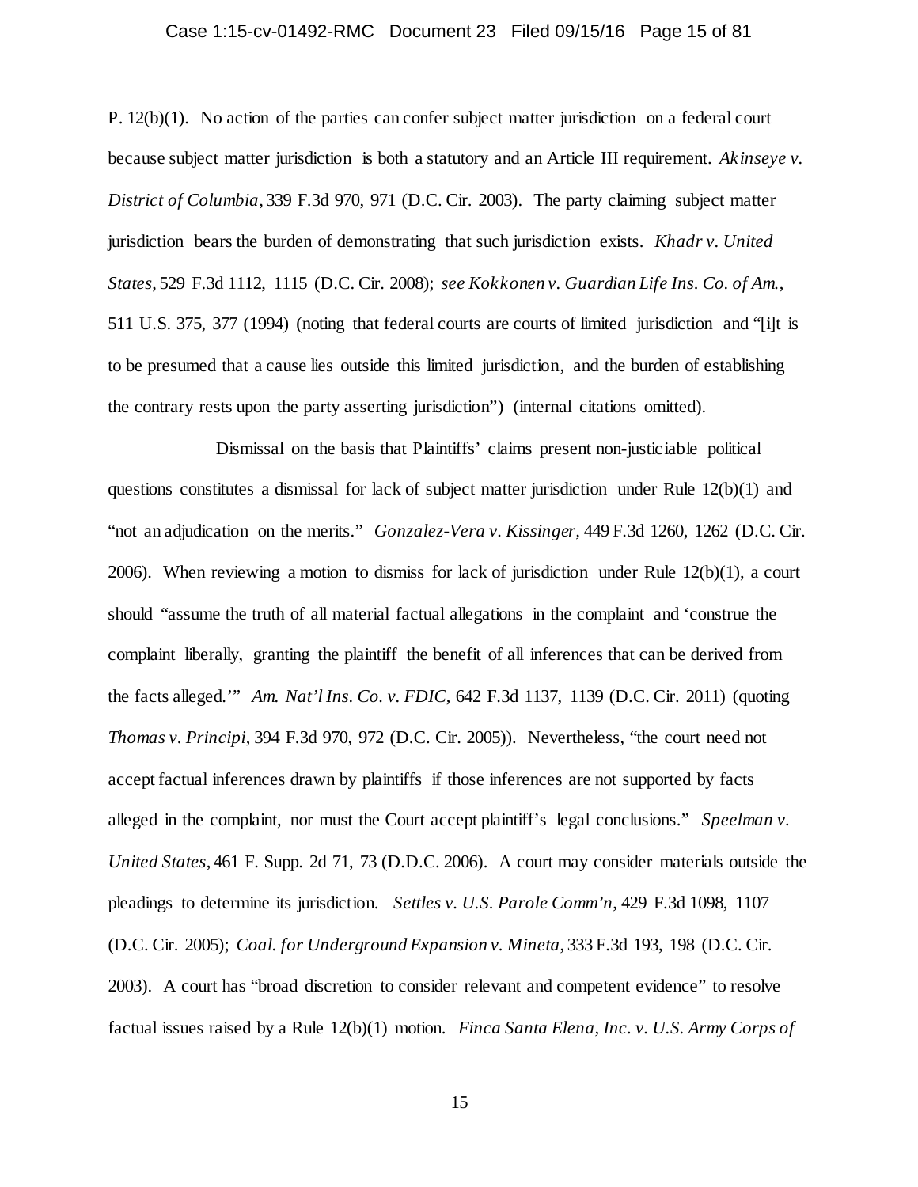P. 12(b)(1). No action of the parties can confer subject matter jurisdiction on a federal court because subject matter jurisdiction is both a statutory and an Article III requirement. *Akinseye v. District of Columbia*, 339 F.3d 970, 971 (D.C. Cir. 2003). The party claiming subject matter jurisdiction bears the burden of demonstrating that such jurisdiction exists. *Khadr v. United States*, 529 F.3d 1112, 1115 (D.C. Cir. 2008); *see Kokkonen v. Guardian Life Ins. Co. of Am.*, 511 U.S. 375, 377 (1994) (noting that federal courts are courts of limited jurisdiction and "[i]t is to be presumed that a cause lies outside this limited jurisdiction, and the burden of establishing the contrary rests upon the party asserting jurisdiction") (internal citations omitted).

Dismissal on the basis that Plaintiffs' claims present non-justiciable political questions constitutes a dismissal for lack of subject matter jurisdiction under Rule 12(b)(1) and "not an adjudication on the merits." *Gonzalez-Vera v. Kissinger*, 449 F.3d 1260, 1262 (D.C. Cir. 2006). When reviewing a motion to dismiss for lack of jurisdiction under Rule 12(b)(1), a court should "assume the truth of all material factual allegations in the complaint and 'construe the complaint liberally, granting the plaintiff the benefit of all inferences that can be derived from the facts alleged.'" *Am. Nat'l Ins. Co. v. FDIC*, 642 F.3d 1137, 1139 (D.C. Cir. 2011) (quoting *Thomas v. Principi*, 394 F.3d 970, 972 (D.C. Cir. 2005)). Nevertheless, "the court need not accept factual inferences drawn by plaintiffs if those inferences are not supported by facts alleged in the complaint, nor must the Court accept plaintiff's legal conclusions." *Speelman v. United States*, 461 F. Supp. 2d 71, 73 (D.D.C. 2006). A court may consider materials outside the pleadings to determine its jurisdiction. *Settles v. U.S. Parole Comm'n*, 429 F.3d 1098, 1107 (D.C. Cir. 2005); *Coal. for Underground Expansion v. Mineta*, 333 F.3d 193, 198 (D.C. Cir. 2003). A court has "broad discretion to consider relevant and competent evidence" to resolve factual issues raised by a Rule 12(b)(1) motion. *Finca Santa Elena, Inc. v. U.S. Army Corps of*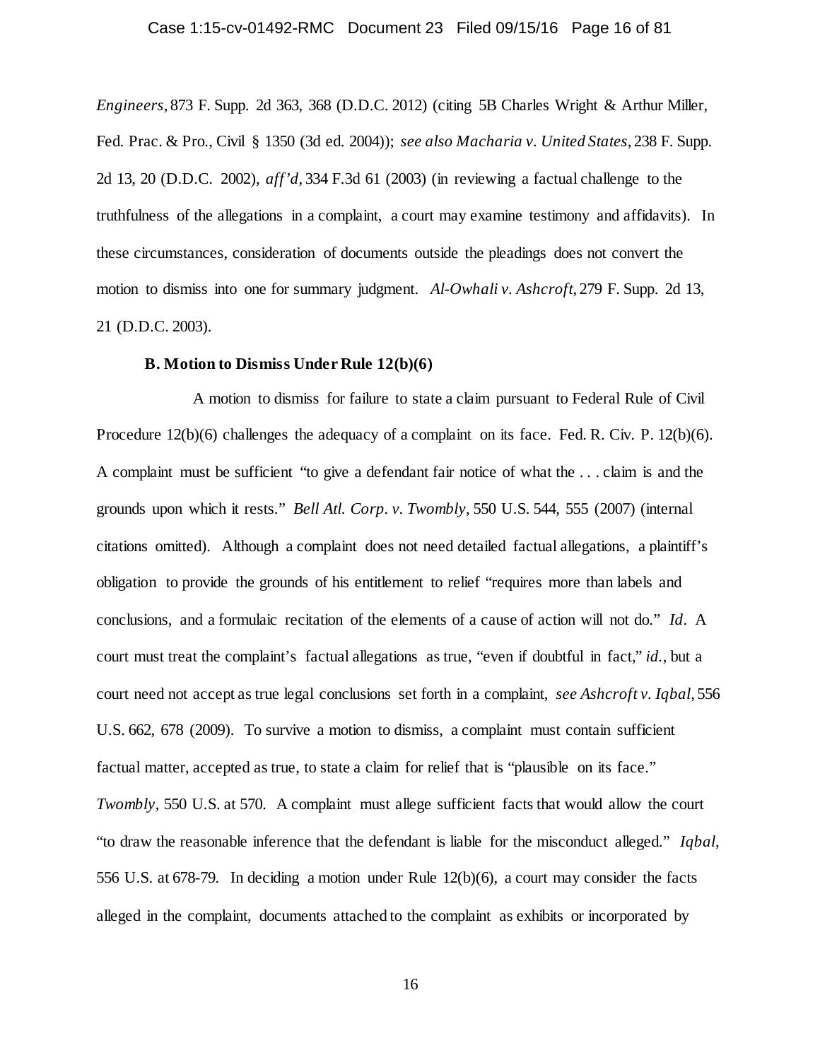*Engineers*, 873 F. Supp. 2d 363, 368 (D.D.C. 2012) (citing 5B Charles Wright & Arthur Miller, Fed. Prac. & Pro., Civil § 1350 (3d ed. 2004)); *see also Macharia v. United States*, 238 F. Supp. 2d 13, 20 (D.D.C. 2002), *aff'd*, 334 F.3d 61 (2003) (in reviewing a factual challenge to the truthfulness of the allegations in a complaint, a court may examine testimony and affidavits). In these circumstances, consideration of documents outside the pleadings does not convert the motion to dismiss into one for summary judgment. *Al-Owhali v. Ashcroft*, 279 F. Supp. 2d 13, 21 (D.D.C. 2003).

**B. Motion to Dismiss Under Rule 12(b)(6)**

A motion to dismiss for failure to state a claim pursuant to Federal Rule of Civil Procedure 12(b)(6) challenges the adequacy of a complaint on its face. Fed. R. Civ. P. 12(b)(6). A complaint must be sufficient "to give a defendant fair notice of what the . . . claim is and the grounds upon which it rests." *Bell Atl. Corp. v. Twombly*, 550 U.S. 544, 555 (2007) (internal citations omitted). Although a complaint does not need detailed factual allegations, a plaintiff's obligation to provide the grounds of his entitlement to relief "requires more than labels and conclusions, and a formulaic recitation of the elements of a cause of action will not do." *Id*. A court must treat the complaint's factual allegations as true, "even if doubtful in fact," *id.*, but a court need not accept as true legal conclusions set forth in a complaint, *see Ashcroft v. Iqbal*, 556 U.S. 662, 678 (2009). To survive a motion to dismiss, a complaint must contain sufficient factual matter, accepted as true, to state a claim for relief that is "plausible on its face." *Twombly*, 550 U.S. at 570. A complaint must allege sufficient facts that would allow the court "to draw the reasonable inference that the defendant is liable for the misconduct alleged." *Iqbal*, 556 U.S. at 678-79. In deciding a motion under Rule 12(b)(6), a court may consider the facts alleged in the complaint, documents attached to the complaint as exhibits or incorporated by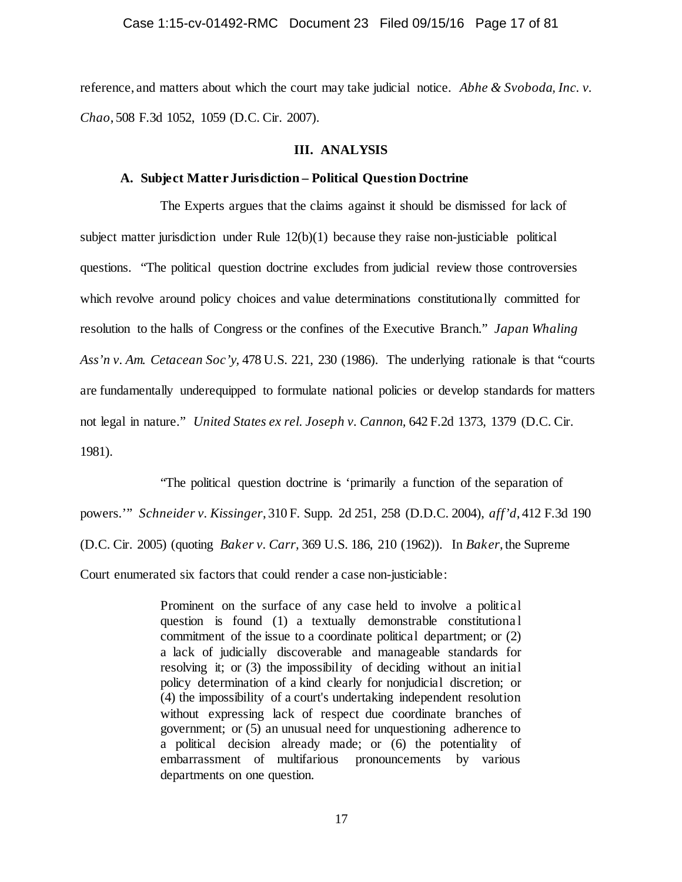reference, and matters about which the court may take judicial notice. *Abhe & Svoboda, Inc. v. Chao*, 508 F.3d 1052, 1059 (D.C. Cir. 2007).

## III. ANALYSIS

### A. Subject Matter Jurisdiction – Political Question Doctrine

The Experts argues that the claims against it should be dismissed for lack of subject matter jurisdiction under Rule 12(b)(1) because they raise non-justiciable political questions. "The political question doctrine excludes from judicial review those controversies which revolve around policy choices and value determinations constitutionally committed for resolution to the halls of Congress or the confines of the Executive Branch." *Japan Whaling Ass'n v. Am. Cetacean Soc'y*, 478 U.S. 221, 230 (1986). The underlying rationale is that "courts are fundamentally underequipped to formulate national policies or develop standards for matters not legal in nature." *United States ex rel. Joseph v. Cannon*, 642 F.2d 1373, 1379 (D.C. Cir. 1981).

"The political question doctrine is 'primarily a function of the separation of powers.'" *Schneider v. Kissinger*, 310 F. Supp. 2d 251, 258 (D.D.C. 2004), *aff'd*, 412 F.3d 190 (D.C. Cir. 2005) (quoting *Baker v. Carr*, 369 U.S. 186, 210 (1962)). In *Baker*, the Supreme Court enumerated six factors that could render a case non-justiciable:

> Prominent on the surface of any case held to involve a political question is found (1) a textually demonstrable constitutional commitment of the issue to a coordinate political department; or (2) a lack of judicially discoverable and manageable standards for resolving it; or (3) the impossibility of deciding without an initial policy determination of a kind clearly for nonjudicial discretion; or (4) the impossibility of a court's undertaking independent resolution without expressing lack of respect due coordinate branches of government; or (5) an unusual need for unquestioning adherence to a political decision already made; or (6) the potentiality of embarrassment of multifarious pronouncements by various departments on one question.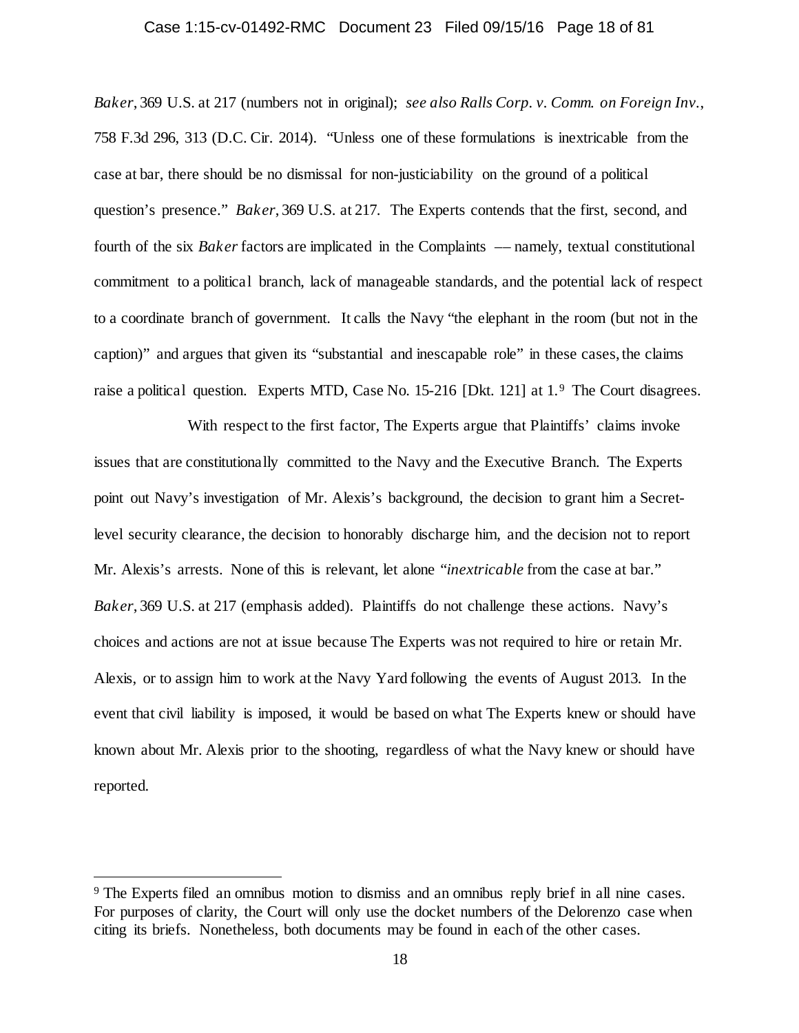*Baker*, 369 U.S. at 217 (numbers not in original); *see also Ralls Corp. v. Comm. on Foreign Inv.*, 758 F.3d 296, 313 (D.C. Cir. 2014). "Unless one of these formulations is inextricable from the case at bar, there should be no dismissal for non-justiciability on the ground of a political question's presence." *Baker*, 369 U.S. at 217. The Experts contends that the first, second, and fourth of the six *Baker* factors are implicated in the Complaints –– namely, textual constitutional commitment to a political branch, lack of manageable standards, and the potential lack of respect to a coordinate branch of government. It calls the Navy "the elephant in the room (but not in the caption)" and argues that given its "substantial and inescapable role" in these cases, the claims raise a political question. Experts MTD, Case No. 15-216 [Dkt. 121] at 1.[9] The Court disagrees.

With respect to the first factor, The Experts argue that Plaintiffs' claims invoke issues that are constitutionally committed to the Navy and the Executive Branch. The Experts point out Navy's investigation of Mr. Alexis's background, the decision to grant him a Secret-level security clearance, the decision to honorably discharge him, and the decision not to report Mr. Alexis's arrests. None of this is relevant, let alone "*inextricable* from the case at bar." *Baker*, 369 U.S. at 217 (emphasis added). Plaintiffs do not challenge these actions. Navy's choices and actions are not at issue because The Experts was not required to hire or retain Mr. Alexis, or to assign him to work at the Navy Yard following the events of August 2013. In the event that civil liability is imposed, it would be based on what The Experts knew or should have known about Mr. Alexis prior to the shooting, regardless of what the Navy knew or should have reported.

[9] The Experts filed an omnibus motion to dismiss and an omnibus reply brief in all nine cases. For purposes of clarity, the Court will only use the docket numbers of the Delorenzo case when citing its briefs. Nonetheless, both documents may be found in each of the other cases.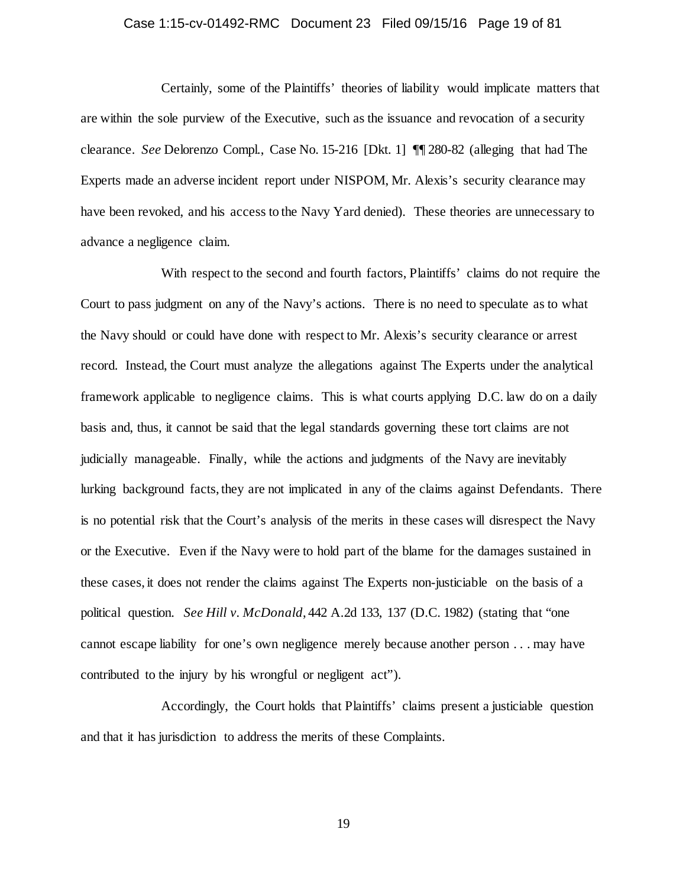Certainly, some of the Plaintiffs' theories of liability would implicate matters that are within the sole purview of the Executive, such as the issuance and revocation of a security clearance. *See* Delorenzo Compl., Case No. 15-216 [Dkt. 1] ¶¶ 280-82 (alleging that had The Experts made an adverse incident report under NISPOM, Mr. Alexis's security clearance may have been revoked, and his access to the Navy Yard denied). These theories are unnecessary to advance a negligence claim.

With respect to the second and fourth factors, Plaintiffs' claims do not require the Court to pass judgment on any of the Navy's actions. There is no need to speculate as to what the Navy should or could have done with respect to Mr. Alexis's security clearance or arrest record. Instead, the Court must analyze the allegations against The Experts under the analytical framework applicable to negligence claims. This is what courts applying D.C. law do on a daily basis and, thus, it cannot be said that the legal standards governing these tort claims are not judicially manageable. Finally, while the actions and judgments of the Navy are inevitably lurking background facts, they are not implicated in any of the claims against Defendants. There is no potential risk that the Court's analysis of the merits in these cases will disrespect the Navy or the Executive. Even if the Navy were to hold part of the blame for the damages sustained in these cases, it does not render the claims against The Experts non-justiciable on the basis of a political question. *See Hill v. McDonald*, 442 A.2d 133, 137 (D.C. 1982) (stating that "one cannot escape liability for one's own negligence merely because another person . . . may have contributed to the injury by his wrongful or negligent act").

Accordingly, the Court holds that Plaintiffs' claims present a justiciable question and that it has jurisdiction to address the merits of these Complaints.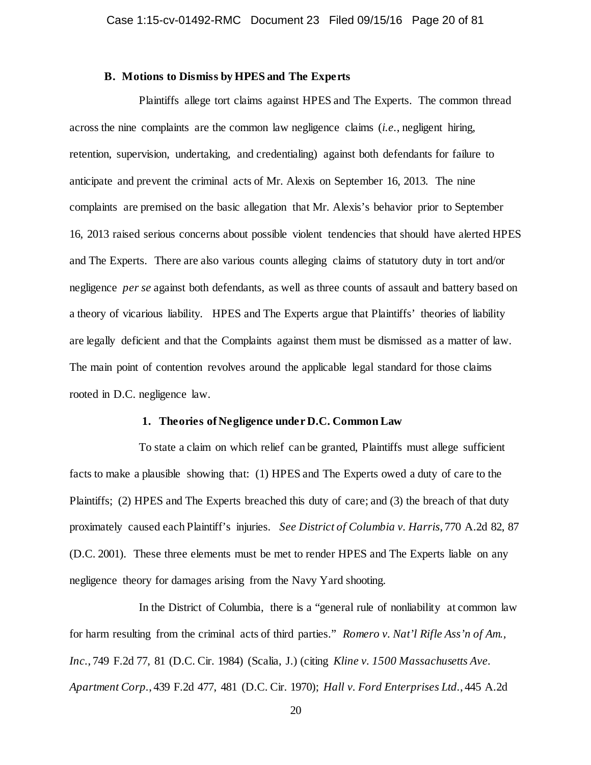### B. Motions to Dismiss by HPES and The Experts

Plaintiffs allege tort claims against HPES and The Experts. The common thread across the nine complaints are the common law negligence claims (*i.e.*, negligent hiring, retention, supervision, undertaking, and credentialing) against both defendants for failure to anticipate and prevent the criminal acts of Mr. Alexis on September 16, 2013. The nine complaints are premised on the basic allegation that Mr. Alexis's behavior prior to September 16, 2013 raised serious concerns about possible violent tendencies that should have alerted HPES and The Experts. There are also various counts alleging claims of statutory duty in tort and/or negligence *per se* against both defendants, as well as three counts of assault and battery based on a theory of vicarious liability. HPES and The Experts argue that Plaintiffs' theories of liability are legally deficient and that the Complaints against them must be dismissed as a matter of law. The main point of contention revolves around the applicable legal standard for those claims rooted in D.C. negligence law.

#### 1. Theories of Negligence under D.C. Common Law

To state a claim on which relief can be granted, Plaintiffs must allege sufficient facts to make a plausible showing that: (1) HPES and The Experts owed a duty of care to the Plaintiffs; (2) HPES and The Experts breached this duty of care; and (3) the breach of that duty proximately caused each Plaintiff's injuries. *See District of Columbia v. Harris*, 770 A.2d 82, 87 (D.C. 2001). These three elements must be met to render HPES and The Experts liable on any negligence theory for damages arising from the Navy Yard shooting.

In the District of Columbia, there is a "general rule of nonliability at common law for harm resulting from the criminal acts of third parties." *Romero v. Nat'l Rifle Ass'n of Am., Inc.*, 749 F.2d 77, 81 (D.C. Cir. 1984) (Scalia, J.) (citing *Kline v. 1500 Massachusetts Ave. Apartment Corp.*, 439 F.2d 477, 481 (D.C. Cir. 1970); *Hall v. Ford Enterprises Ltd.*, 445 A.2d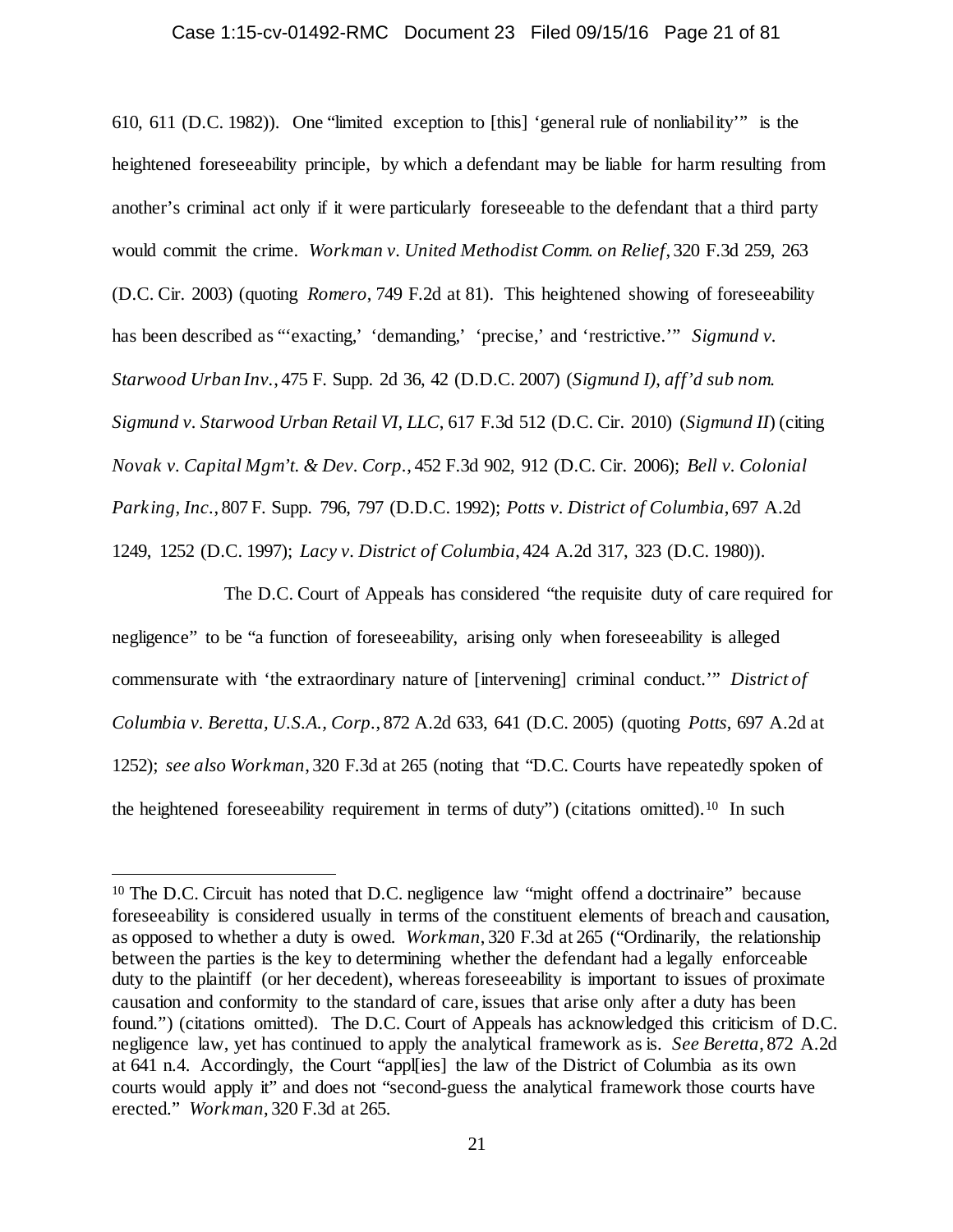610, 611 (D.C. 1982)). One "limited exception to [this] 'general rule of nonliability'" is the heightened foreseeability principle, by which a defendant may be liable for harm resulting from another's criminal act only if it were particularly foreseeable to the defendant that a third party would commit the crime. *Workman v. United Methodist Comm. on Relief*, 320 F.3d 259, 263 (D.C. Cir. 2003) (quoting *Romero*, 749 F.2d at 81). This heightened showing of foreseeability has been described as "'exacting,' 'demanding,' 'precise,' and 'restrictive.'" *Sigmund v. Starwood Urban Inv.*, 475 F. Supp. 2d 36, 42 (D.D.C. 2007) (*Sigmund I*), *aff'd sub nom. Sigmund v. Starwood Urban Retail VI, LLC*, 617 F.3d 512 (D.C. Cir. 2010) (*Sigmund II*) (citing *Novak v. Capital Mgm't. & Dev. Corp.*, 452 F.3d 902, 912 (D.C. Cir. 2006); *Bell v. Colonial Parking, Inc.*, 807 F. Supp. 796, 797 (D.D.C. 1992); *Potts v. District of Columbia*, 697 A.2d 1249, 1252 (D.C. 1997); *Lacy v. District of Columbia*, 424 A.2d 317, 323 (D.C. 1980)).

The D.C. Court of Appeals has considered "the requisite duty of care required for negligence" to be "a function of foreseeability, arising only when foreseeability is alleged commensurate with 'the extraordinary nature of [intervening] criminal conduct.'" *District of Columbia v. Beretta, U.S.A., Corp.*, 872 A.2d 633, 641 (D.C. 2005) (quoting *Potts*, 697 A.2d at 1252); *see also Workman*, 320 F.3d at 265 (noting that "D.C. Courts have repeatedly spoken of the heightened foreseeability requirement in terms of duty") (citations omitted).[10] In such

[10] The D.C. Circuit has noted that D.C. negligence law "might offend a doctrinaire" because foreseeability is considered usually in terms of the constituent elements of breach and causation, as opposed to whether a duty is owed. *Workman*, 320 F.3d at 265 ("Ordinarily, the relationship between the parties is the key to determining whether the defendant had a legally enforceable duty to the plaintiff (or her decedent), whereas foreseeability is important to issues of proximate causation and conformity to the standard of care, issues that arise only after a duty has been found.") (citations omitted). The D.C. Court of Appeals has acknowledged this criticism of D.C. negligence law, yet has continued to apply the analytical framework as is. *See Beretta*, 872 A.2d at 641 n.4. Accordingly, the Court "appl[ies] the law of the District of Columbia as its own courts would apply it" and does not "second-guess the analytical framework those courts have erected." *Workman*, 320 F.3d at 265.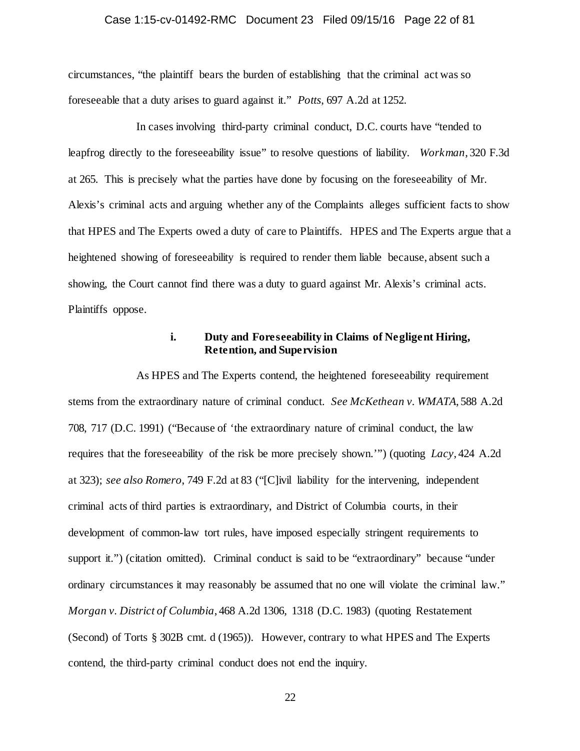circumstances, "the plaintiff bears the burden of establishing that the criminal act was so foreseeable that a duty arises to guard against it." *Potts*, 697 A.2d at 1252.

In cases involving third-party criminal conduct, D.C. courts have "tended to leapfrog directly to the foreseeability issue" to resolve questions of liability. *Workman*, 320 F.3d at 265. This is precisely what the parties have done by focusing on the foreseeability of Mr. Alexis's criminal acts and arguing whether any of the Complaints alleges sufficient facts to show that HPES and The Experts owed a duty of care to Plaintiffs. HPES and The Experts argue that a heightened showing of foreseeability is required to render them liable because, absent such a showing, the Court cannot find there was a duty to guard against Mr. Alexis's criminal acts. Plaintiffs oppose.

**i. Duty and Foreseeability in Claims of Negligent Hiring, Retention, and Supervision**

As HPES and The Experts contend, the heightened foreseeability requirement stems from the extraordinary nature of criminal conduct. *See McKethean v. WMATA*, 588 A.2d 708, 717 (D.C. 1991) ("Because of 'the extraordinary nature of criminal conduct, the law requires that the foreseeability of the risk be more precisely shown.'") (quoting *Lacy*, 424 A.2d at 323); *see also Romero*, 749 F.2d at 83 ("[C]ivil liability for the intervening, independent criminal acts of third parties is extraordinary, and District of Columbia courts, in their development of common-law tort rules, have imposed especially stringent requirements to support it.") (citation omitted). Criminal conduct is said to be "extraordinary" because "under ordinary circumstances it may reasonably be assumed that no one will violate the criminal law." *Morgan v. District of Columbia*, 468 A.2d 1306, 1318 (D.C. 1983) (quoting Restatement (Second) of Torts § 302B cmt. d (1965)). However, contrary to what HPES and The Experts contend, the third-party criminal conduct does not end the inquiry.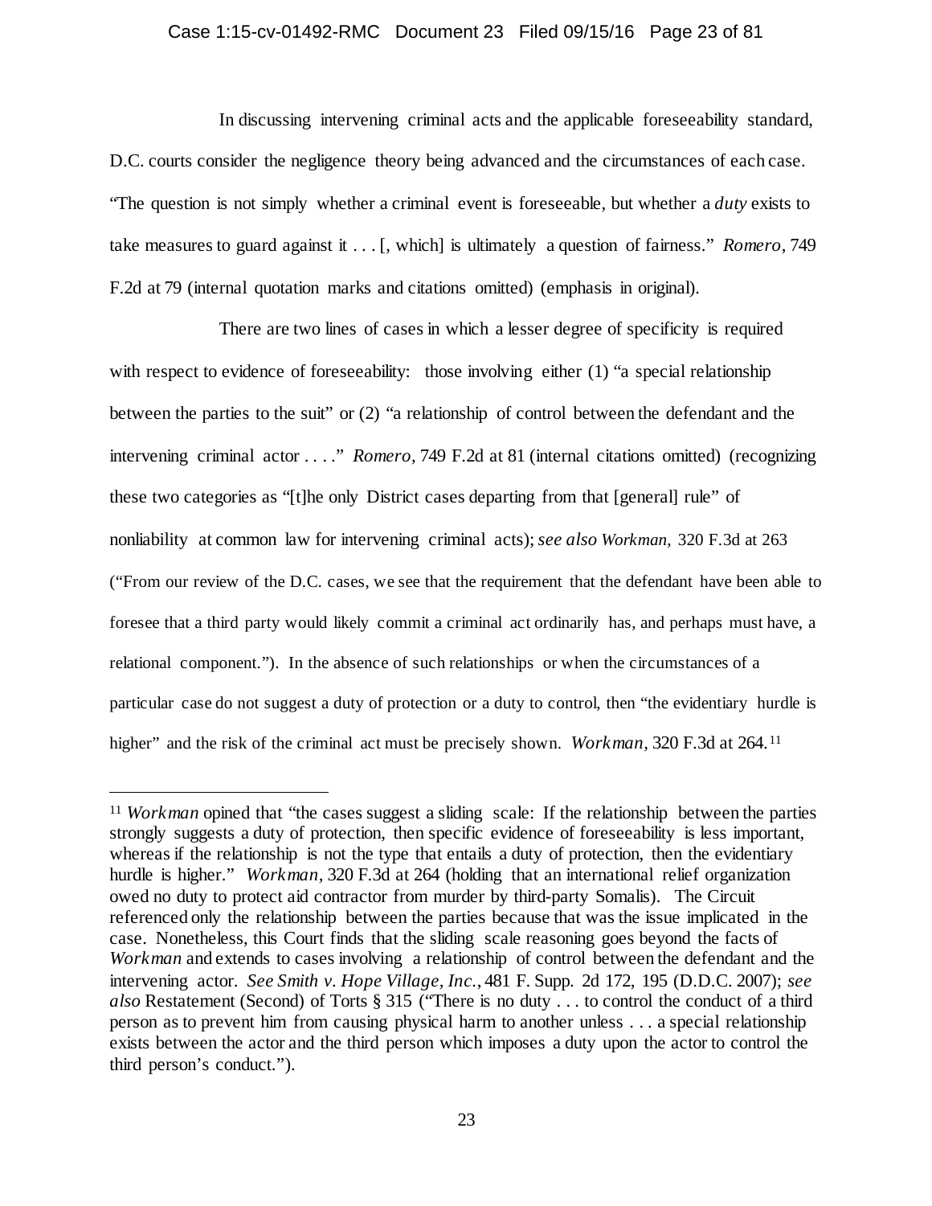In discussing intervening criminal acts and the applicable foreseeability standard, D.C. courts consider the negligence theory being advanced and the circumstances of each case. "The question is not simply whether a criminal event is foreseeable, but whether a *duty* exists to take measures to guard against it . . . [, which] is ultimately a question of fairness." *Romero*, 749 F.2d at 79 (internal quotation marks and citations omitted) (emphasis in original).

There are two lines of cases in which a lesser degree of specificity is required with respect to evidence of foreseeability: those involving either (1) "a special relationship between the parties to the suit" or (2) "a relationship of control between the defendant and the intervening criminal actor . . . ." *Romero*, 749 F.2d at 81 (internal citations omitted) (recognizing these two categories as "[t]he only District cases departing from that [general] rule" of nonliability at common law for intervening criminal acts); *see also Workman*, 320 F.3d at 263 ("From our review of the D.C. cases, we see that the requirement that the defendant have been able to foresee that a third party would likely commit a criminal act ordinarily has, and perhaps must have, a relational component."). In the absence of such relationships or when the circumstances of a particular case do not suggest a duty of protection or a duty to control, then "the evidentiary hurdle is higher" and the risk of the criminal act must be precisely shown. *Workman*, 320 F.3d at 264.[11]

---

[11] *Workman* opined that "the cases suggest a sliding scale: If the relationship between the parties strongly suggests a duty of protection, then specific evidence of foreseeability is less important, whereas if the relationship is not the type that entails a duty of protection, then the evidentiary hurdle is higher." *Workman*, 320 F.3d at 264 (holding that an international relief organization owed no duty to protect aid contractor from murder by third-party Somalis). The Circuit referenced only the relationship between the parties because that was the issue implicated in the case. Nonetheless, this Court finds that the sliding scale reasoning goes beyond the facts of *Workman* and extends to cases involving a relationship of control between the defendant and the intervening actor. *See Smith v. Hope Village, Inc.*, 481 F. Supp. 2d 172, 195 (D.D.C. 2007); *see also* Restatement (Second) of Torts § 315 ("There is no duty . . . to control the conduct of a third person as to prevent him from causing physical harm to another unless . . . a special relationship exists between the actor and the third person which imposes a duty upon the actor to control the third person's conduct.").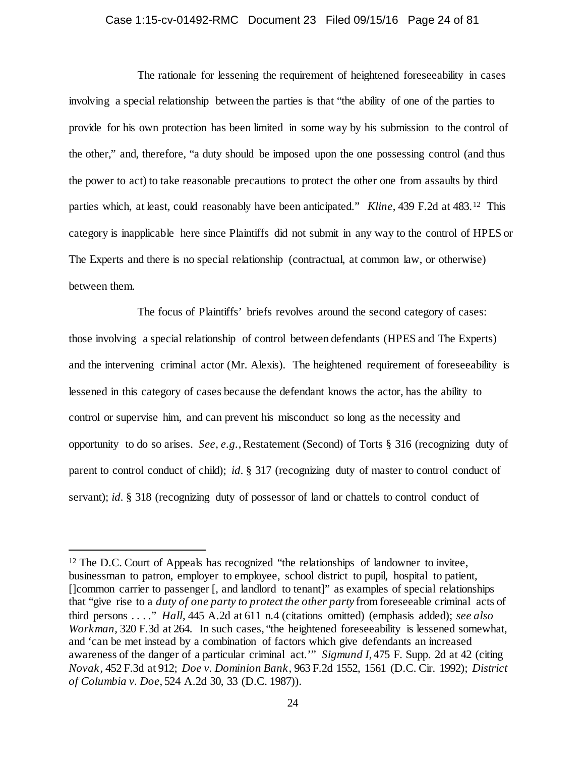The rationale for lessening the requirement of heightened foreseeability in cases involving a special relationship between the parties is that "the ability of one of the parties to provide for his own protection has been limited in some way by his submission to the control of the other," and, therefore, "a duty should be imposed upon the one possessing control (and thus the power to act) to take reasonable precautions to protect the other one from assaults by third parties which, at least, could reasonably have been anticipated." *Kline*, 439 F.2d at 483.[12] This category is inapplicable here since Plaintiffs did not submit in any way to the control of HPES or The Experts and there is no special relationship (contractual, at common law, or otherwise) between them.

The focus of Plaintiffs' briefs revolves around the second category of cases: those involving a special relationship of control between defendants (HPES and The Experts) and the intervening criminal actor (Mr. Alexis). The heightened requirement of foreseeability is lessened in this category of cases because the defendant knows the actor, has the ability to control or supervise him, and can prevent his misconduct so long as the necessity and opportunity to do so arises. *See, e.g.*, Restatement (Second) of Torts § 316 (recognizing duty of parent to control conduct of child); *id*. § 317 (recognizing duty of master to control conduct of servant); *id*. § 318 (recognizing duty of possessor of land or chattels to control conduct of

---

[12] The D.C. Court of Appeals has recognized "the relationships of landowner to invitee, businessman to patron, employer to employee, school district to pupil, hospital to patient, []common carrier to passenger [, and landlord to tenant]" as examples of special relationships that "give rise to a *duty of one party to protect the other party* from foreseeable criminal acts of third persons . . . ." *Hall*, 445 A.2d at 611 n.4 (citations omitted) (emphasis added); *see also Workman*, 320 F.3d at 264. In such cases, "the heightened foreseeability is lessened somewhat, and 'can be met instead by a combination of factors which give defendants an increased awareness of the danger of a particular criminal act.'" *Sigmund I*, 475 F. Supp. 2d at 42 (citing *Novak*, 452 F.3d at 912; *Doe v. Dominion Bank*, 963 F.2d 1552, 1561 (D.C. Cir. 1992); *District of Columbia v. Doe*, 524 A.2d 30, 33 (D.C. 1987)).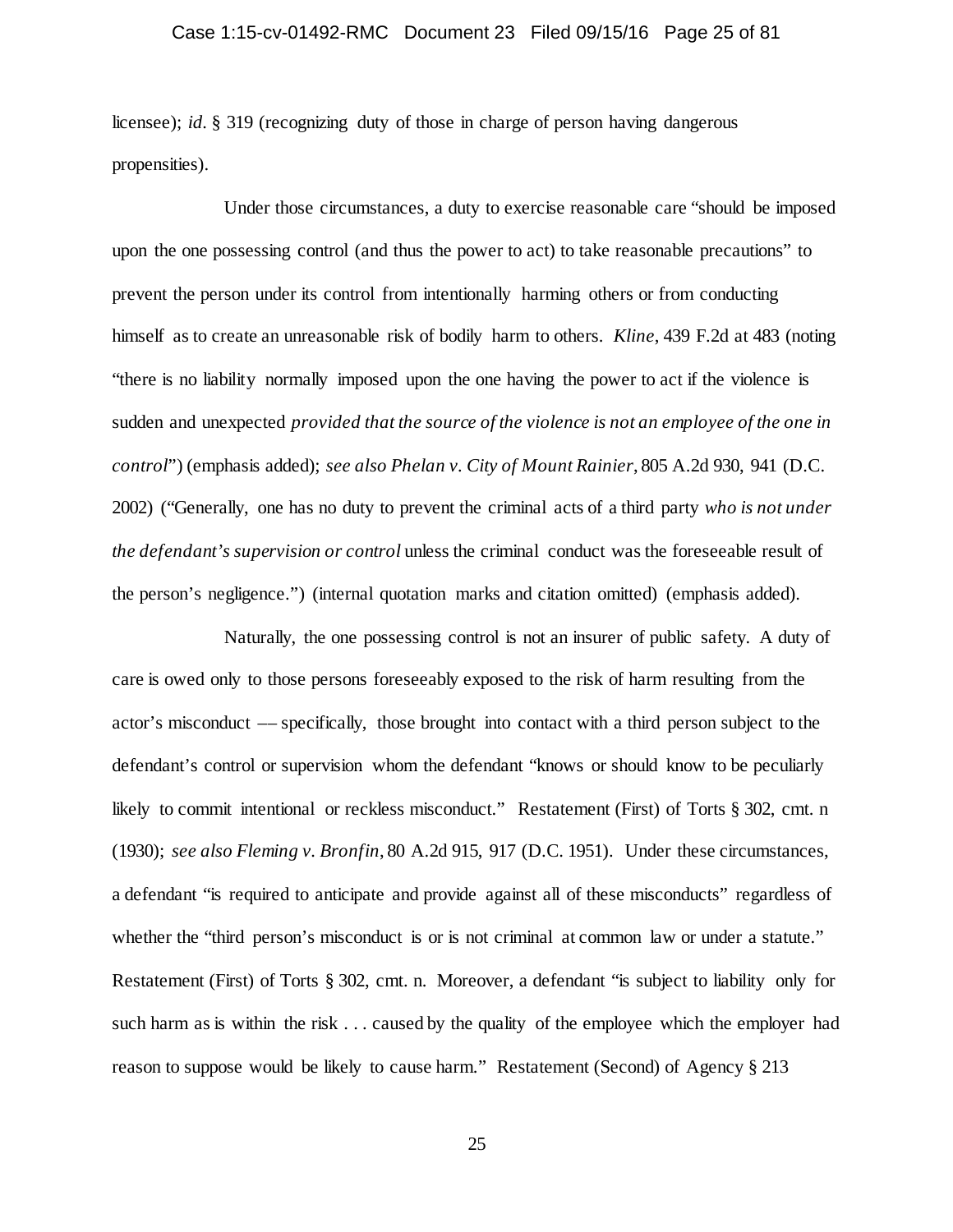licensee); *id*. § 319 (recognizing duty of those in charge of person having dangerous propensities).

Under those circumstances, a duty to exercise reasonable care "should be imposed upon the one possessing control (and thus the power to act) to take reasonable precautions" to prevent the person under its control from intentionally harming others or from conducting himself as to create an unreasonable risk of bodily harm to others. *Kline*, 439 F.2d at 483 (noting "there is no liability normally imposed upon the one having the power to act if the violence is sudden and unexpected *provided that the source of the violence is not an employee of the one in control*") (emphasis added); *see also Phelan v. City of Mount Rainier*, 805 A.2d 930, 941 (D.C. 2002) ("Generally, one has no duty to prevent the criminal acts of a third party *who is not under the defendant's supervision or control* unless the criminal conduct was the foreseeable result of the person's negligence.") (internal quotation marks and citation omitted) (emphasis added).

Naturally, the one possessing control is not an insurer of public safety. A duty of care is owed only to those persons foreseeably exposed to the risk of harm resulting from the actor's misconduct –– specifically, those brought into contact with a third person subject to the defendant's control or supervision whom the defendant "knows or should know to be peculiarly likely to commit intentional or reckless misconduct." Restatement (First) of Torts § 302, cmt. n (1930); *see also Fleming v. Bronfin*, 80 A.2d 915, 917 (D.C. 1951). Under these circumstances, a defendant "is required to anticipate and provide against all of these misconducts" regardless of whether the "third person's misconduct is or is not criminal at common law or under a statute." Restatement (First) of Torts § 302, cmt. n. Moreover, a defendant "is subject to liability only for such harm as is within the risk . . . caused by the quality of the employee which the employer had reason to suppose would be likely to cause harm." Restatement (Second) of Agency § 213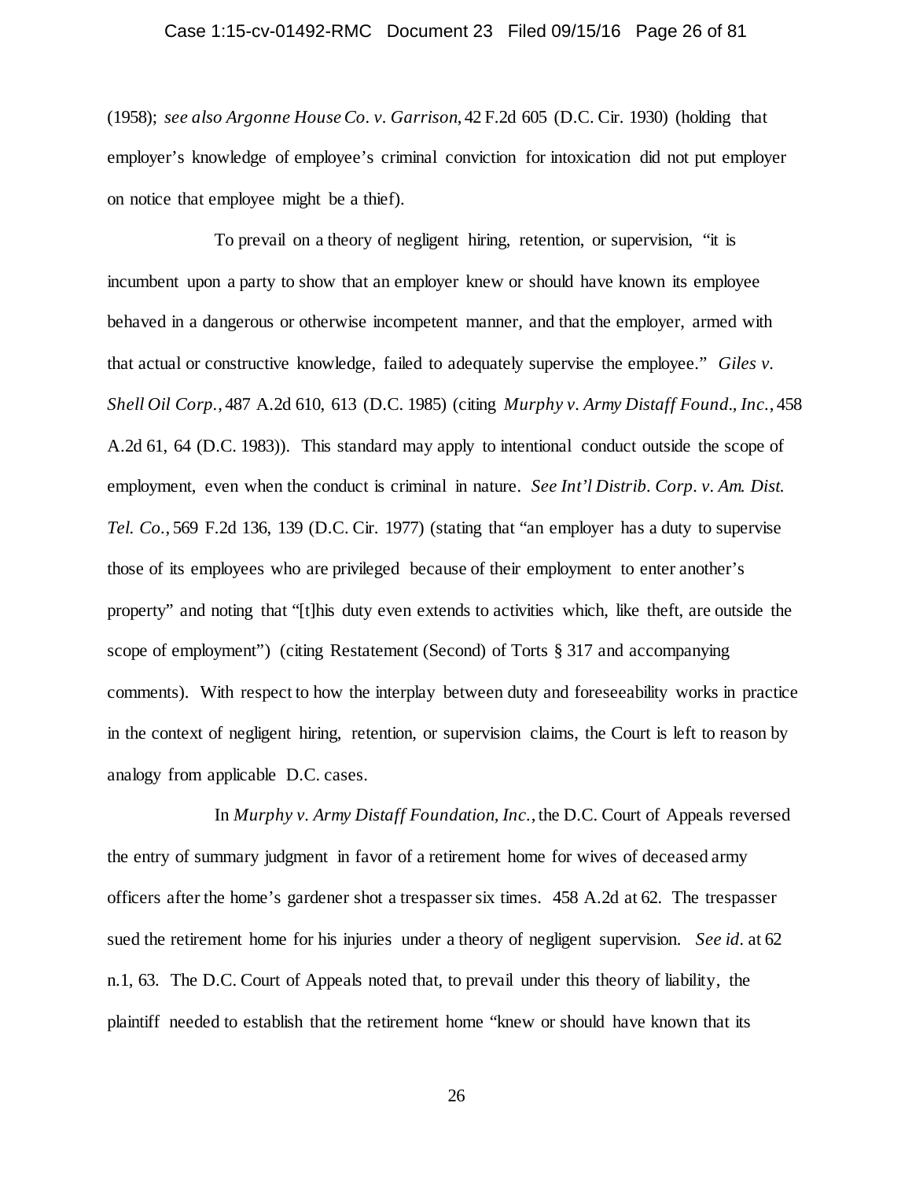(1958); *see also Argonne House Co. v. Garrison*, 42 F.2d 605 (D.C. Cir. 1930) (holding that employer's knowledge of employee's criminal conviction for intoxication did not put employer on notice that employee might be a thief).

To prevail on a theory of negligent hiring, retention, or supervision, "it is incumbent upon a party to show that an employer knew or should have known its employee behaved in a dangerous or otherwise incompetent manner, and that the employer, armed with that actual or constructive knowledge, failed to adequately supervise the employee." *Giles v. Shell Oil Corp.*, 487 A.2d 610, 613 (D.C. 1985) (citing *Murphy v. Army Distaff Found., Inc.*, 458 A.2d 61, 64 (D.C. 1983)). This standard may apply to intentional conduct outside the scope of employment, even when the conduct is criminal in nature. *See Int'l Distrib. Corp. v. Am. Dist. Tel. Co.*, 569 F.2d 136, 139 (D.C. Cir. 1977) (stating that "an employer has a duty to supervise those of its employees who are privileged because of their employment to enter another's property" and noting that "[t]his duty even extends to activities which, like theft, are outside the scope of employment") (citing Restatement (Second) of Torts § 317 and accompanying comments). With respect to how the interplay between duty and foreseeability works in practice in the context of negligent hiring, retention, or supervision claims, the Court is left to reason by analogy from applicable D.C. cases.

In *Murphy v. Army Distaff Foundation, Inc.*, the D.C. Court of Appeals reversed the entry of summary judgment in favor of a retirement home for wives of deceased army officers after the home's gardener shot a trespasser six times. 458 A.2d at 62. The trespasser sued the retirement home for his injuries under a theory of negligent supervision. *See id.* at 62 n.1, 63. The D.C. Court of Appeals noted that, to prevail under this theory of liability, the plaintiff needed to establish that the retirement home "knew or should have known that its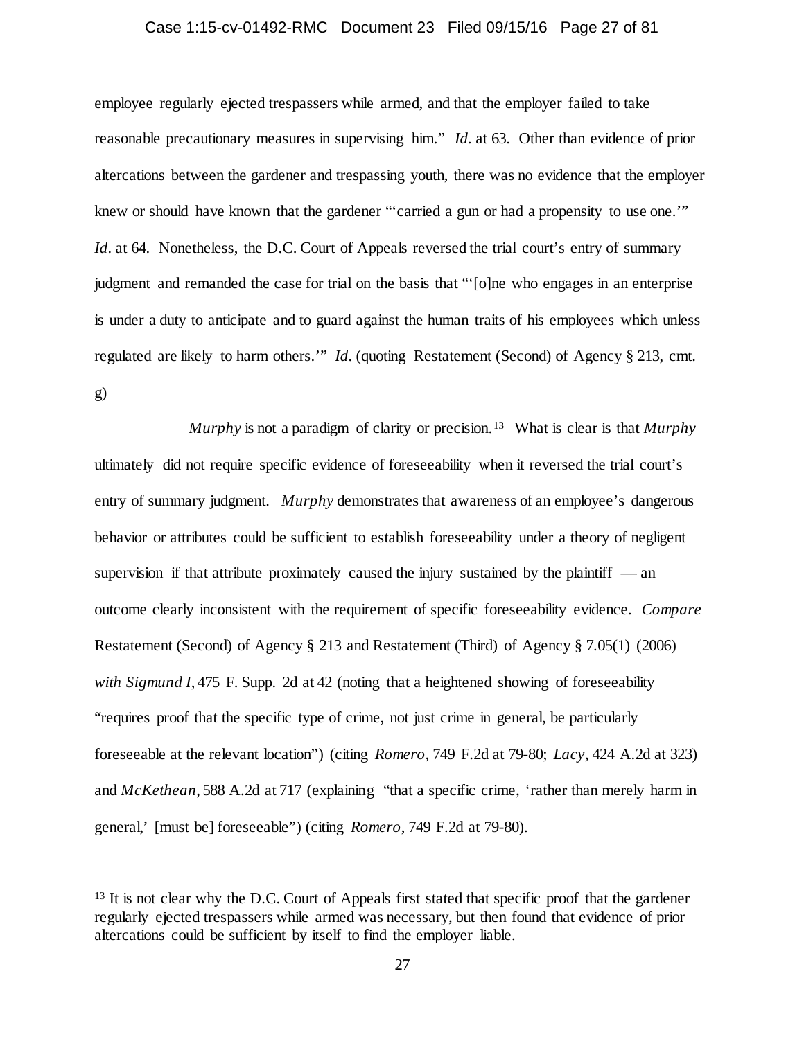employee regularly ejected trespassers while armed, and that the employer failed to take reasonable precautionary measures in supervising him." *Id.* at 63. Other than evidence of prior altercations between the gardener and trespassing youth, there was no evidence that the employer knew or should have known that the gardener "'carried a gun or had a propensity to use one.'" *Id.* at 64. Nonetheless, the D.C. Court of Appeals reversed the trial court's entry of summary judgment and remanded the case for trial on the basis that "'[o]ne who engages in an enterprise is under a duty to anticipate and to guard against the human traits of his employees which unless regulated are likely to harm others.'" *Id.* (quoting Restatement (Second) of Agency § 213, cmt. g)

*Murphy* is not a paradigm of clarity or precision.[13] What is clear is that *Murphy* ultimately did not require specific evidence of foreseeability when it reversed the trial court's entry of summary judgment. *Murphy* demonstrates that awareness of an employee's dangerous behavior or attributes could be sufficient to establish foreseeability under a theory of negligent supervision if that attribute proximately caused the injury sustained by the plaintiff — an outcome clearly inconsistent with the requirement of specific foreseeability evidence. *Compare* Restatement (Second) of Agency § 213 and Restatement (Third) of Agency § 7.05(1) (2006) *with Sigmund I*, 475 F. Supp. 2d at 42 (noting that a heightened showing of foreseeability "requires proof that the specific type of crime, not just crime in general, be particularly foreseeable at the relevant location") (citing *Romero*, 749 F.2d at 79-80; *Lacy*, 424 A.2d at 323) and *McKethean*, 588 A.2d at 717 (explaining "that a specific crime, 'rather than merely harm in general,' [must be] foreseeable") (citing *Romero*, 749 F.2d at 79-80).

---

[13] It is not clear why the D.C. Court of Appeals first stated that specific proof that the gardener regularly ejected trespassers while armed was necessary, but then found that evidence of prior altercations could be sufficient by itself to find the employer liable.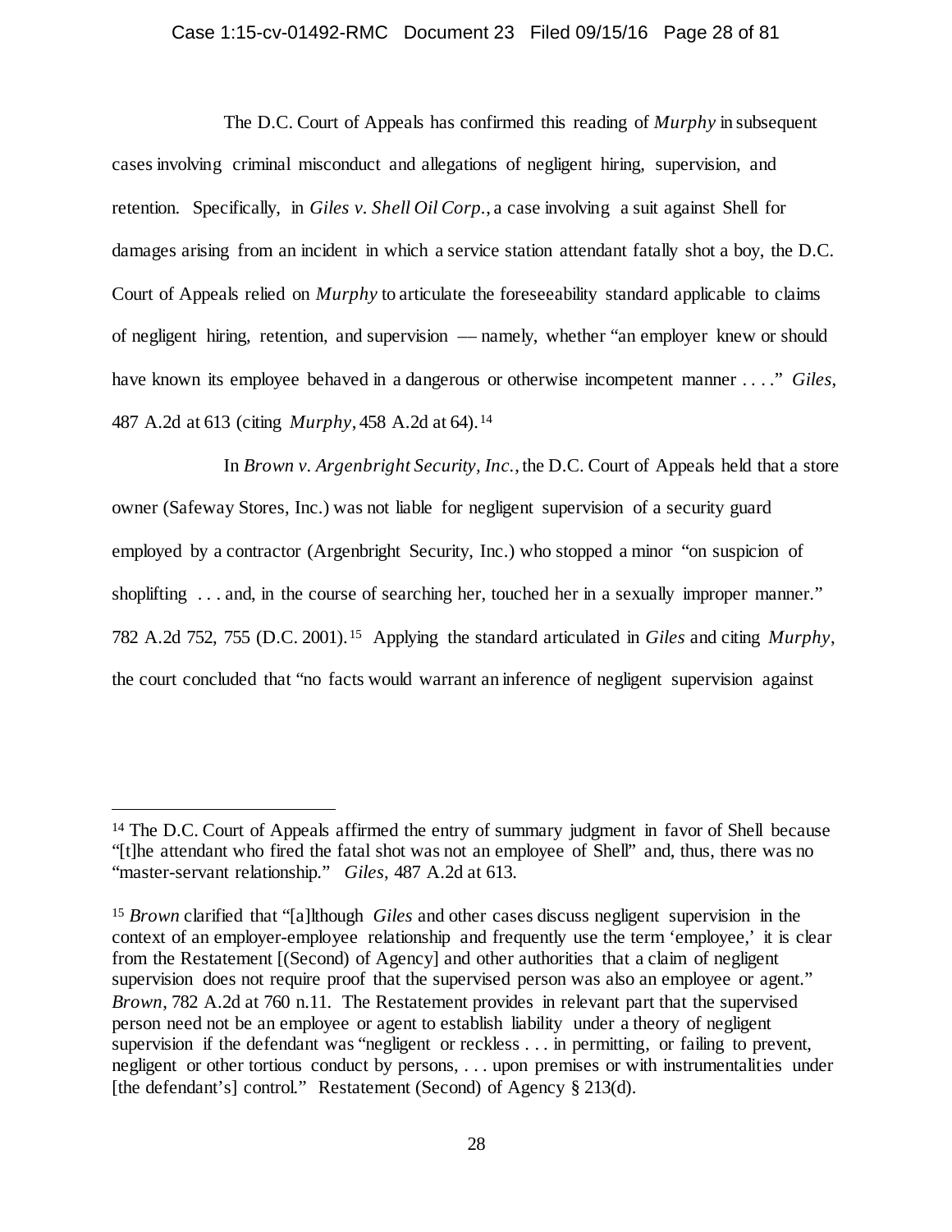The D.C. Court of Appeals has confirmed this reading of *Murphy* in subsequent cases involving criminal misconduct and allegations of negligent hiring, supervision, and retention. Specifically, in *Giles v. Shell Oil Corp.*, a case involving a suit against Shell for damages arising from an incident in which a service station attendant fatally shot a boy, the D.C. Court of Appeals relied on *Murphy* to articulate the foreseeability standard applicable to claims of negligent hiring, retention, and supervision — namely, whether "an employer knew or should have known its employee behaved in a dangerous or otherwise incompetent manner . . . ." *Giles*, 487 A.2d at 613 (citing *Murphy*, 458 A.2d at 64).[14]

In *Brown v. Argenbright Security, Inc.*, the D.C. Court of Appeals held that a store owner (Safeway Stores, Inc.) was not liable for negligent supervision of a security guard employed by a contractor (Argenbright Security, Inc.) who stopped a minor "on suspicion of shoplifting . . . and, in the course of searching her, touched her in a sexually improper manner." 782 A.2d 752, 755 (D.C. 2001).[15] Applying the standard articulated in *Giles* and citing *Murphy*, the court concluded that "no facts would warrant an inference of negligent supervision against

---

[14] The D.C. Court of Appeals affirmed the entry of summary judgment in favor of Shell because "[t]he attendant who fired the fatal shot was not an employee of Shell" and, thus, there was no "master-servant relationship." *Giles*, 487 A.2d at 613.

[15] *Brown* clarified that "[a]lthough *Giles* and other cases discuss negligent supervision in the context of an employer-employee relationship and frequently use the term 'employee,' it is clear from the Restatement [(Second) of Agency] and other authorities that a claim of negligent supervision does not require proof that the supervised person was also an employee or agent." *Brown*, 782 A.2d at 760 n.11. The Restatement provides in relevant part that the supervised person need not be an employee or agent to establish liability under a theory of negligent supervision if the defendant was "negligent or reckless . . . in permitting, or failing to prevent, negligent or other tortious conduct by persons, . . . upon premises or with instrumentalities under [the defendant's] control." Restatement (Second) of Agency § 213(d).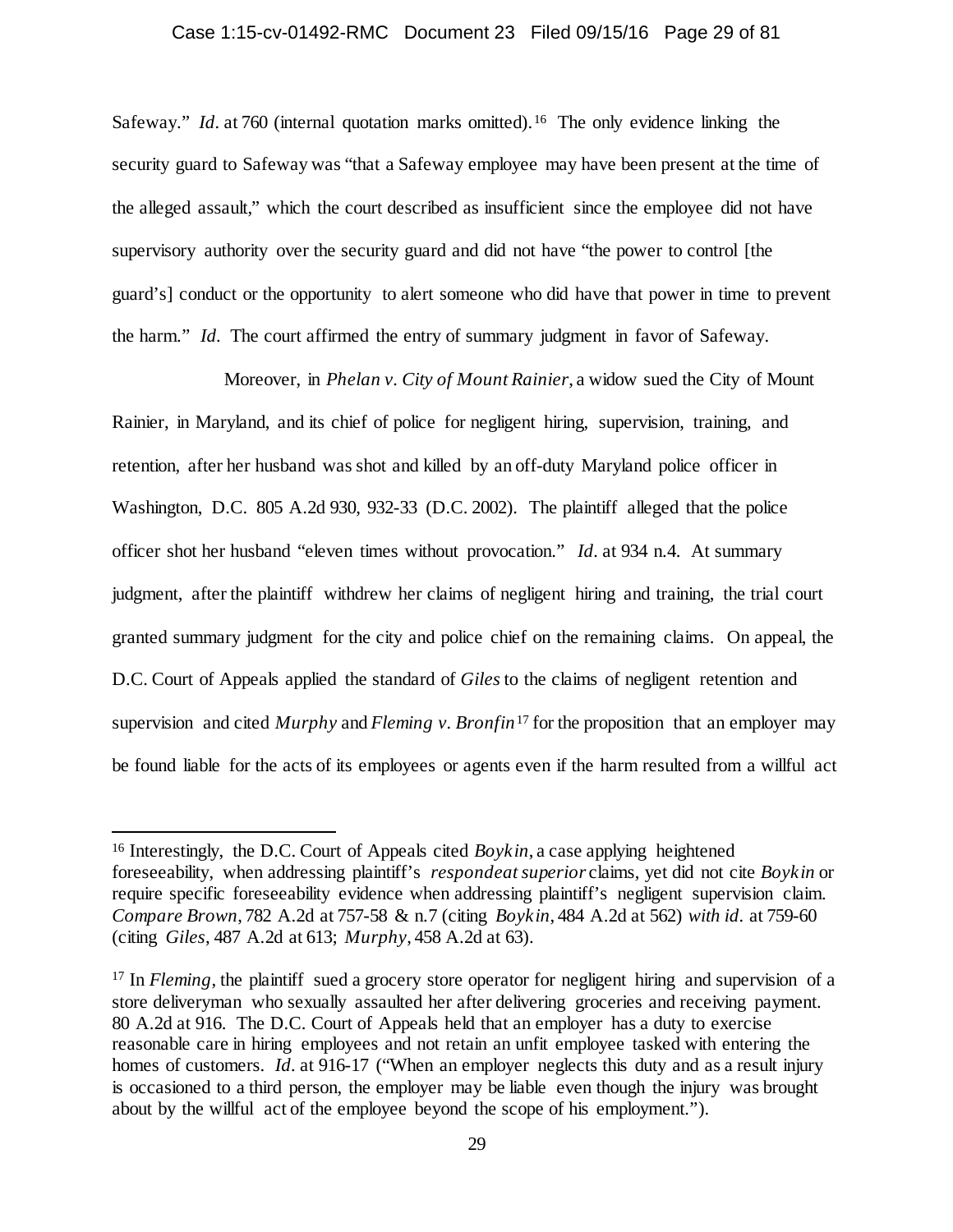Safeway." *Id*. at 760 (internal quotation marks omitted).[16] The only evidence linking the security guard to Safeway was "that a Safeway employee may have been present at the time of the alleged assault," which the court described as insufficient since the employee did not have supervisory authority over the security guard and did not have "the power to control [the guard's] conduct or the opportunity to alert someone who did have that power in time to prevent the harm." *Id*. The court affirmed the entry of summary judgment in favor of Safeway.

Moreover, in *Phelan v. City of Mount Rainier*, a widow sued the City of Mount Rainier, in Maryland, and its chief of police for negligent hiring, supervision, training, and retention, after her husband was shot and killed by an off-duty Maryland police officer in Washington, D.C. 805 A.2d 930, 932-33 (D.C. 2002). The plaintiff alleged that the police officer shot her husband "eleven times without provocation." *Id*. at 934 n.4. At summary judgment, after the plaintiff withdrew her claims of negligent hiring and training, the trial court granted summary judgment for the city and police chief on the remaining claims. On appeal, the D.C. Court of Appeals applied the standard of *Giles* to the claims of negligent retention and supervision and cited *Murphy* and *Fleming v. Bronfin*[17] for the proposition that an employer may be found liable for the acts of its employees or agents even if the harm resulted from a willful act

---

[16] Interestingly, the D.C. Court of Appeals cited *Boykin*, a case applying heightened foreseeability, when addressing plaintiff's *respondeat superior* claims, yet did not cite *Boykin* or require specific foreseeability evidence when addressing plaintiff's negligent supervision claim. *Compare Brown*, 782 A.2d at 757-58 & n.7 (citing *Boykin*, 484 A.2d at 562) *with id*. at 759-60 (citing *Giles*, 487 A.2d at 613; *Murphy*, 458 A.2d at 63).

[17] In *Fleming*, the plaintiff sued a grocery store operator for negligent hiring and supervision of a store deliveryman who sexually assaulted her after delivering groceries and receiving payment. 80 A.2d at 916. The D.C. Court of Appeals held that an employer has a duty to exercise reasonable care in hiring employees and not retain an unfit employee tasked with entering the homes of customers. *Id*. at 916-17 ("When an employer neglects this duty and as a result injury is occasioned to a third person, the employer may be liable even though the injury was brought about by the willful act of the employee beyond the scope of his employment.").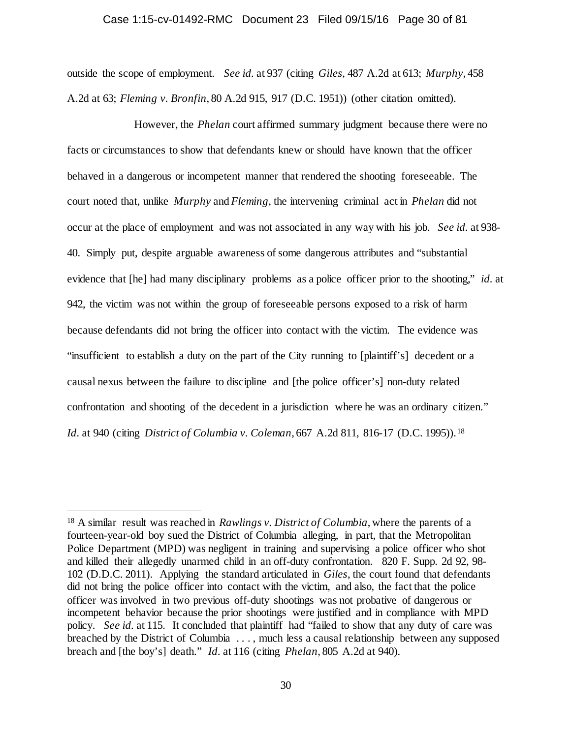outside the scope of employment. *See id.* at 937 (citing *Giles*, 487 A.2d at 613; *Murphy*, 458 A.2d at 63; *Fleming v. Bronfin*, 80 A.2d 915, 917 (D.C. 1951)) (other citation omitted).

However, the *Phelan* court affirmed summary judgment because there were no facts or circumstances to show that defendants knew or should have known that the officer behaved in a dangerous or incompetent manner that rendered the shooting foreseeable. The court noted that, unlike *Murphy* and *Fleming*, the intervening criminal act in *Phelan* did not occur at the place of employment and was not associated in any way with his job. *See id.* at 938-40. Simply put, despite arguable awareness of some dangerous attributes and "substantial evidence that [he] had many disciplinary problems as a police officer prior to the shooting," *id.* at 942, the victim was not within the group of foreseeable persons exposed to a risk of harm because defendants did not bring the officer into contact with the victim. The evidence was "insufficient to establish a duty on the part of the City running to [plaintiff's] decedent or a causal nexus between the failure to discipline and [the police officer's] non-duty related confrontation and shooting of the decedent in a jurisdiction where he was an ordinary citizen." *Id.* at 940 (citing *District of Columbia v. Coleman*, 667 A.2d 811, 816-17 (D.C. 1995)).[18]

---

[18] A similar result was reached in *Rawlings v. District of Columbia*, where the parents of a fourteen-year-old boy sued the District of Columbia alleging, in part, that the Metropolitan Police Department (MPD) was negligent in training and supervising a police officer who shot and killed their allegedly unarmed child in an off-duty confrontation. 820 F. Supp. 2d 92, 98-102 (D.D.C. 2011). Applying the standard articulated in *Giles*, the court found that defendants did not bring the police officer into contact with the victim, and also, the fact that the police officer was involved in two previous off-duty shootings was not probative of dangerous or incompetent behavior because the prior shootings were justified and in compliance with MPD policy. *See id.* at 115. It concluded that plaintiff had "failed to show that any duty of care was breached by the District of Columbia . . . , much less a causal relationship between any supposed breach and [the boy's] death." *Id.* at 116 (citing *Phelan*, 805 A.2d at 940).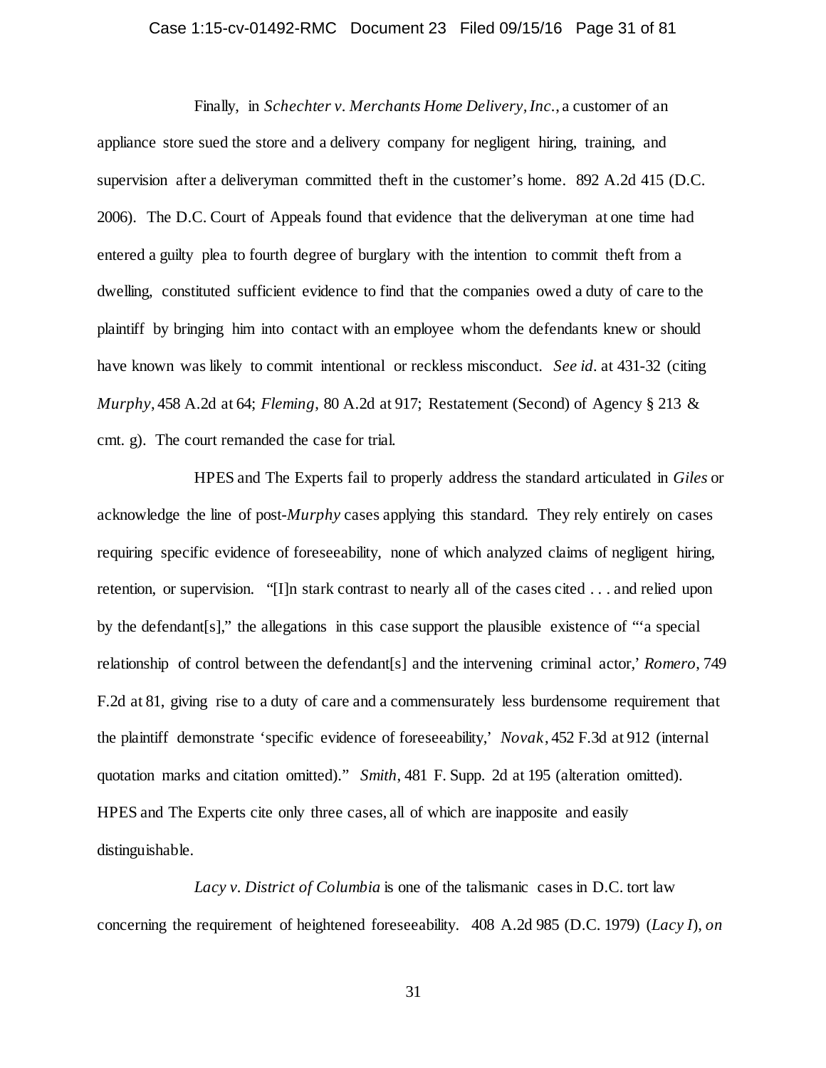Finally, in *Schechter v. Merchants Home Delivery, Inc.*, a customer of an appliance store sued the store and a delivery company for negligent hiring, training, and supervision after a deliveryman committed theft in the customer's home. 892 A.2d 415 (D.C. 2006). The D.C. Court of Appeals found that evidence that the deliveryman at one time had entered a guilty plea to fourth degree of burglary with the intention to commit theft from a dwelling, constituted sufficient evidence to find that the companies owed a duty of care to the plaintiff by bringing him into contact with an employee whom the defendants knew or should have known was likely to commit intentional or reckless misconduct. *See id.* at 431-32 (citing *Murphy*, 458 A.2d at 64; *Fleming*, 80 A.2d at 917; Restatement (Second) of Agency § 213 & cmt. g). The court remanded the case for trial.

HPES and The Experts fail to properly address the standard articulated in *Giles* or acknowledge the line of post-*Murphy* cases applying this standard. They rely entirely on cases requiring specific evidence of foreseeability, none of which analyzed claims of negligent hiring, retention, or supervision. "[I]n stark contrast to nearly all of the cases cited . . . and relied upon by the defendant[s]," the allegations in this case support the plausible existence of "'a special relationship of control between the defendant[s] and the intervening criminal actor,' *Romero*, 749 F.2d at 81, giving rise to a duty of care and a commensurately less burdensome requirement that the plaintiff demonstrate 'specific evidence of foreseeability,' *Novak*, 452 F.3d at 912 (internal quotation marks and citation omitted)." *Smith*, 481 F. Supp. 2d at 195 (alteration omitted). HPES and The Experts cite only three cases, all of which are inapposite and easily distinguishable.

*Lacy v. District of Columbia* is one of the talismanic cases in D.C. tort law concerning the requirement of heightened foreseeability. 408 A.2d 985 (D.C. 1979) (*Lacy I*), *on*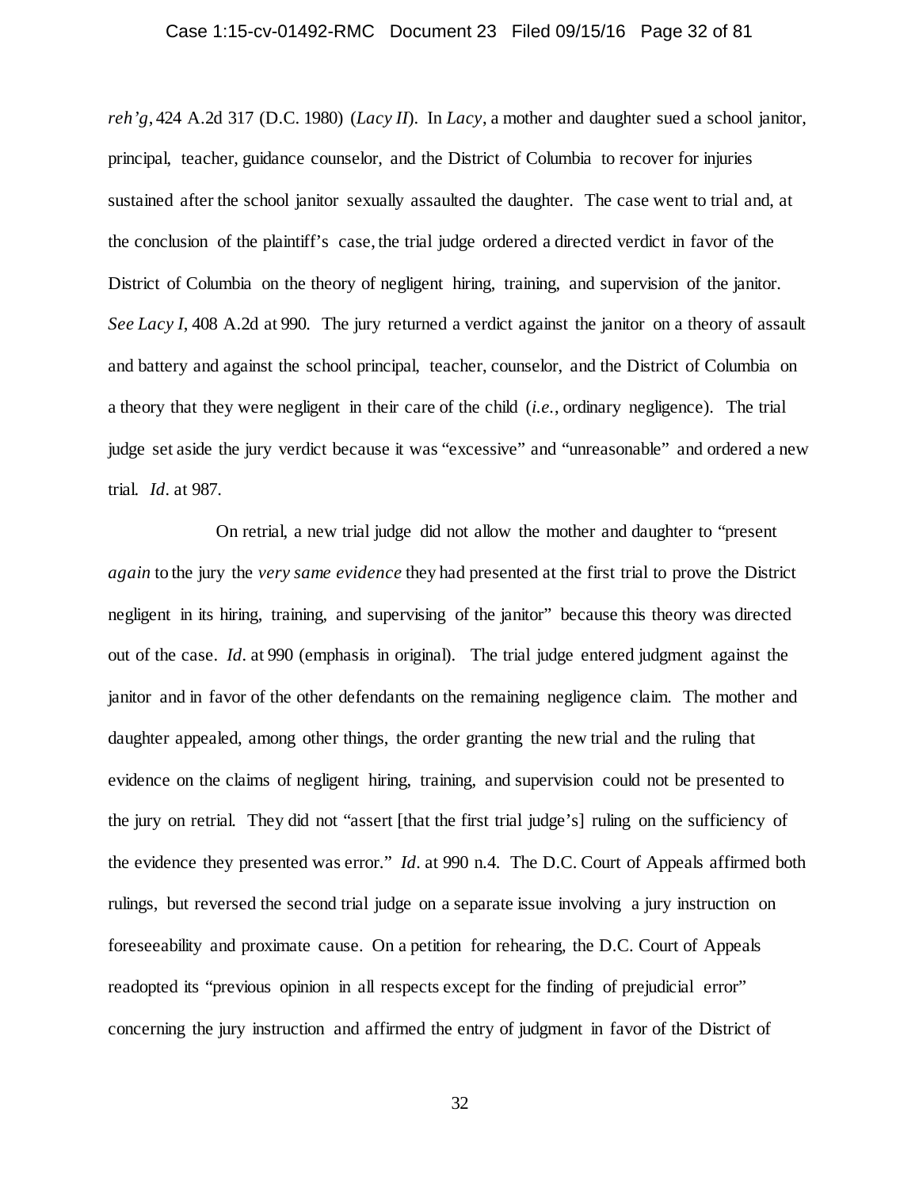*reh'g*, 424 A.2d 317 (D.C. 1980) (*Lacy II*). In *Lacy*, a mother and daughter sued a school janitor, principal, teacher, guidance counselor, and the District of Columbia to recover for injuries sustained after the school janitor sexually assaulted the daughter. The case went to trial and, at the conclusion of the plaintiff's case, the trial judge ordered a directed verdict in favor of the District of Columbia on the theory of negligent hiring, training, and supervision of the janitor. *See Lacy I*, 408 A.2d at 990. The jury returned a verdict against the janitor on a theory of assault and battery and against the school principal, teacher, counselor, and the District of Columbia on a theory that they were negligent in their care of the child (*i.e.*, ordinary negligence). The trial judge set aside the jury verdict because it was "excessive" and "unreasonable" and ordered a new trial. *Id*. at 987.

On retrial, a new trial judge did not allow the mother and daughter to "present *again* to the jury the *very same evidence* they had presented at the first trial to prove the District negligent in its hiring, training, and supervising of the janitor" because this theory was directed out of the case. *Id*. at 990 (emphasis in original). The trial judge entered judgment against the janitor and in favor of the other defendants on the remaining negligence claim. The mother and daughter appealed, among other things, the order granting the new trial and the ruling that evidence on the claims of negligent hiring, training, and supervision could not be presented to the jury on retrial. They did not "assert [that the first trial judge's] ruling on the sufficiency of the evidence they presented was error." *Id*. at 990 n.4. The D.C. Court of Appeals affirmed both rulings, but reversed the second trial judge on a separate issue involving a jury instruction on foreseeability and proximate cause. On a petition for rehearing, the D.C. Court of Appeals readopted its "previous opinion in all respects except for the finding of prejudicial error" concerning the jury instruction and affirmed the entry of judgment in favor of the District of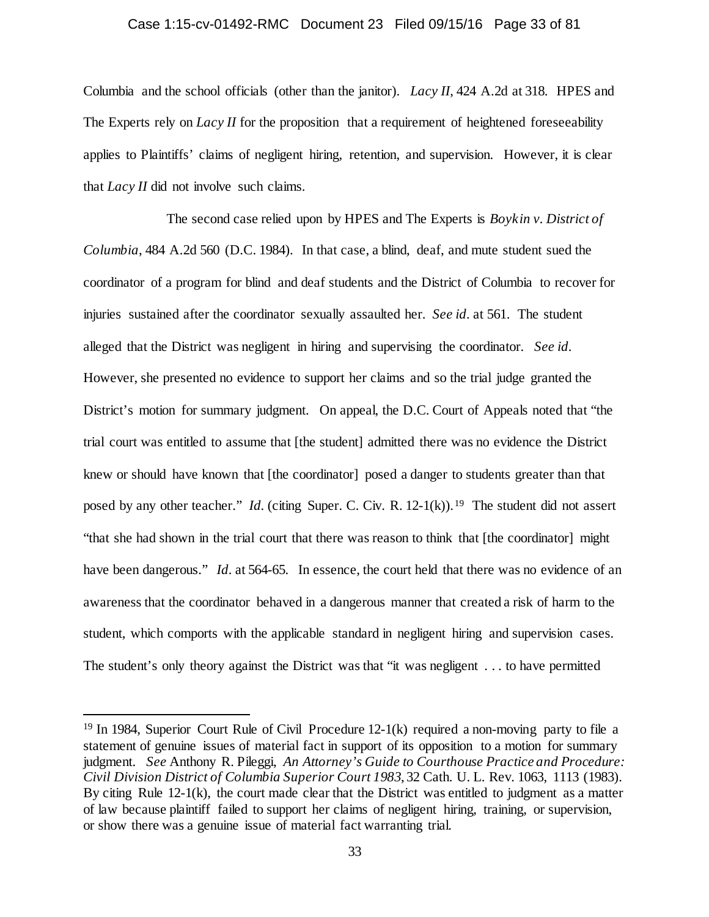Columbia and the school officials (other than the janitor). *Lacy II*, 424 A.2d at 318. HPES and The Experts rely on *Lacy II* for the proposition that a requirement of heightened foreseeability applies to Plaintiffs' claims of negligent hiring, retention, and supervision. However, it is clear that *Lacy II* did not involve such claims.

The second case relied upon by HPES and The Experts is *Boykin v. District of Columbia*, 484 A.2d 560 (D.C. 1984). In that case, a blind, deaf, and mute student sued the coordinator of a program for blind and deaf students and the District of Columbia to recover for injuries sustained after the coordinator sexually assaulted her. *See id.* at 561. The student alleged that the District was negligent in hiring and supervising the coordinator. *See id.* However, she presented no evidence to support her claims and so the trial judge granted the District's motion for summary judgment. On appeal, the D.C. Court of Appeals noted that "the trial court was entitled to assume that [the student] admitted there was no evidence the District knew or should have known that [the coordinator] posed a danger to students greater than that posed by any other teacher." *Id.* (citing Super. C. Civ. R. 12-1(k)).[19] The student did not assert "that she had shown in the trial court that there was reason to think that [the coordinator] might have been dangerous." *Id.* at 564-65. In essence, the court held that there was no evidence of an awareness that the coordinator behaved in a dangerous manner that created a risk of harm to the student, which comports with the applicable standard in negligent hiring and supervision cases. The student's only theory against the District was that "it was negligent . . . to have permitted

---

[19] In 1984, Superior Court Rule of Civil Procedure 12-1(k) required a non-moving party to file a statement of genuine issues of material fact in support of its opposition to a motion for summary judgment. *See* Anthony R. Pileggi, *An Attorney's Guide to Courthouse Practice and Procedure: Civil Division District of Columbia Superior Court 1983*, 32 Cath. U. L. Rev. 1063, 1113 (1983). By citing Rule 12-1(k), the court made clear that the District was entitled to judgment as a matter of law because plaintiff failed to support her claims of negligent hiring, training, or supervision, or show there was a genuine issue of material fact warranting trial.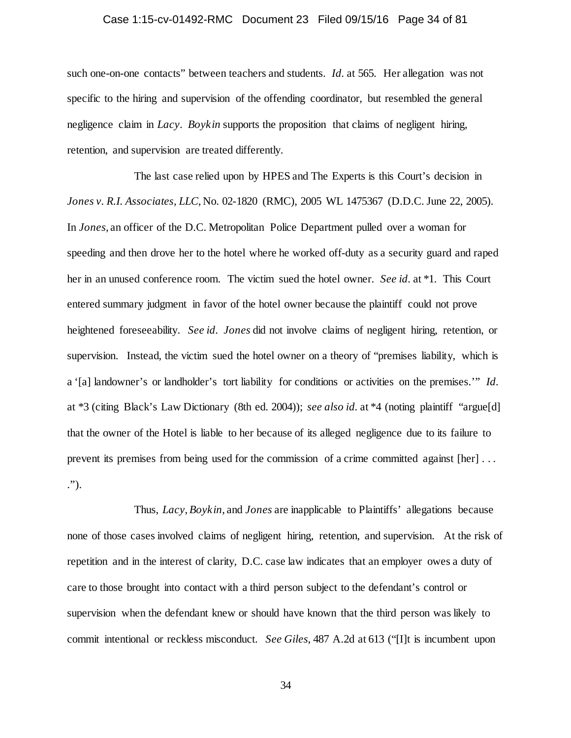such one-on-one contacts" between teachers and students. *Id.* at 565. Her allegation was not specific to the hiring and supervision of the offending coordinator, but resembled the general negligence claim in *Lacy*. *Boykin* supports the proposition that claims of negligent hiring, retention, and supervision are treated differently.

The last case relied upon by HPES and The Experts is this Court's decision in *Jones v. R.I. Associates, LLC*, No. 02-1820 (RMC), 2005 WL 1475367 (D.D.C. June 22, 2005). In *Jones*, an officer of the D.C. Metropolitan Police Department pulled over a woman for speeding and then drove her to the hotel where he worked off-duty as a security guard and raped her in an unused conference room. The victim sued the hotel owner. *See id.* at \*1. This Court entered summary judgment in favor of the hotel owner because the plaintiff could not prove heightened foreseeability. *See id.* *Jones* did not involve claims of negligent hiring, retention, or supervision. Instead, the victim sued the hotel owner on a theory of "premises liability, which is a '[a] landowner's or landholder's tort liability for conditions or activities on the premises.'" *Id.* at \*3 (citing Black's Law Dictionary (8th ed. 2004)); *see also id.* at \*4 (noting plaintiff "argue[d] that the owner of the Hotel is liable to her because of its alleged negligence due to its failure to prevent its premises from being used for the commission of a crime committed against [her] . . . .").

Thus, *Lacy*, *Boykin*, and *Jones* are inapplicable to Plaintiffs' allegations because none of those cases involved claims of negligent hiring, retention, and supervision. At the risk of repetition and in the interest of clarity, D.C. case law indicates that an employer owes a duty of care to those brought into contact with a third person subject to the defendant's control or supervision when the defendant knew or should have known that the third person was likely to commit intentional or reckless misconduct. *See Giles*, 487 A.2d at 613 ("[I]t is incumbent upon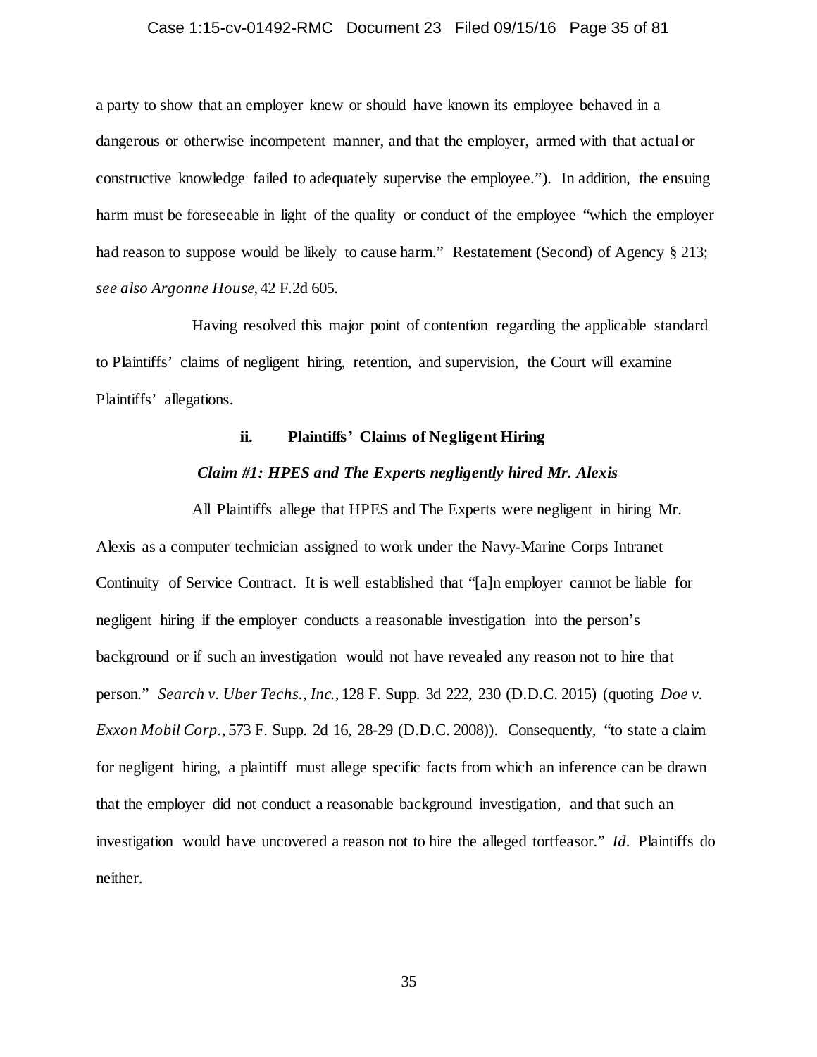a party to show that an employer knew or should have known its employee behaved in a dangerous or otherwise incompetent manner, and that the employer, armed with that actual or constructive knowledge failed to adequately supervise the employee."). In addition, the ensuing harm must be foreseeable in light of the quality or conduct of the employee "which the employer had reason to suppose would be likely to cause harm." Restatement (Second) of Agency § 213; *see also Argonne House*, 42 F.2d 605.

Having resolved this major point of contention regarding the applicable standard to Plaintiffs' claims of negligent hiring, retention, and supervision, the Court will examine Plaintiffs' allegations.

**ii. Plaintiffs' Claims of Negligent Hiring**

***Claim #1: HPES and The Experts negligently hired Mr. Alexis***

All Plaintiffs allege that HPES and The Experts were negligent in hiring Mr. Alexis as a computer technician assigned to work under the Navy-Marine Corps Intranet Continuity of Service Contract. It is well established that "[a]n employer cannot be liable for negligent hiring if the employer conducts a reasonable investigation into the person's background or if such an investigation would not have revealed any reason not to hire that person." *Search v. Uber Techs., Inc.*, 128 F. Supp. 3d 222, 230 (D.D.C. 2015) (quoting *Doe v. Exxon Mobil Corp.*, 573 F. Supp. 2d 16, 28-29 (D.D.C. 2008)). Consequently, "to state a claim for negligent hiring, a plaintiff must allege specific facts from which an inference can be drawn that the employer did not conduct a reasonable background investigation, and that such an investigation would have uncovered a reason not to hire the alleged tortfeasor." *Id.* Plaintiffs do neither.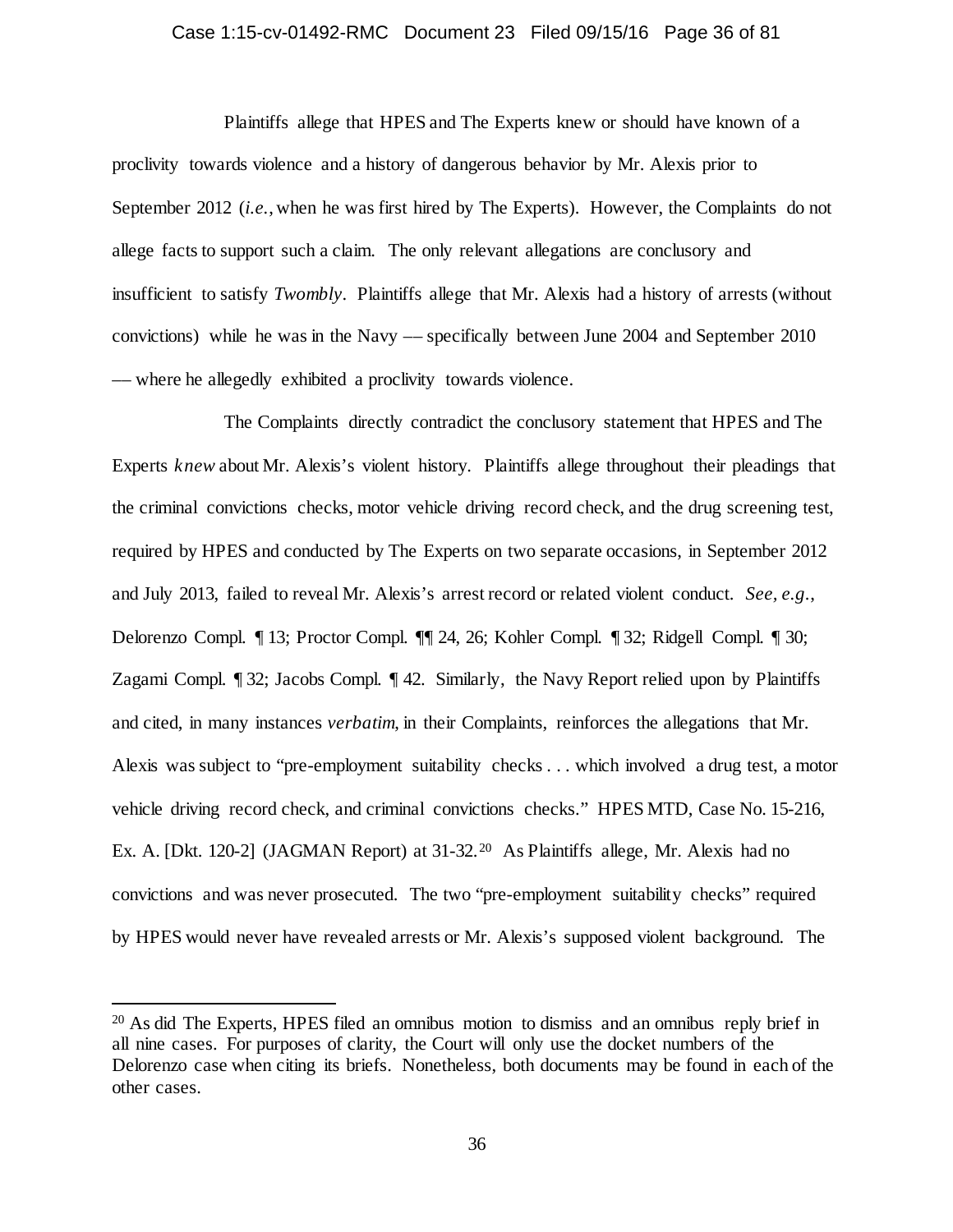Plaintiffs allege that HPES and The Experts knew or should have known of a proclivity towards violence and a history of dangerous behavior by Mr. Alexis prior to September 2012 (*i.e.*, when he was first hired by The Experts). However, the Complaints do not allege facts to support such a claim. The only relevant allegations are conclusory and insufficient to satisfy *Twombly*. Plaintiffs allege that Mr. Alexis had a history of arrests (without convictions) while he was in the Navy — specifically between June 2004 and September 2010 — where he allegedly exhibited a proclivity towards violence.

The Complaints directly contradict the conclusory statement that HPES and The Experts *knew* about Mr. Alexis's violent history. Plaintiffs allege throughout their pleadings that the criminal convictions checks, motor vehicle driving record check, and the drug screening test, required by HPES and conducted by The Experts on two separate occasions, in September 2012 and July 2013, failed to reveal Mr. Alexis's arrest record or related violent conduct. *See, e.g.*, Delorenzo Compl. ¶ 13; Proctor Compl. ¶¶ 24, 26; Kohler Compl. ¶ 32; Ridgell Compl. ¶ 30; Zagami Compl. ¶ 32; Jacobs Compl. ¶ 42. Similarly, the Navy Report relied upon by Plaintiffs and cited, in many instances *verbatim*, in their Complaints, reinforces the allegations that Mr. Alexis was subject to "pre-employment suitability checks . . . which involved a drug test, a motor vehicle driving record check, and criminal convictions checks." HPES MTD, Case No. 15-216, Ex. A. [Dkt. 120-2] (JAGMAN Report) at 31-32.[20] As Plaintiffs allege, Mr. Alexis had no convictions and was never prosecuted. The two "pre-employment suitability checks" required by HPES would never have revealed arrests or Mr. Alexis's supposed violent background. The

[20] As did The Experts, HPES filed an omnibus motion to dismiss and an omnibus reply brief in all nine cases. For purposes of clarity, the Court will only use the docket numbers of the Delorenzo case when citing its briefs. Nonetheless, both documents may be found in each of the other cases.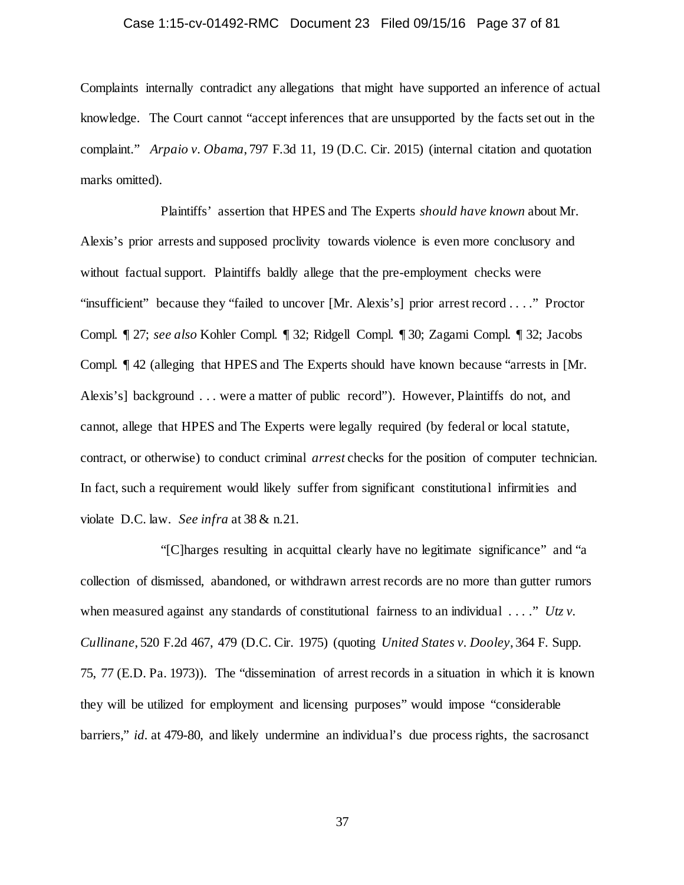Complaints internally contradict any allegations that might have supported an inference of actual knowledge. The Court cannot "accept inferences that are unsupported by the facts set out in the complaint." *Arpaio v. Obama*, 797 F.3d 11, 19 (D.C. Cir. 2015) (internal citation and quotation marks omitted).

Plaintiffs' assertion that HPES and The Experts *should have known* about Mr. Alexis's prior arrests and supposed proclivity towards violence is even more conclusory and without factual support. Plaintiffs baldly allege that the pre-employment checks were "insufficient" because they "failed to uncover [Mr. Alexis's] prior arrest record . . . ." Proctor Compl. ¶ 27; *see also* Kohler Compl. ¶ 32; Ridgell Compl. ¶ 30; Zagami Compl. ¶ 32; Jacobs Compl. ¶ 42 (alleging that HPES and The Experts should have known because "arrests in [Mr. Alexis's] background . . . were a matter of public record"). However, Plaintiffs do not, and cannot, allege that HPES and The Experts were legally required (by federal or local statute, contract, or otherwise) to conduct criminal *arrest* checks for the position of computer technician. In fact, such a requirement would likely suffer from significant constitutional infirmities and violate D.C. law. *See infra* at 38 & n.21.

"[C]harges resulting in acquittal clearly have no legitimate significance" and "a collection of dismissed, abandoned, or withdrawn arrest records are no more than gutter rumors when measured against any standards of constitutional fairness to an individual . . . ." *Utz v. Cullinane*, 520 F.2d 467, 479 (D.C. Cir. 1975) (quoting *United States v. Dooley*, 364 F. Supp. 75, 77 (E.D. Pa. 1973)). The "dissemination of arrest records in a situation in which it is known they will be utilized for employment and licensing purposes" would impose "considerable barriers," *id*. at 479-80, and likely undermine an individual's due process rights, the sacrosanct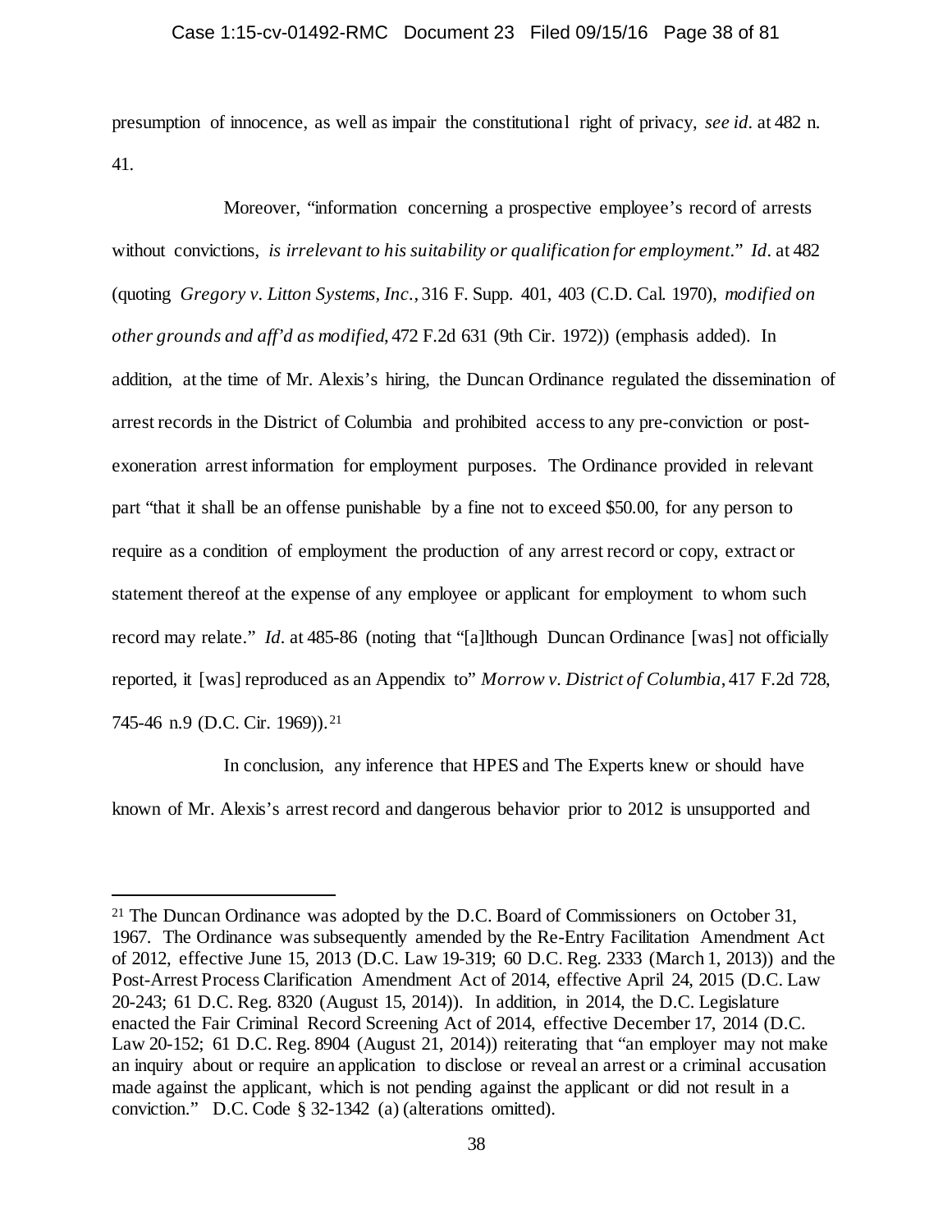presumption of innocence, as well as impair the constitutional right of privacy, *see id.* at 482 n. 41.

Moreover, "information concerning a prospective employee's record of arrests without convictions, *is irrelevant to his suitability or qualification for employment.*" *Id.* at 482 (quoting *Gregory v. Litton Systems, Inc.*, 316 F. Supp. 401, 403 (C.D. Cal. 1970), *modified on other grounds and aff'd as modified*, 472 F.2d 631 (9th Cir. 1972)) (emphasis added). In addition, at the time of Mr. Alexis's hiring, the Duncan Ordinance regulated the dissemination of arrest records in the District of Columbia and prohibited access to any pre-conviction or post-exoneration arrest information for employment purposes. The Ordinance provided in relevant part "that it shall be an offense punishable by a fine not to exceed $50.00, for any person to require as a condition of employment the production of any arrest record or copy, extract or statement thereof at the expense of any employee or applicant for employment to whom such record may relate." *Id.* at 485-86 (noting that "[a]lthough Duncan Ordinance [was] not officially reported, it [was] reproduced as an Appendix to" *Morrow v. District of Columbia*, 417 F.2d 728, 745-46 n.9 (D.C. Cir. 1969)).[21]

In conclusion, any inference that HPES and The Experts knew or should have known of Mr. Alexis's arrest record and dangerous behavior prior to 2012 is unsupported and

---

[21] The Duncan Ordinance was adopted by the D.C. Board of Commissioners on October 31, 1967. The Ordinance was subsequently amended by the Re-Entry Facilitation Amendment Act of 2012, effective June 15, 2013 (D.C. Law 19-319; 60 D.C. Reg. 2333 (March 1, 2013)) and the Post-Arrest Process Clarification Amendment Act of 2014, effective April 24, 2015 (D.C. Law 20-243; 61 D.C. Reg. 8320 (August 15, 2014)). In addition, in 2014, the D.C. Legislature enacted the Fair Criminal Record Screening Act of 2014, effective December 17, 2014 (D.C. Law 20-152; 61 D.C. Reg. 8904 (August 21, 2014)) reiterating that "an employer may not make an inquiry about or require an application to disclose or reveal an arrest or a criminal accusation made against the applicant, which is not pending against the applicant or did not result in a conviction." D.C. Code § 32-1342 (a) (alterations omitted).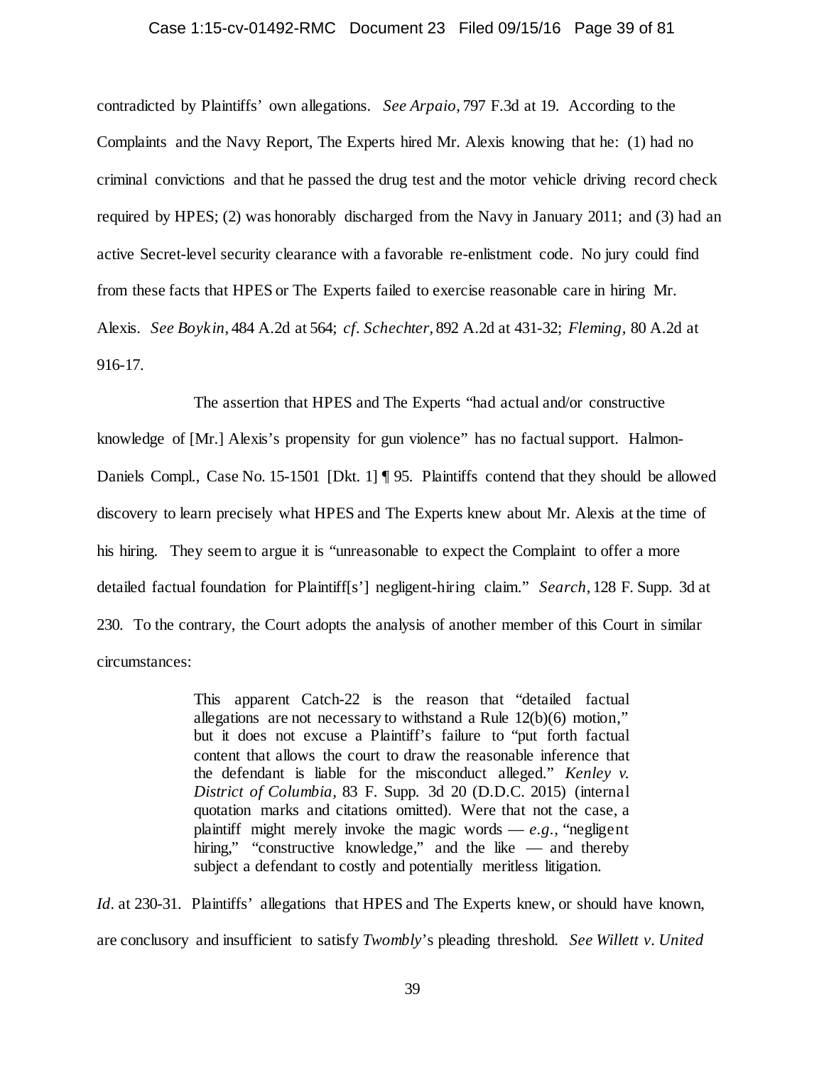contradicted by Plaintiffs' own allegations. *See Arpaio*, 797 F.3d at 19. According to the Complaints and the Navy Report, The Experts hired Mr. Alexis knowing that he: (1) had no criminal convictions and that he passed the drug test and the motor vehicle driving record check required by HPES; (2) was honorably discharged from the Navy in January 2011; and (3) had an active Secret-level security clearance with a favorable re-enlistment code. No jury could find from these facts that HPES or The Experts failed to exercise reasonable care in hiring Mr. Alexis. *See Boykin*, 484 A.2d at 564; *cf. Schechter*, 892 A.2d at 431-32; *Fleming*, 80 A.2d at 916-17.

The assertion that HPES and The Experts "had actual and/or constructive knowledge of [Mr.] Alexis's propensity for gun violence" has no factual support. Halmon-Daniels Compl., Case No. 15-1501 [Dkt. 1] ¶ 95. Plaintiffs contend that they should be allowed discovery to learn precisely what HPES and The Experts knew about Mr. Alexis at the time of his hiring. They seem to argue it is "unreasonable to expect the Complaint to offer a more detailed factual foundation for Plaintiff[s'] negligent-hiring claim." *Search*, 128 F. Supp. 3d at 230. To the contrary, the Court adopts the analysis of another member of this Court in similar circumstances:

> This apparent Catch-22 is the reason that "detailed factual allegations are not necessary to withstand a Rule 12(b)(6) motion," but it does not excuse a Plaintiff's failure to "put forth factual content that allows the court to draw the reasonable inference that the defendant is liable for the misconduct alleged." *Kenley v. District of Columbia*, 83 F. Supp. 3d 20 (D.D.C. 2015) (internal quotation marks and citations omitted). Were that not the case, a plaintiff might merely invoke the magic words — *e.g.*, "negligent hiring," "constructive knowledge," and the like — and thereby subject a defendant to costly and potentially meritless litigation.

*Id.* at 230-31. Plaintiffs' allegations that HPES and The Experts knew, or should have known, are conclusory and insufficient to satisfy *Twombly*'s pleading threshold. *See Willett v. United*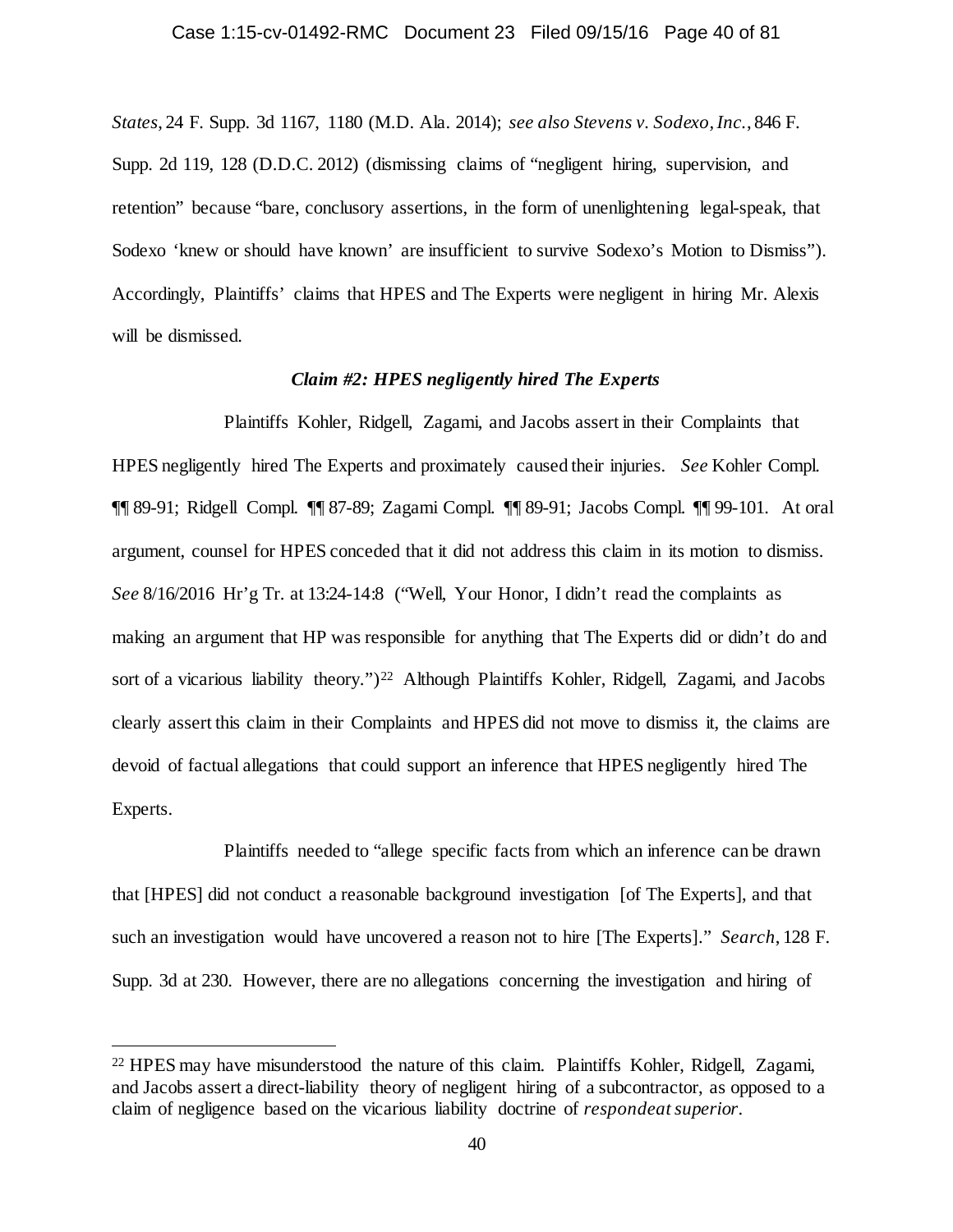*States*, 24 F. Supp. 3d 1167, 1180 (M.D. Ala. 2014); *see also Stevens v. Sodexo, Inc.*, 846 F. Supp. 2d 119, 128 (D.D.C. 2012) (dismissing claims of "negligent hiring, supervision, and retention" because "bare, conclusory assertions, in the form of unenlightening legal-speak, that Sodexo 'knew or should have known' are insufficient to survive Sodexo's Motion to Dismiss"). Accordingly, Plaintiffs' claims that HPES and The Experts were negligent in hiring Mr. Alexis will be dismissed.

***Claim #2: HPES negligently hired The Experts***

Plaintiffs Kohler, Ridgell, Zagami, and Jacobs assert in their Complaints that HPES negligently hired The Experts and proximately caused their injuries. *See* Kohler Compl. ¶¶ 89-91; Ridgell Compl. ¶¶ 87-89; Zagami Compl. ¶¶ 89-91; Jacobs Compl. ¶¶ 99-101. At oral argument, counsel for HPES conceded that it did not address this claim in its motion to dismiss. *See* 8/16/2016 Hr'g Tr. at 13:24-14:8 ("Well, Your Honor, I didn't read the complaints as making an argument that HP was responsible for anything that The Experts did or didn't do and sort of a vicarious liability theory.")[22] Although Plaintiffs Kohler, Ridgell, Zagami, and Jacobs clearly assert this claim in their Complaints and HPES did not move to dismiss it, the claims are devoid of factual allegations that could support an inference that HPES negligently hired The Experts.

Plaintiffs needed to "allege specific facts from which an inference can be drawn that [HPES] did not conduct a reasonable background investigation [of The Experts], and that such an investigation would have uncovered a reason not to hire [The Experts]." *Search*, 128 F. Supp. 3d at 230. However, there are no allegations concerning the investigation and hiring of

---

[22] HPES may have misunderstood the nature of this claim. Plaintiffs Kohler, Ridgell, Zagami, and Jacobs assert a direct-liability theory of negligent hiring of a subcontractor, as opposed to a claim of negligence based on the vicarious liability doctrine of *respondeat superior*.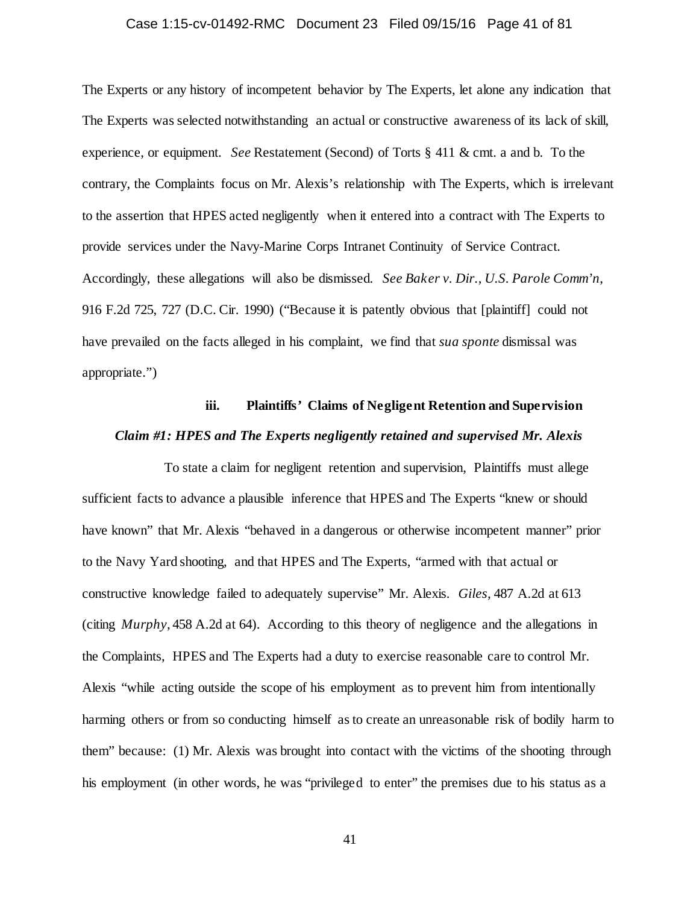The Experts or any history of incompetent behavior by The Experts, let alone any indication that The Experts was selected notwithstanding an actual or constructive awareness of its lack of skill, experience, or equipment. *See* Restatement (Second) of Torts § 411 & cmt. a and b. To the contrary, the Complaints focus on Mr. Alexis's relationship with The Experts, which is irrelevant to the assertion that HPES acted negligently when it entered into a contract with The Experts to provide services under the Navy-Marine Corps Intranet Continuity of Service Contract. Accordingly, these allegations will also be dismissed. *See Baker v. Dir., U.S. Parole Comm'n*, 916 F.2d 725, 727 (D.C. Cir. 1990) ("Because it is patently obvious that [plaintiff] could not have prevailed on the facts alleged in his complaint, we find that *sua sponte* dismissal was appropriate.")

#### iii. Plaintiffs' Claims of Negligent Retention and Supervision

***Claim #1: HPES and The Experts negligently retained and supervised Mr. Alexis***

To state a claim for negligent retention and supervision, Plaintiffs must allege sufficient facts to advance a plausible inference that HPES and The Experts "knew or should have known" that Mr. Alexis "behaved in a dangerous or otherwise incompetent manner" prior to the Navy Yard shooting, and that HPES and The Experts, "armed with that actual or constructive knowledge failed to adequately supervise" Mr. Alexis. *Giles*, 487 A.2d at 613 (citing *Murphy*, 458 A.2d at 64). According to this theory of negligence and the allegations in the Complaints, HPES and The Experts had a duty to exercise reasonable care to control Mr. Alexis "while acting outside the scope of his employment as to prevent him from intentionally harming others or from so conducting himself as to create an unreasonable risk of bodily harm to them" because: (1) Mr. Alexis was brought into contact with the victims of the shooting through his employment (in other words, he was "privileged to enter" the premises due to his status as a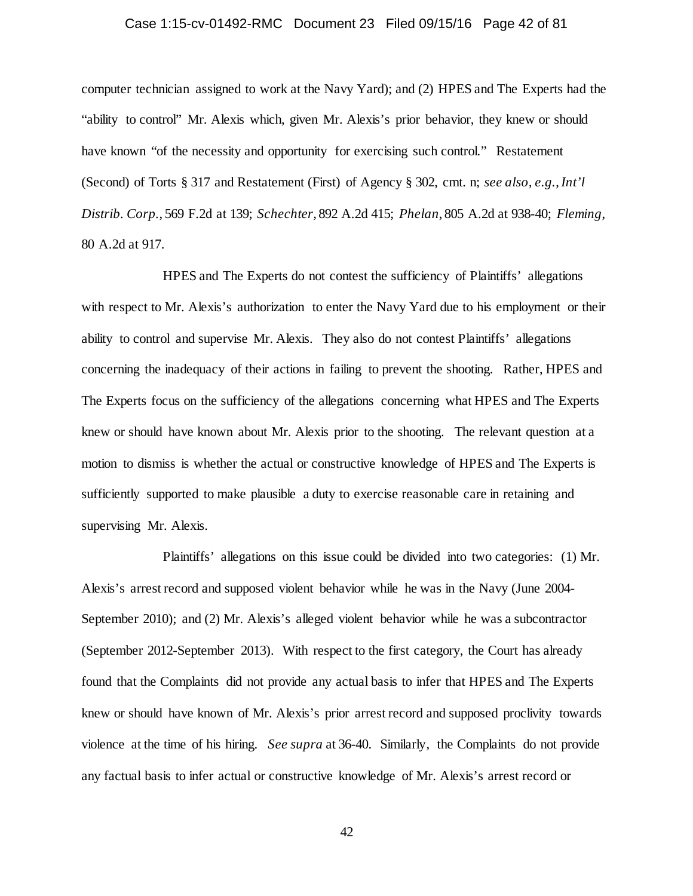computer technician assigned to work at the Navy Yard); and (2) HPES and The Experts had the "ability to control" Mr. Alexis which, given Mr. Alexis's prior behavior, they knew or should have known "of the necessity and opportunity for exercising such control." Restatement (Second) of Torts § 317 and Restatement (First) of Agency § 302, cmt. n; *see also, e.g.*, *Int'l Distrib. Corp.*, 569 F.2d at 139; *Schechter*, 892 A.2d 415; *Phelan*, 805 A.2d at 938-40; *Fleming*, 80 A.2d at 917.

HPES and The Experts do not contest the sufficiency of Plaintiffs' allegations with respect to Mr. Alexis's authorization to enter the Navy Yard due to his employment or their ability to control and supervise Mr. Alexis. They also do not contest Plaintiffs' allegations concerning the inadequacy of their actions in failing to prevent the shooting. Rather, HPES and The Experts focus on the sufficiency of the allegations concerning what HPES and The Experts knew or should have known about Mr. Alexis prior to the shooting. The relevant question at a motion to dismiss is whether the actual or constructive knowledge of HPES and The Experts is sufficiently supported to make plausible a duty to exercise reasonable care in retaining and supervising Mr. Alexis.

Plaintiffs' allegations on this issue could be divided into two categories: (1) Mr. Alexis's arrest record and supposed violent behavior while he was in the Navy (June 2004-September 2010); and (2) Mr. Alexis's alleged violent behavior while he was a subcontractor (September 2012-September 2013). With respect to the first category, the Court has already found that the Complaints did not provide any actual basis to infer that HPES and The Experts knew or should have known of Mr. Alexis's prior arrest record and supposed proclivity towards violence at the time of his hiring. *See supra* at 36-40. Similarly, the Complaints do not provide any factual basis to infer actual or constructive knowledge of Mr. Alexis's arrest record or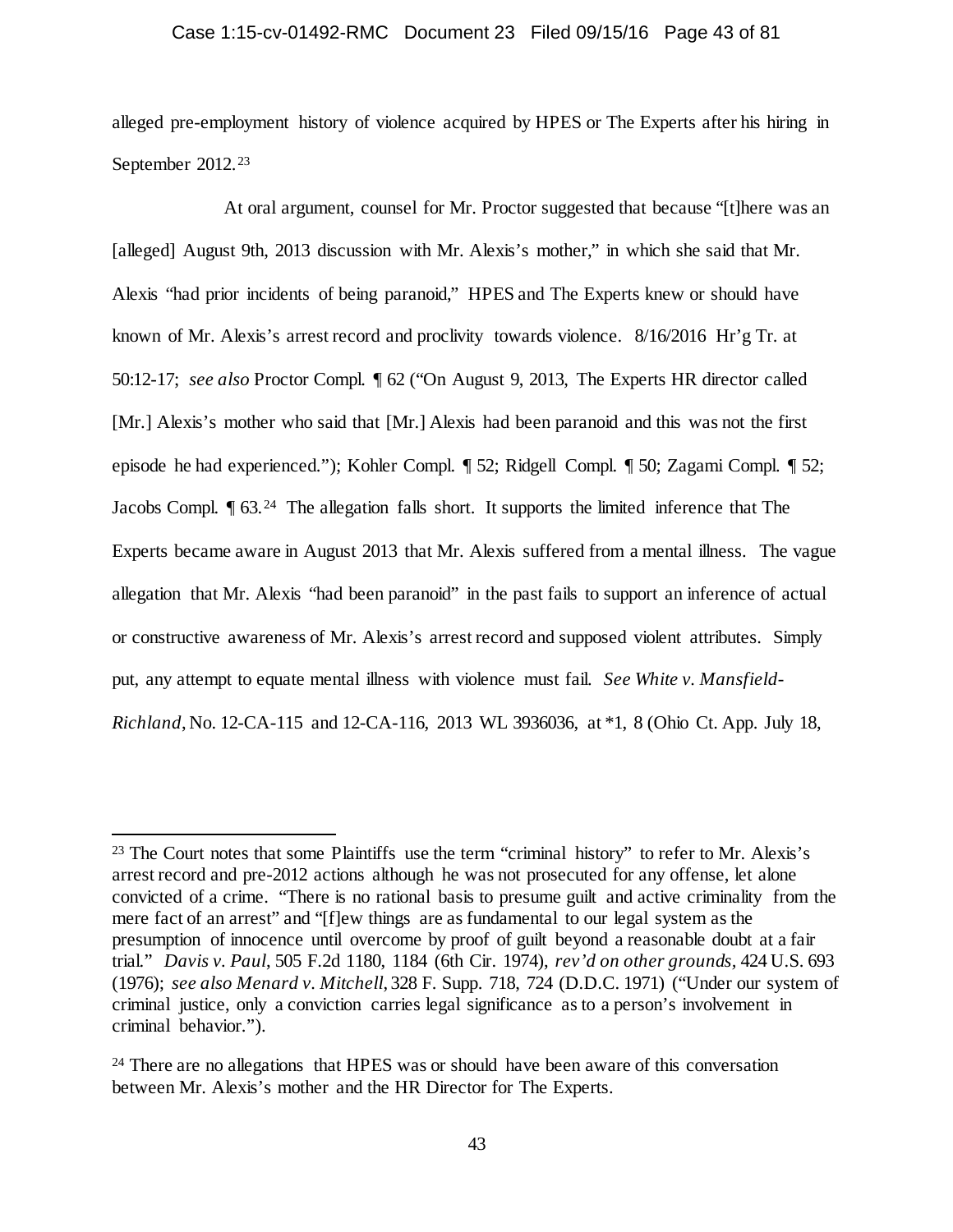alleged pre-employment history of violence acquired by HPES or The Experts after his hiring in September 2012.[23]

At oral argument, counsel for Mr. Proctor suggested that because "[t]here was an [alleged] August 9th, 2013 discussion with Mr. Alexis's mother," in which she said that Mr. Alexis "had prior incidents of being paranoid," HPES and The Experts knew or should have known of Mr. Alexis's arrest record and proclivity towards violence. 8/16/2016 Hr'g Tr. at 50:12-17; *see also* Proctor Compl. ¶ 62 ("On August 9, 2013, The Experts HR director called [Mr.] Alexis's mother who said that [Mr.] Alexis had been paranoid and this was not the first episode he had experienced."); Kohler Compl. ¶ 52; Ridgell Compl. ¶ 50; Zagami Compl. ¶ 52; Jacobs Compl. ¶ 63.[24] The allegation falls short. It supports the limited inference that The Experts became aware in August 2013 that Mr. Alexis suffered from a mental illness. The vague allegation that Mr. Alexis "had been paranoid" in the past fails to support an inference of actual or constructive awareness of Mr. Alexis's arrest record and supposed violent attributes. Simply put, any attempt to equate mental illness with violence must fail. *See White v. Mansfield-Richland*, No. 12-CA-115 and 12-CA-116, 2013 WL 3936036, at *1, 8 (Ohio Ct. App. July 18,

---

[23] The Court notes that some Plaintiffs use the term "criminal history" to refer to Mr. Alexis's arrest record and pre-2012 actions although he was not prosecuted for any offense, let alone convicted of a crime. "There is no rational basis to presume guilt and active criminality from the mere fact of an arrest" and "[f]ew things are as fundamental to our legal system as the presumption of innocence until overcome by proof of guilt beyond a reasonable doubt at a fair trial." *Davis v. Paul*, 505 F.2d 1180, 1184 (6th Cir. 1974), *rev'd on other grounds*, 424 U.S. 693 (1976); *see also Menard v. Mitchell*, 328 F. Supp. 718, 724 (D.D.C. 1971) ("Under our system of criminal justice, only a conviction carries legal significance as to a person's involvement in criminal behavior.").

[24] There are no allegations that HPES was or should have been aware of this conversation between Mr. Alexis's mother and the HR Director for The Experts.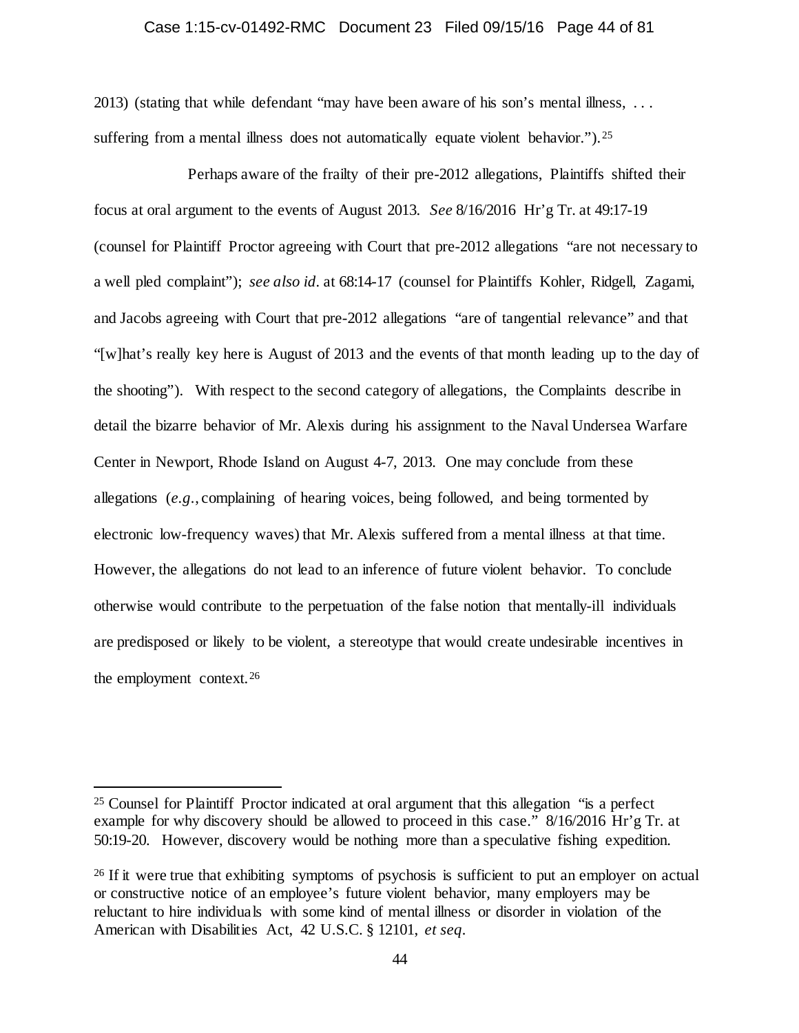2013) (stating that while defendant "may have been aware of his son's mental illness, . . . suffering from a mental illness does not automatically equate violent behavior.").[25]

Perhaps aware of the frailty of their pre-2012 allegations, Plaintiffs shifted their focus at oral argument to the events of August 2013. *See* 8/16/2016 Hr'g Tr. at 49:17-19 (counsel for Plaintiff Proctor agreeing with Court that pre-2012 allegations "are not necessary to a well pled complaint"); *see also id.* at 68:14-17 (counsel for Plaintiffs Kohler, Ridgell, Zagami, and Jacobs agreeing with Court that pre-2012 allegations "are of tangential relevance" and that "[w]hat's really key here is August of 2013 and the events of that month leading up to the day of the shooting"). With respect to the second category of allegations, the Complaints describe in detail the bizarre behavior of Mr. Alexis during his assignment to the Naval Undersea Warfare Center in Newport, Rhode Island on August 4-7, 2013. One may conclude from these allegations (*e.g.*, complaining of hearing voices, being followed, and being tormented by electronic low-frequency waves) that Mr. Alexis suffered from a mental illness at that time. However, the allegations do not lead to an inference of future violent behavior. To conclude otherwise would contribute to the perpetuation of the false notion that mentally-ill individuals are predisposed or likely to be violent, a stereotype that would create undesirable incentives in the employment context.[26]

---

[25] Counsel for Plaintiff Proctor indicated at oral argument that this allegation "is a perfect example for why discovery should be allowed to proceed in this case." 8/16/2016 Hr'g Tr. at 50:19-20. However, discovery would be nothing more than a speculative fishing expedition.

[26] If it were true that exhibiting symptoms of psychosis is sufficient to put an employer on actual or constructive notice of an employee's future violent behavior, many employers may be reluctant to hire individuals with some kind of mental illness or disorder in violation of the American with Disabilities Act, 42 U.S.C. § 12101, *et seq*.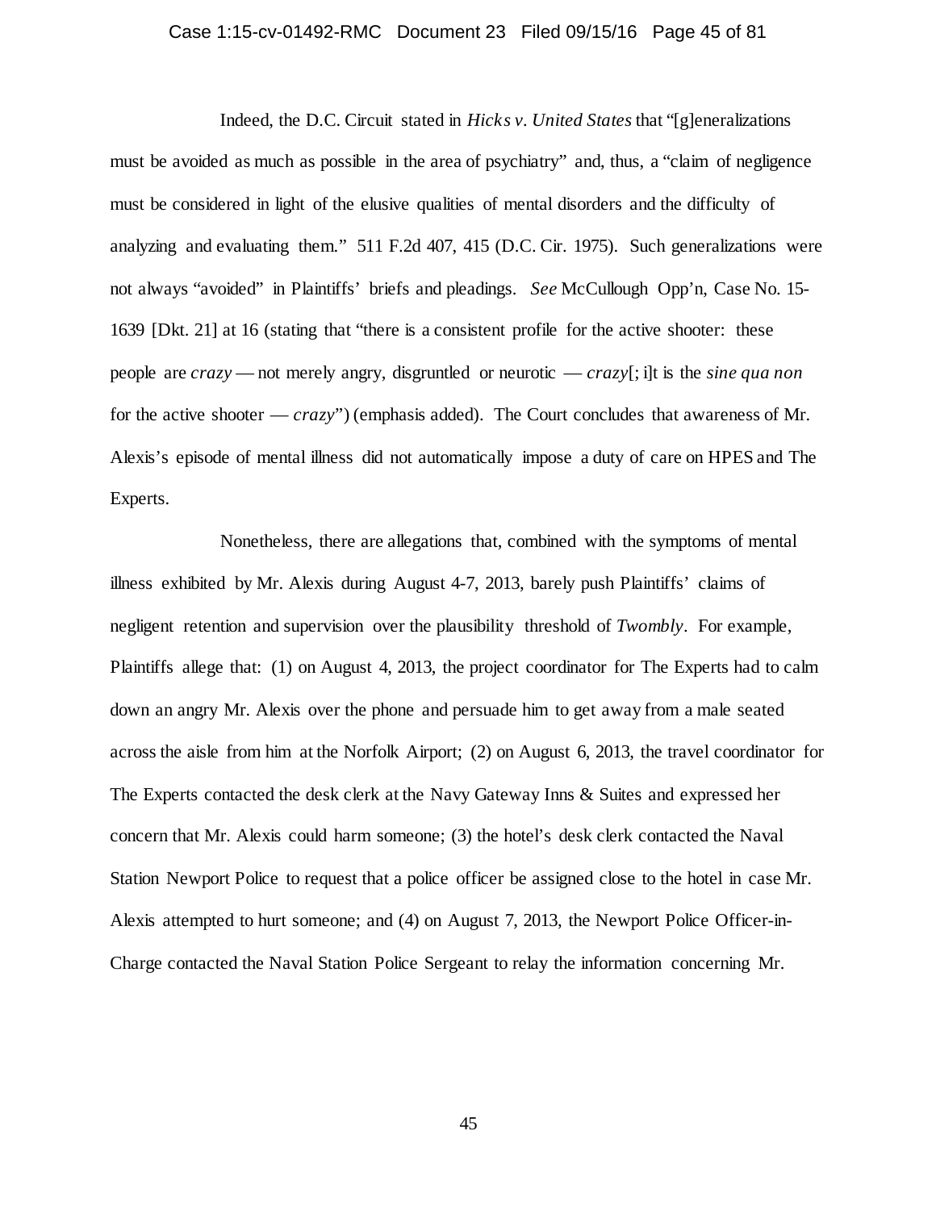Indeed, the D.C. Circuit stated in *Hicks v. United States* that "[g]eneralizations must be avoided as much as possible in the area of psychiatry" and, thus, a "claim of negligence must be considered in light of the elusive qualities of mental disorders and the difficulty of analyzing and evaluating them." 511 F.2d 407, 415 (D.C. Cir. 1975). Such generalizations were not always "avoided" in Plaintiffs' briefs and pleadings. *See* McCullough Opp'n, Case No. 15-1639 [Dkt. 21] at 16 (stating that "there is a consistent profile for the active shooter: these people are *crazy* — not merely angry, disgruntled or neurotic — *crazy*[; i]t is the *sine qua non* for the active shooter — *crazy*") (emphasis added). The Court concludes that awareness of Mr. Alexis's episode of mental illness did not automatically impose a duty of care on HPES and The Experts.

Nonetheless, there are allegations that, combined with the symptoms of mental illness exhibited by Mr. Alexis during August 4-7, 2013, barely push Plaintiffs' claims of negligent retention and supervision over the plausibility threshold of *Twombly*. For example, Plaintiffs allege that: (1) on August 4, 2013, the project coordinator for The Experts had to calm down an angry Mr. Alexis over the phone and persuade him to get away from a male seated across the aisle from him at the Norfolk Airport; (2) on August 6, 2013, the travel coordinator for The Experts contacted the desk clerk at the Navy Gateway Inns & Suites and expressed her concern that Mr. Alexis could harm someone; (3) the hotel's desk clerk contacted the Naval Station Newport Police to request that a police officer be assigned close to the hotel in case Mr. Alexis attempted to hurt someone; and (4) on August 7, 2013, the Newport Police Officer-in-Charge contacted the Naval Station Police Sergeant to relay the information concerning Mr.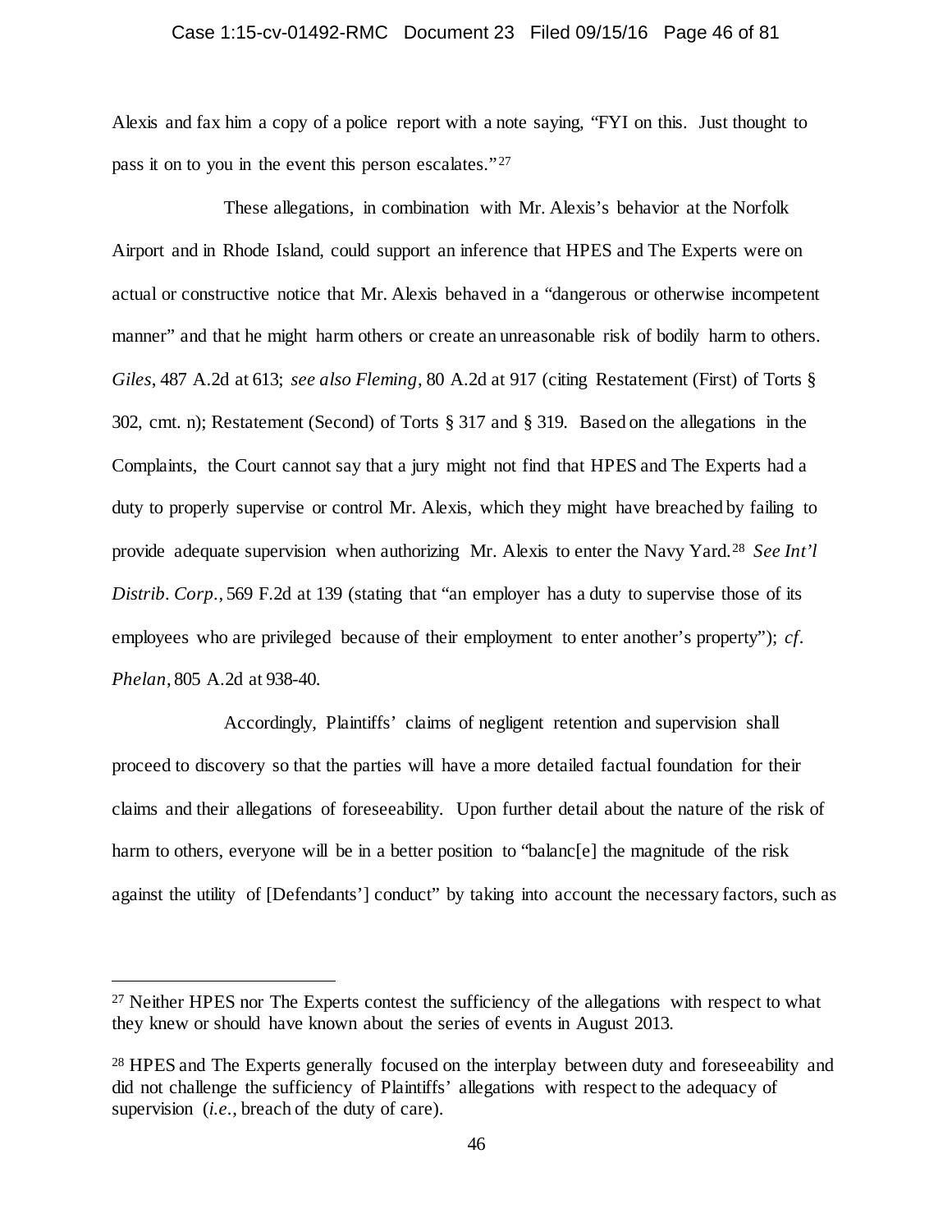Alexis and fax him a copy of a police report with a note saying, "FYI on this. Just thought to pass it on to you in the event this person escalates."[27]

These allegations, in combination with Mr. Alexis's behavior at the Norfolk Airport and in Rhode Island, could support an inference that HPES and The Experts were on actual or constructive notice that Mr. Alexis behaved in a "dangerous or otherwise incompetent manner" and that he might harm others or create an unreasonable risk of bodily harm to others. *Giles*, 487 A.2d at 613; *see also Fleming*, 80 A.2d at 917 (citing Restatement (First) of Torts § 302, cmt. n); Restatement (Second) of Torts § 317 and § 319. Based on the allegations in the Complaints, the Court cannot say that a jury might not find that HPES and The Experts had a duty to properly supervise or control Mr. Alexis, which they might have breached by failing to provide adequate supervision when authorizing Mr. Alexis to enter the Navy Yard.[28] *See Int'l Distrib. Corp.*, 569 F.2d at 139 (stating that "an employer has a duty to supervise those of its employees who are privileged because of their employment to enter another's property"); *cf. Phelan*, 805 A.2d at 938-40.

Accordingly, Plaintiffs' claims of negligent retention and supervision shall proceed to discovery so that the parties will have a more detailed factual foundation for their claims and their allegations of foreseeability. Upon further detail about the nature of the risk of harm to others, everyone will be in a better position to "balanc[e] the magnitude of the risk against the utility of [Defendants'] conduct" by taking into account the necessary factors, such as

---

[27] Neither HPES nor The Experts contest the sufficiency of the allegations with respect to what they knew or should have known about the series of events in August 2013.

[28] HPES and The Experts generally focused on the interplay between duty and foreseeability and did not challenge the sufficiency of Plaintiffs' allegations with respect to the adequacy of supervision (*i.e.*, breach of the duty of care).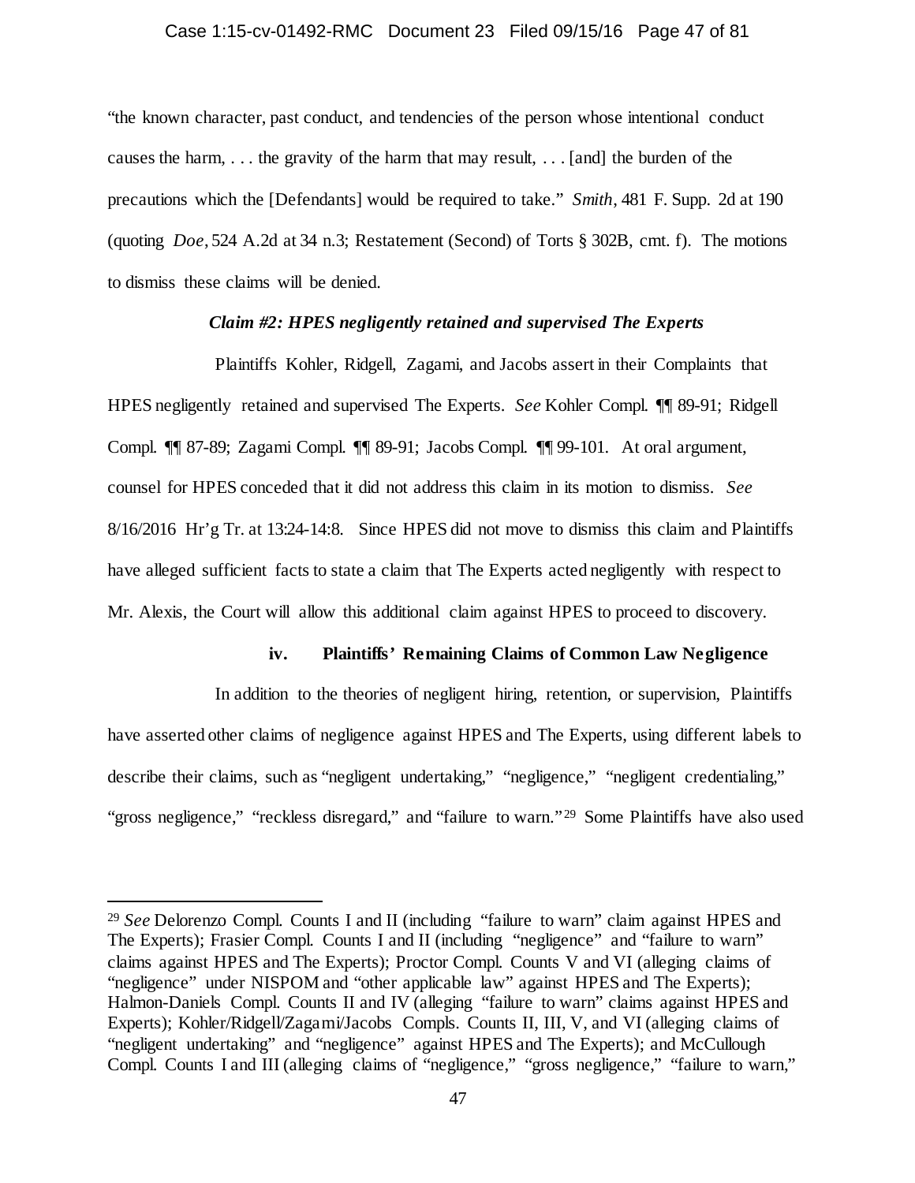"the known character, past conduct, and tendencies of the person whose intentional conduct causes the harm, . . . the gravity of the harm that may result, . . . [and] the burden of the precautions which the [Defendants] would be required to take." *Smith*, 481 F. Supp. 2d at 190 (quoting *Doe*, 524 A.2d at 34 n.3; Restatement (Second) of Torts § 302B, cmt. f). The motions to dismiss these claims will be denied.

***Claim #2: HPES negligently retained and supervised The Experts***

Plaintiffs Kohler, Ridgell, Zagami, and Jacobs assert in their Complaints that HPES negligently retained and supervised The Experts. *See* Kohler Compl. ¶¶ 89-91; Ridgell Compl. ¶¶ 87-89; Zagami Compl. ¶¶ 89-91; Jacobs Compl. ¶¶ 99-101. At oral argument, counsel for HPES conceded that it did not address this claim in its motion to dismiss. *See* 8/16/2016 Hr'g Tr. at 13:24-14:8. Since HPES did not move to dismiss this claim and Plaintiffs have alleged sufficient facts to state a claim that The Experts acted negligently with respect to Mr. Alexis, the Court will allow this additional claim against HPES to proceed to discovery.

**iv. Plaintiffs' Remaining Claims of Common Law Negligence**

In addition to the theories of negligent hiring, retention, or supervision, Plaintiffs have asserted other claims of negligence against HPES and The Experts, using different labels to describe their claims, such as "negligent undertaking," "negligence," "negligent credentialing," "gross negligence," "reckless disregard," and "failure to warn."[29] Some Plaintiffs have also used

[29] *See* Delorenzo Compl. Counts I and II (including "failure to warn" claim against HPES and The Experts); Frasier Compl. Counts I and II (including "negligence" and "failure to warn" claims against HPES and The Experts); Proctor Compl. Counts V and VI (alleging claims of "negligence" under NISPOM and "other applicable law" against HPES and The Experts); Halmon-Daniels Compl. Counts II and IV (alleging "failure to warn" claims against HPES and Experts); Kohler/Ridgell/Zagami/Jacobs Compls. Counts II, III, V, and VI (alleging claims of "negligent undertaking" and "negligence" against HPES and The Experts); and McCullough Compl. Counts I and III (alleging claims of "negligence," "gross negligence," "failure to warn,"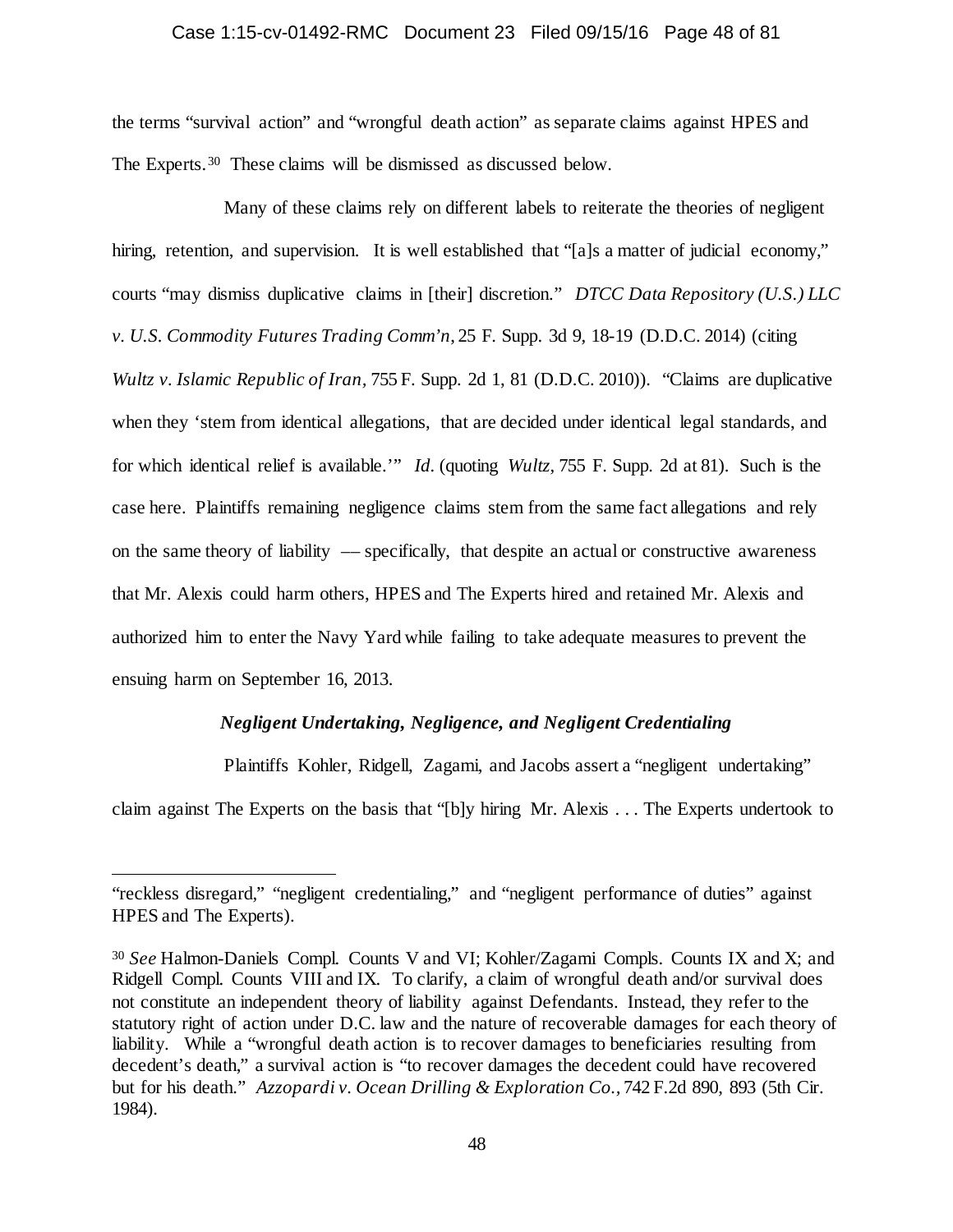the terms "survival action" and "wrongful death action" as separate claims against HPES and The Experts.[30] These claims will be dismissed as discussed below.

Many of these claims rely on different labels to reiterate the theories of negligent hiring, retention, and supervision. It is well established that "[a]s a matter of judicial economy," courts "may dismiss duplicative claims in [their] discretion." *DTCC Data Repository (U.S.) LLC v. U.S. Commodity Futures Trading Comm'n*, 25 F. Supp. 3d 9, 18-19 (D.D.C. 2014) (citing *Wultz v. Islamic Republic of Iran*, 755 F. Supp. 2d 1, 81 (D.D.C. 2010)). "Claims are duplicative when they 'stem from identical allegations, that are decided under identical legal standards, and for which identical relief is available.'" *Id.* (quoting *Wultz*, 755 F. Supp. 2d at 81). Such is the case here. Plaintiffs remaining negligence claims stem from the same fact allegations and rely on the same theory of liability — specifically, that despite an actual or constructive awareness that Mr. Alexis could harm others, HPES and The Experts hired and retained Mr. Alexis and authorized him to enter the Navy Yard while failing to take adequate measures to prevent the ensuing harm on September 16, 2013.

### *Negligent Undertaking, Negligence, and Negligent Credentialing*

Plaintiffs Kohler, Ridgell, Zagami, and Jacobs assert a "negligent undertaking" claim against The Experts on the basis that "[b]y hiring Mr. Alexis . . . The Experts undertook to

---

"reckless disregard," "negligent credentialing," and "negligent performance of duties" against HPES and The Experts).

[30] *See* Halmon-Daniels Compl. Counts V and VI; Kohler/Zagami Compls. Counts IX and X; and Ridgell Compl. Counts VIII and IX. To clarify, a claim of wrongful death and/or survival does not constitute an independent theory of liability against Defendants. Instead, they refer to the statutory right of action under D.C. law and the nature of recoverable damages for each theory of liability. While a "wrongful death action is to recover damages to beneficiaries resulting from decedent's death," a survival action is "to recover damages the decedent could have recovered but for his death." *Azzopardi v. Ocean Drilling & Exploration Co.*, 742 F.2d 890, 893 (5th Cir. 1984).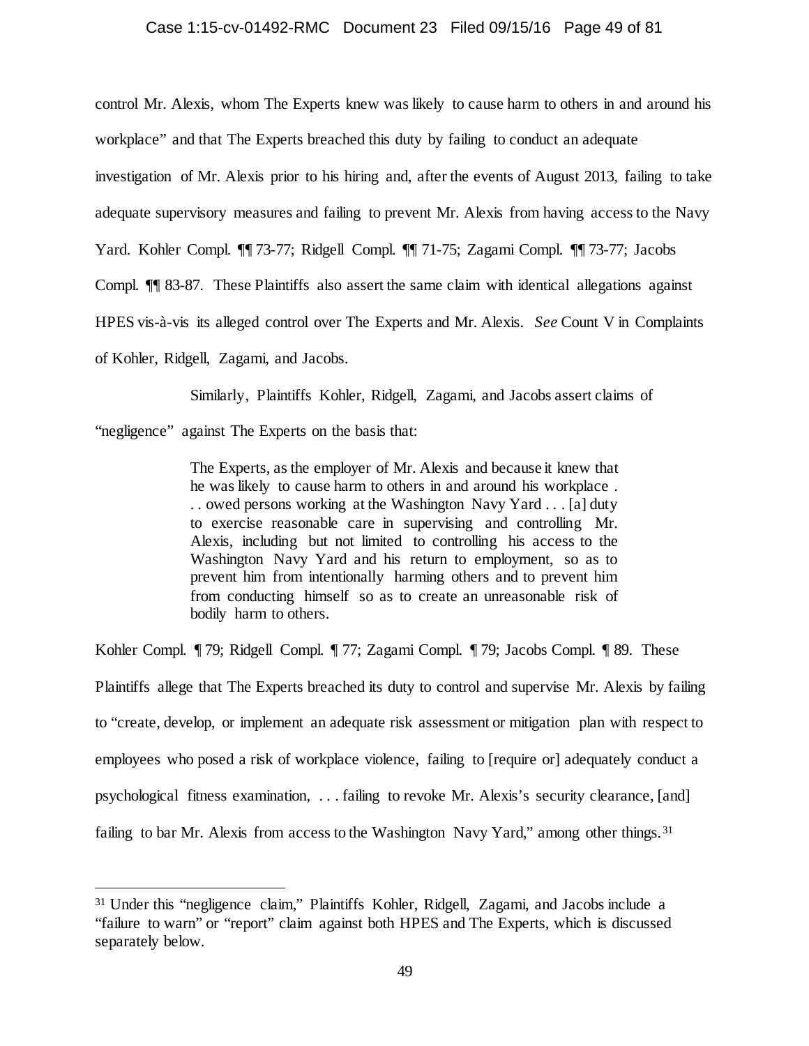control Mr. Alexis, whom The Experts knew was likely to cause harm to others in and around his workplace" and that The Experts breached this duty by failing to conduct an adequate investigation of Mr. Alexis prior to his hiring and, after the events of August 2013, failing to take adequate supervisory measures and failing to prevent Mr. Alexis from having access to the Navy Yard. Kohler Compl. ¶¶ 73-77; Ridgell Compl. ¶¶ 71-75; Zagami Compl. ¶¶ 73-77; Jacobs Compl. ¶¶ 83-87. These Plaintiffs also assert the same claim with identical allegations against HPES vis-à-vis its alleged control over The Experts and Mr. Alexis. *See* Count V in Complaints of Kohler, Ridgell, Zagami, and Jacobs.

Similarly, Plaintiffs Kohler, Ridgell, Zagami, and Jacobs assert claims of "negligence" against The Experts on the basis that:

> The Experts, as the employer of Mr. Alexis and because it knew that he was likely to cause harm to others in and around his workplace . . . owed persons working at the Washington Navy Yard . . . [a] duty to exercise reasonable care in supervising and controlling Mr. Alexis, including but not limited to controlling his access to the Washington Navy Yard and his return to employment, so as to prevent him from intentionally harming others and to prevent him from conducting himself so as to create an unreasonable risk of bodily harm to others.

Kohler Compl. ¶ 79; Ridgell Compl. ¶ 77; Zagami Compl. ¶ 79; Jacobs Compl. ¶ 89. These Plaintiffs allege that The Experts breached its duty to control and supervise Mr. Alexis by failing to "create, develop, or implement an adequate risk assessment or mitigation plan with respect to employees who posed a risk of workplace violence, failing to [require or] adequately conduct a psychological fitness examination, . . . failing to revoke Mr. Alexis's security clearance, [and] failing to bar Mr. Alexis from access to the Washington Navy Yard," among other things.[31]

---

[31] Under this "negligence claim," Plaintiffs Kohler, Ridgell, Zagami, and Jacobs include a "failure to warn" or "report" claim against both HPES and The Experts, which is discussed separately below.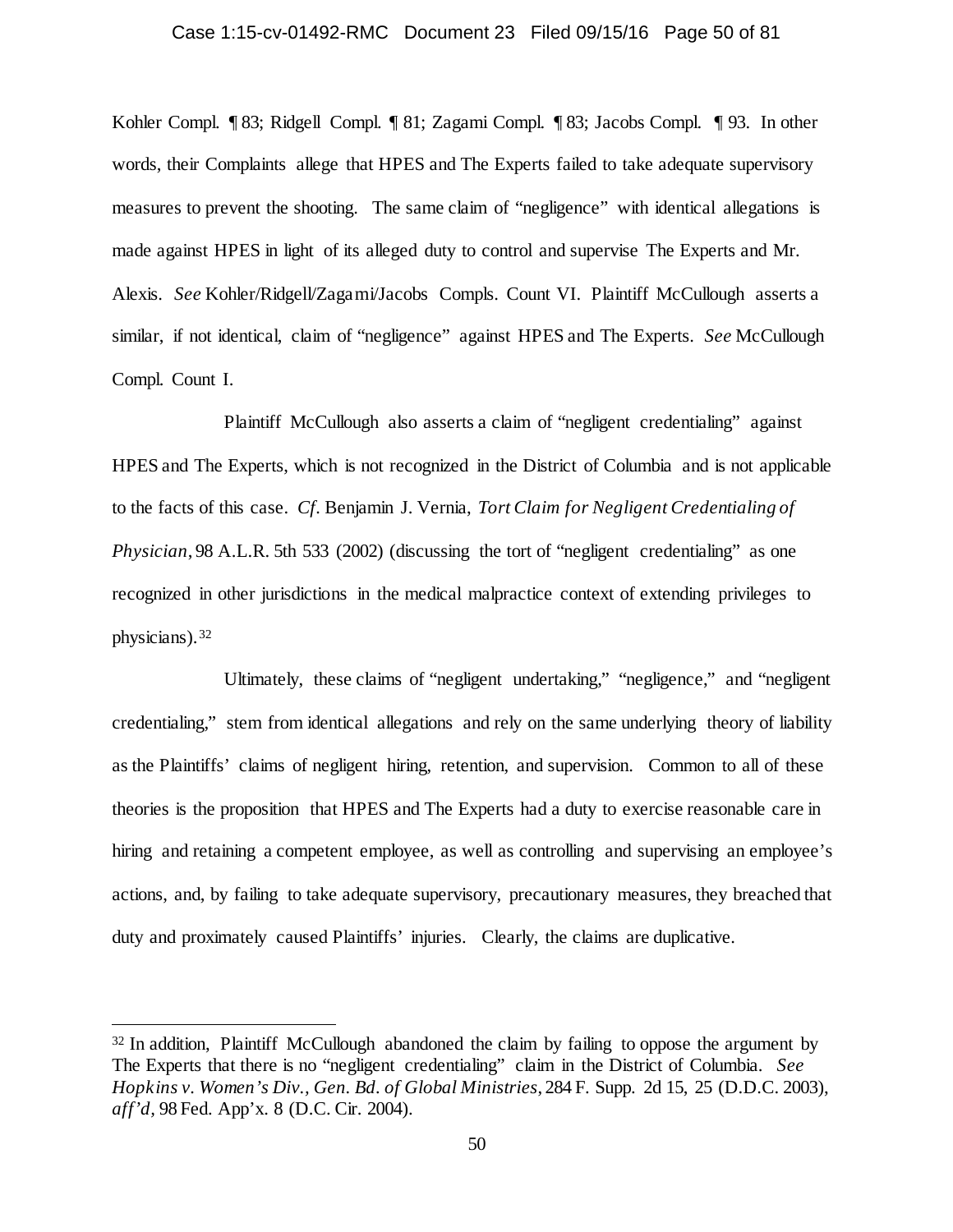Kohler Compl. ¶ 83; Ridgell Compl. ¶ 81; Zagami Compl. ¶ 83; Jacobs Compl. ¶ 93. In other words, their Complaints allege that HPES and The Experts failed to take adequate supervisory measures to prevent the shooting. The same claim of "negligence" with identical allegations is made against HPES in light of its alleged duty to control and supervise The Experts and Mr. Alexis. *See* Kohler/Ridgell/Zagami/Jacobs Compls. Count VI. Plaintiff McCullough asserts a similar, if not identical, claim of "negligence" against HPES and The Experts. *See* McCullough Compl. Count I.

Plaintiff McCullough also asserts a claim of "negligent credentialing" against HPES and The Experts, which is not recognized in the District of Columbia and is not applicable to the facts of this case. *Cf.* Benjamin J. Vernia, *Tort Claim for Negligent Credentialing of Physician*, 98 A.L.R. 5th 533 (2002) (discussing the tort of "negligent credentialing" as one recognized in other jurisdictions in the medical malpractice context of extending privileges to physicians).[32]

Ultimately, these claims of "negligent undertaking," "negligence," and "negligent credentialing," stem from identical allegations and rely on the same underlying theory of liability as the Plaintiffs' claims of negligent hiring, retention, and supervision. Common to all of these theories is the proposition that HPES and The Experts had a duty to exercise reasonable care in hiring and retaining a competent employee, as well as controlling and supervising an employee's actions, and, by failing to take adequate supervisory, precautionary measures, they breached that duty and proximately caused Plaintiffs' injuries. Clearly, the claims are duplicative.

---

[32] In addition, Plaintiff McCullough abandoned the claim by failing to oppose the argument by The Experts that there is no "negligent credentialing" claim in the District of Columbia. *See Hopkins v. Women's Div., Gen. Bd. of Global Ministries*, 284 F. Supp. 2d 15, 25 (D.D.C. 2003), *aff'd*, 98 Fed. App'x. 8 (D.C. Cir. 2004).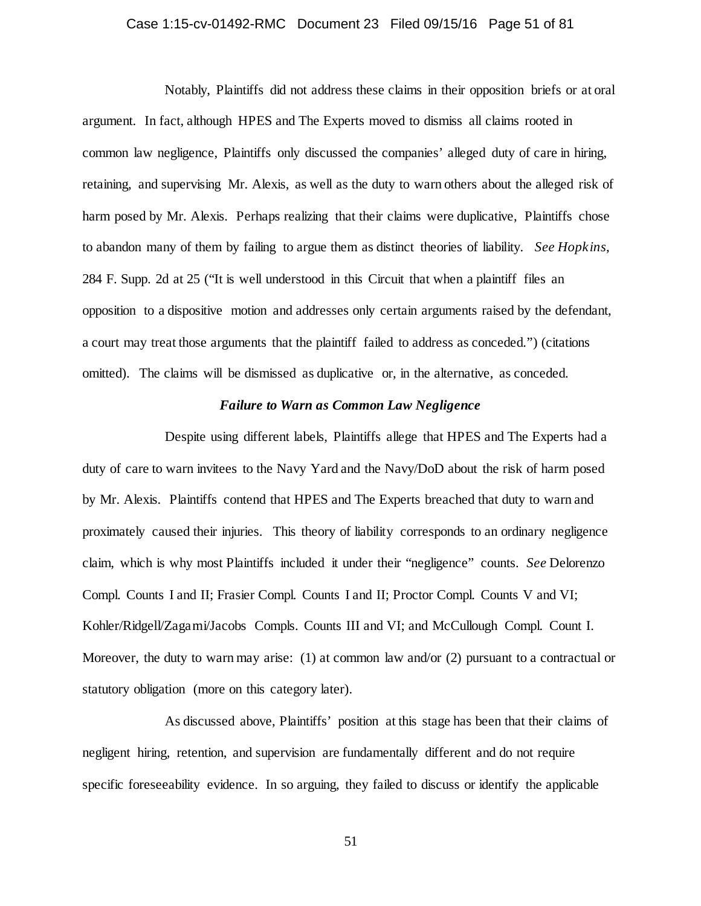Notably, Plaintiffs did not address these claims in their opposition briefs or at oral argument. In fact, although HPES and The Experts moved to dismiss all claims rooted in common law negligence, Plaintiffs only discussed the companies' alleged duty of care in hiring, retaining, and supervising Mr. Alexis, as well as the duty to warn others about the alleged risk of harm posed by Mr. Alexis. Perhaps realizing that their claims were duplicative, Plaintiffs chose to abandon many of them by failing to argue them as distinct theories of liability. *See Hopkins*, 284 F. Supp. 2d at 25 ("It is well understood in this Circuit that when a plaintiff files an opposition to a dispositive motion and addresses only certain arguments raised by the defendant, a court may treat those arguments that the plaintiff failed to address as conceded.") (citations omitted). The claims will be dismissed as duplicative or, in the alternative, as conceded.

***Failure to Warn as Common Law Negligence***

Despite using different labels, Plaintiffs allege that HPES and The Experts had a duty of care to warn invitees to the Navy Yard and the Navy/DoD about the risk of harm posed by Mr. Alexis. Plaintiffs contend that HPES and The Experts breached that duty to warn and proximately caused their injuries. This theory of liability corresponds to an ordinary negligence claim, which is why most Plaintiffs included it under their "negligence" counts. *See* Delorenzo Compl. Counts I and II; Frasier Compl. Counts I and II; Proctor Compl. Counts V and VI; Kohler/Ridgell/Zagami/Jacobs Compls. Counts III and VI; and McCullough Compl. Count I. Moreover, the duty to warn may arise: (1) at common law and/or (2) pursuant to a contractual or statutory obligation (more on this category later).

As discussed above, Plaintiffs' position at this stage has been that their claims of negligent hiring, retention, and supervision are fundamentally different and do not require specific foreseeability evidence. In so arguing, they failed to discuss or identify the applicable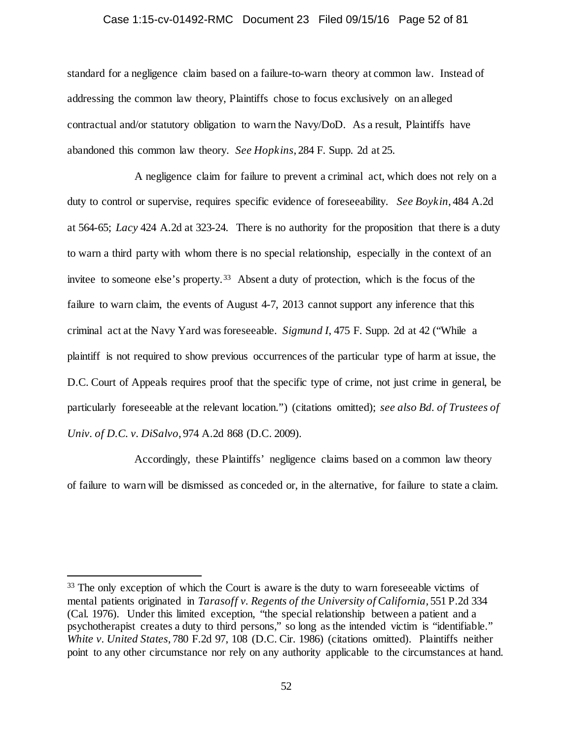standard for a negligence claim based on a failure-to-warn theory at common law. Instead of addressing the common law theory, Plaintiffs chose to focus exclusively on an alleged contractual and/or statutory obligation to warn the Navy/DoD. As a result, Plaintiffs have abandoned this common law theory. *See Hopkins*, 284 F. Supp. 2d at 25.

A negligence claim for failure to prevent a criminal act, which does not rely on a duty to control or supervise, requires specific evidence of foreseeability. *See Boykin*, 484 A.2d at 564-65; *Lacy* 424 A.2d at 323-24. There is no authority for the proposition that there is a duty to warn a third party with whom there is no special relationship, especially in the context of an invitee to someone else's property.[33] Absent a duty of protection, which is the focus of the failure to warn claim, the events of August 4-7, 2013 cannot support any inference that this criminal act at the Navy Yard was foreseeable. *Sigmund I*, 475 F. Supp. 2d at 42 ("While a plaintiff is not required to show previous occurrences of the particular type of harm at issue, the D.C. Court of Appeals requires proof that the specific type of crime, not just crime in general, be particularly foreseeable at the relevant location.") (citations omitted); *see also Bd. of Trustees of Univ. of D.C. v. DiSalvo*, 974 A.2d 868 (D.C. 2009).

Accordingly, these Plaintiffs' negligence claims based on a common law theory of failure to warn will be dismissed as conceded or, in the alternative, for failure to state a claim.

---

[33] The only exception of which the Court is aware is the duty to warn foreseeable victims of mental patients originated in *Tarasoff v. Regents of the University of California*, 551 P.2d 334 (Cal. 1976). Under this limited exception, "the special relationship between a patient and a psychotherapist creates a duty to third persons," so long as the intended victim is "identifiable." *White v. United States*, 780 F.2d 97, 108 (D.C. Cir. 1986) (citations omitted). Plaintiffs neither point to any other circumstance nor rely on any authority applicable to the circumstances at hand.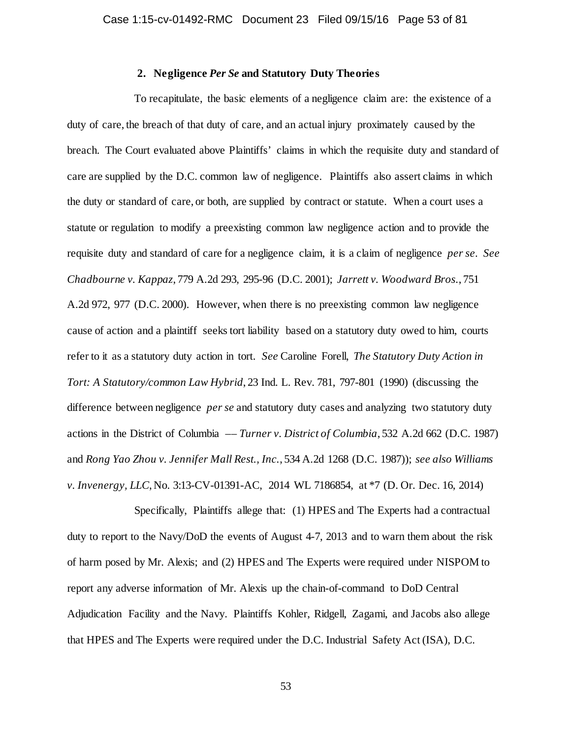### 2. Negligence *Per Se* and Statutory Duty Theories

To recapitulate, the basic elements of a negligence claim are: the existence of a duty of care, the breach of that duty of care, and an actual injury proximately caused by the breach. The Court evaluated above Plaintiffs' claims in which the requisite duty and standard of care are supplied by the D.C. common law of negligence. Plaintiffs also assert claims in which the duty or standard of care, or both, are supplied by contract or statute. When a court uses a statute or regulation to modify a preexisting common law negligence action and to provide the requisite duty and standard of care for a negligence claim, it is a claim of negligence *per se*. *See Chadbourne v. Kappaz*, 779 A.2d 293, 295-96 (D.C. 2001); *Jarrett v. Woodward Bros.*, 751 A.2d 972, 977 (D.C. 2000). However, when there is no preexisting common law negligence cause of action and a plaintiff seeks tort liability based on a statutory duty owed to him, courts refer to it as a statutory duty action in tort. *See* Caroline Forell, *The Statutory Duty Action in Tort: A Statutory/common Law Hybrid*, 23 Ind. L. Rev. 781, 797-801 (1990) (discussing the difference between negligence *per se* and statutory duty cases and analyzing two statutory duty actions in the District of Columbia –– *Turner v. District of Columbia*, 532 A.2d 662 (D.C. 1987) and *Rong Yao Zhou v. Jennifer Mall Rest., Inc.*, 534 A.2d 1268 (D.C. 1987)); *see also Williams v. Invenergy, LLC*, No. 3:13-CV-01391-AC, 2014 WL 7186854, at *7 (D. Or. Dec. 16, 2014)

Specifically, Plaintiffs allege that: (1) HPES and The Experts had a contractual duty to report to the Navy/DoD the events of August 4-7, 2013 and to warn them about the risk of harm posed by Mr. Alexis; and (2) HPES and The Experts were required under NISPOM to report any adverse information of Mr. Alexis up the chain-of-command to DoD Central Adjudication Facility and the Navy. Plaintiffs Kohler, Ridgell, Zagami, and Jacobs also allege that HPES and The Experts were required under the D.C. Industrial Safety Act (ISA), D.C.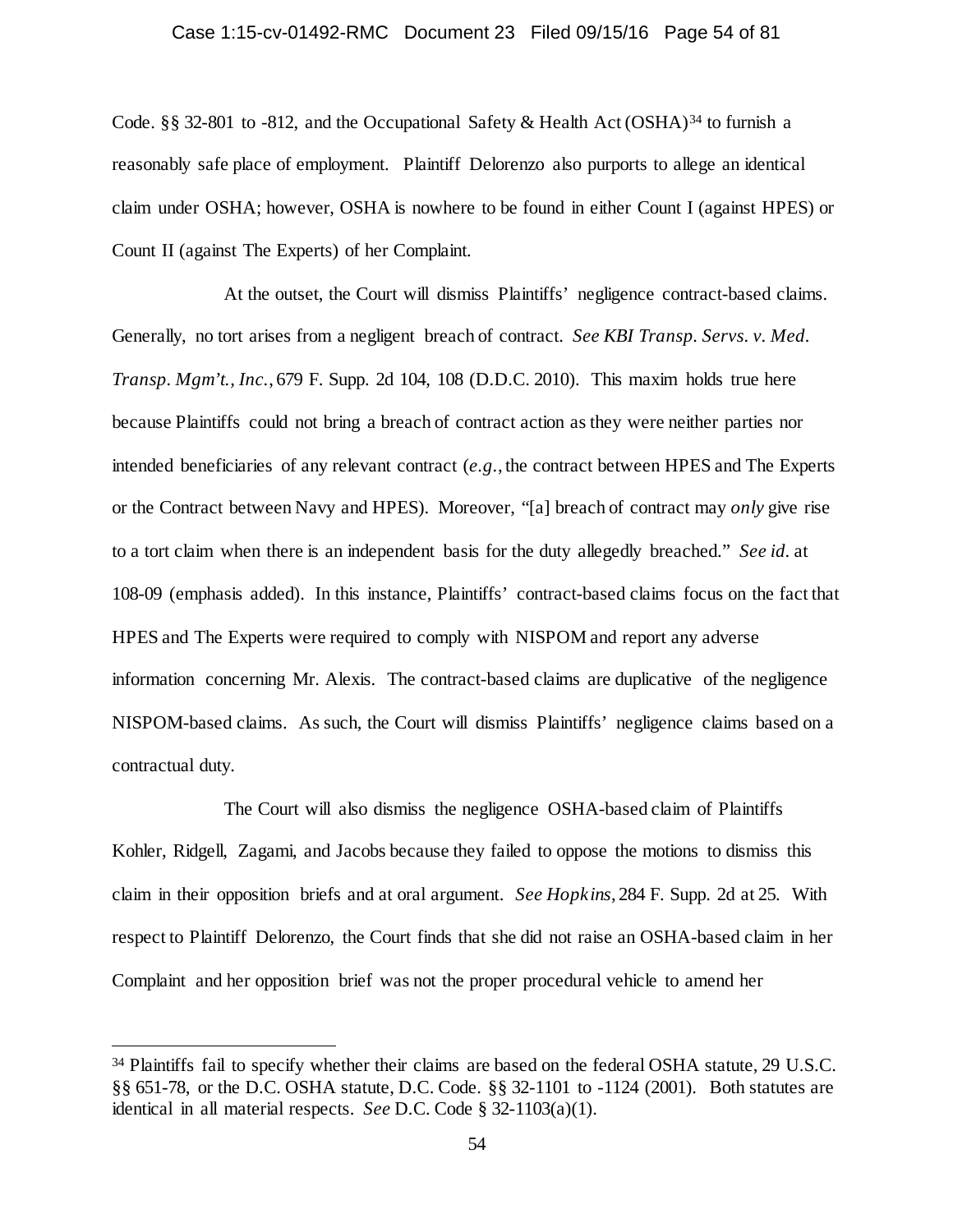Code. §§ 32-801 to -812, and the Occupational Safety & Health Act (OSHA)[34] to furnish a reasonably safe place of employment. Plaintiff Delorenzo also purports to allege an identical claim under OSHA; however, OSHA is nowhere to be found in either Count I (against HPES) or Count II (against The Experts) of her Complaint.

At the outset, the Court will dismiss Plaintiffs' negligence contract-based claims. Generally, no tort arises from a negligent breach of contract. *See KBI Transp. Servs. v. Med. Transp. Mgm't., Inc.*, 679 F. Supp. 2d 104, 108 (D.D.C. 2010). This maxim holds true here because Plaintiffs could not bring a breach of contract action as they were neither parties nor intended beneficiaries of any relevant contract (*e.g.*, the contract between HPES and The Experts or the Contract between Navy and HPES). Moreover, "[a] breach of contract may *only* give rise to a tort claim when there is an independent basis for the duty allegedly breached." *See id.* at 108-09 (emphasis added). In this instance, Plaintiffs' contract-based claims focus on the fact that HPES and The Experts were required to comply with NISPOM and report any adverse information concerning Mr. Alexis. The contract-based claims are duplicative of the negligence NISPOM-based claims. As such, the Court will dismiss Plaintiffs' negligence claims based on a contractual duty.

The Court will also dismiss the negligence OSHA-based claim of Plaintiffs Kohler, Ridgell, Zagami, and Jacobs because they failed to oppose the motions to dismiss this claim in their opposition briefs and at oral argument. *See Hopkins*, 284 F. Supp. 2d at 25. With respect to Plaintiff Delorenzo, the Court finds that she did not raise an OSHA-based claim in her Complaint and her opposition brief was not the proper procedural vehicle to amend her

---

[34] Plaintiffs fail to specify whether their claims are based on the federal OSHA statute, 29 U.S.C. §§ 651-78, or the D.C. OSHA statute, D.C. Code. §§ 32-1101 to -1124 (2001). Both statutes are identical in all material respects. *See* D.C. Code § 32-1103(a)(1).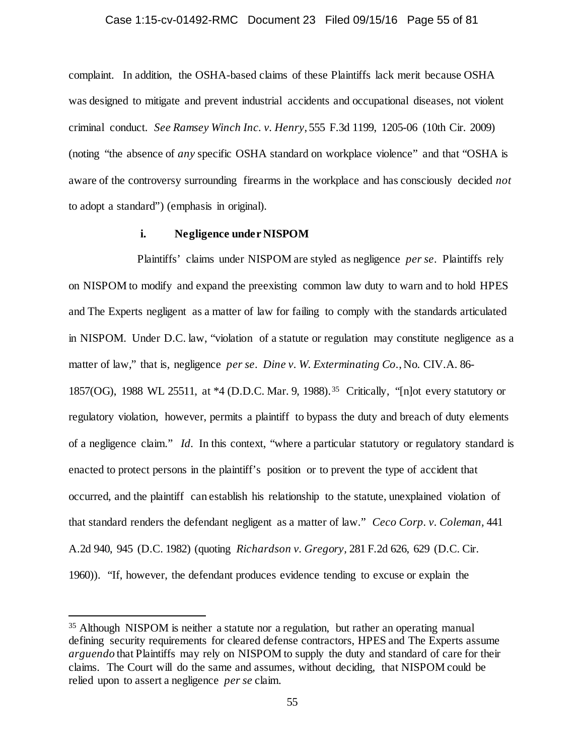complaint. In addition, the OSHA-based claims of these Plaintiffs lack merit because OSHA was designed to mitigate and prevent industrial accidents and occupational diseases, not violent criminal conduct. *See Ramsey Winch Inc. v. Henry*, 555 F.3d 1199, 1205-06 (10th Cir. 2009) (noting "the absence of *any* specific OSHA standard on workplace violence" and that "OSHA is aware of the controversy surrounding firearms in the workplace and has consciously decided *not* to adopt a standard") (emphasis in original).

#### i. Negligence under NISPOM

Plaintiffs' claims under NISPOM are styled as negligence *per se*. Plaintiffs rely on NISPOM to modify and expand the preexisting common law duty to warn and to hold HPES and The Experts negligent as a matter of law for failing to comply with the standards articulated in NISPOM. Under D.C. law, "violation of a statute or regulation may constitute negligence as a matter of law," that is, negligence *per se*. *Dine v. W. Exterminating Co.*, No. CIV.A. 86-1857(OG), 1988 WL 25511, at *4 (D.D.C. Mar. 9, 1988).[35] Critically, "[n]ot every statutory or regulatory violation, however, permits a plaintiff to bypass the duty and breach of duty elements of a negligence claim." *Id*. In this context, "where a particular statutory or regulatory standard is enacted to protect persons in the plaintiff's position or to prevent the type of accident that occurred, and the plaintiff can establish his relationship to the statute, unexplained violation of that standard renders the defendant negligent as a matter of law." *Ceco Corp. v. Coleman*, 441 A.2d 940, 945 (D.C. 1982) (quoting *Richardson v. Gregory*, 281 F.2d 626, 629 (D.C. Cir. 1960)). "If, however, the defendant produces evidence tending to excuse or explain the

---

[35] Although NISPOM is neither a statute nor a regulation, but rather an operating manual defining security requirements for cleared defense contractors, HPES and The Experts assume *arguendo* that Plaintiffs may rely on NISPOM to supply the duty and standard of care for their claims. The Court will do the same and assumes, without deciding, that NISPOM could be relied upon to assert a negligence *per se* claim.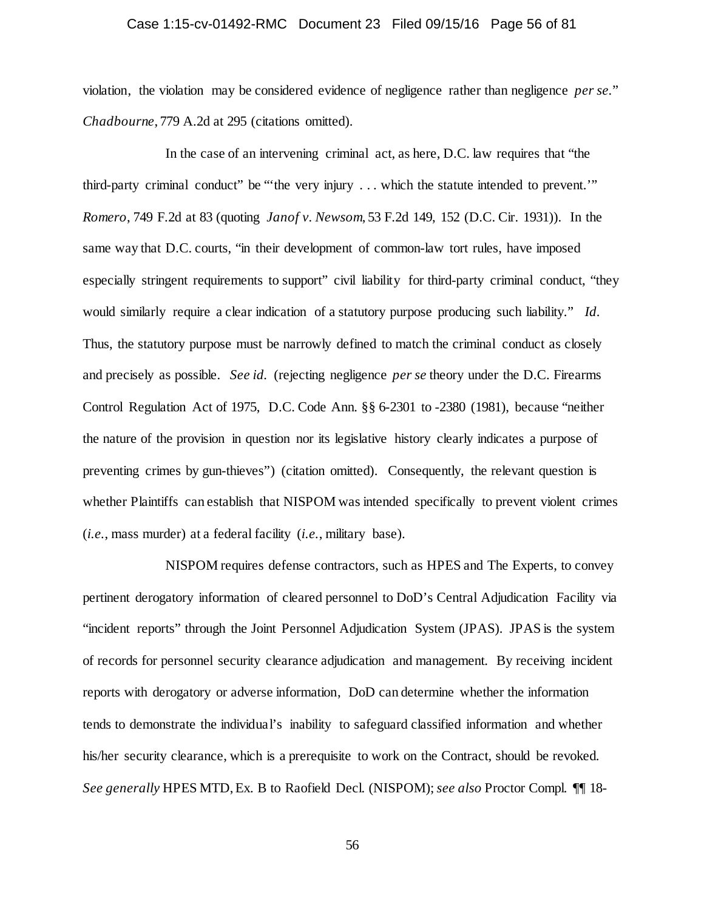violation, the violation may be considered evidence of negligence rather than negligence *per se*." *Chadbourne*, 779 A.2d at 295 (citations omitted).

In the case of an intervening criminal act, as here, D.C. law requires that "the third-party criminal conduct" be "'the very injury . . . which the statute intended to prevent.'" *Romero*, 749 F.2d at 83 (quoting *Janof v. Newsom*, 53 F.2d 149, 152 (D.C. Cir. 1931)). In the same way that D.C. courts, "in their development of common-law tort rules, have imposed especially stringent requirements to support" civil liability for third-party criminal conduct, "they would similarly require a clear indication of a statutory purpose producing such liability." *Id*. Thus, the statutory purpose must be narrowly defined to match the criminal conduct as closely and precisely as possible. *See id*. (rejecting negligence *per se* theory under the D.C. Firearms Control Regulation Act of 1975, D.C. Code Ann. §§ 6-2301 to -2380 (1981), because "neither the nature of the provision in question nor its legislative history clearly indicates a purpose of preventing crimes by gun-thieves") (citation omitted). Consequently, the relevant question is whether Plaintiffs can establish that NISPOM was intended specifically to prevent violent crimes (*i.e.*, mass murder) at a federal facility (*i.e.*, military base).

NISPOM requires defense contractors, such as HPES and The Experts, to convey pertinent derogatory information of cleared personnel to DoD's Central Adjudication Facility via "incident reports" through the Joint Personnel Adjudication System (JPAS). JPAS is the system of records for personnel security clearance adjudication and management. By receiving incident reports with derogatory or adverse information, DoD can determine whether the information tends to demonstrate the individual's inability to safeguard classified information and whether his/her security clearance, which is a prerequisite to work on the Contract, should be revoked. *See generally* HPES MTD, Ex. B to Raofield Decl. (NISPOM); *see also* Proctor Compl. ¶¶ 18-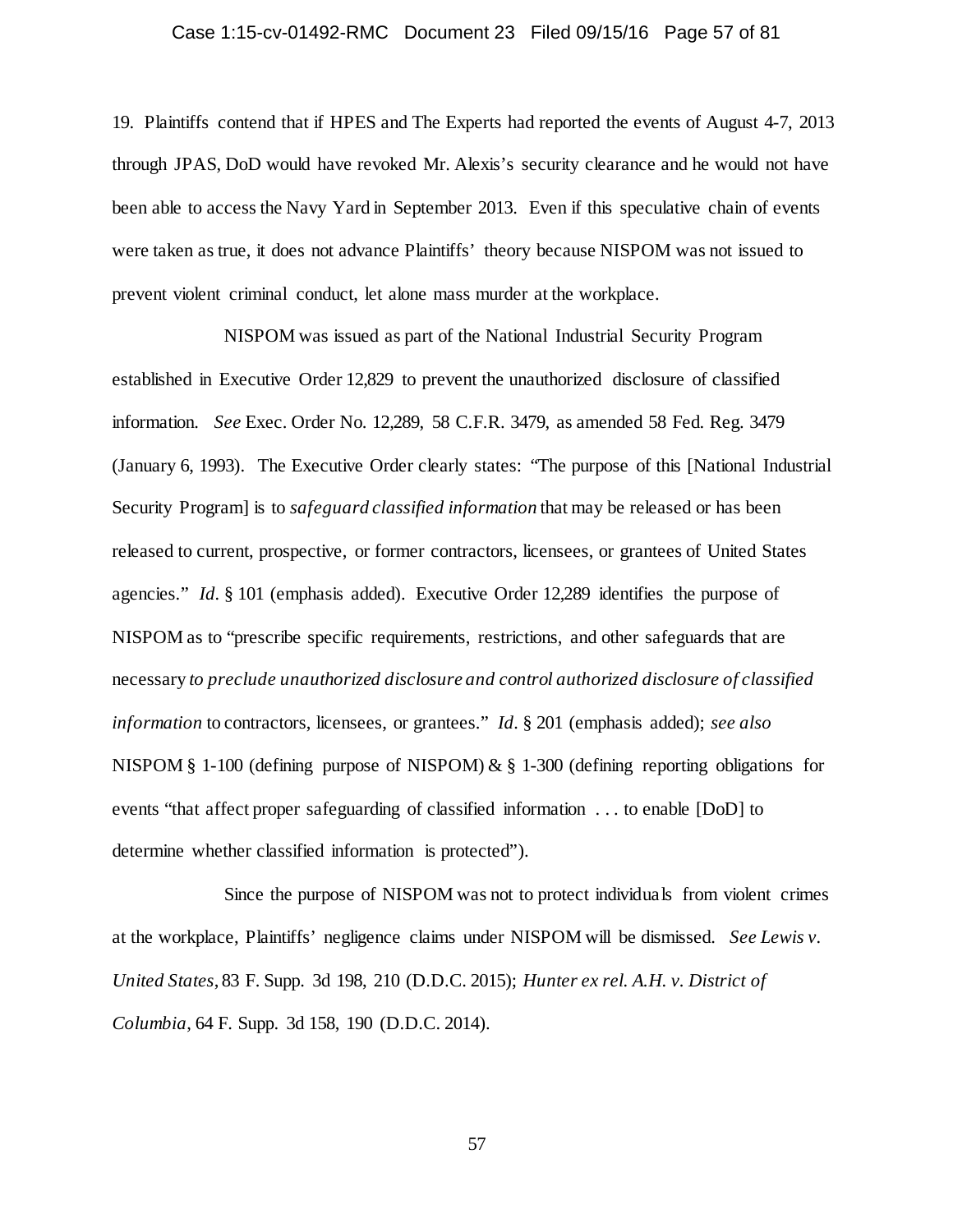19. Plaintiffs contend that if HPES and The Experts had reported the events of August 4-7, 2013 through JPAS, DoD would have revoked Mr. Alexis's security clearance and he would not have been able to access the Navy Yard in September 2013. Even if this speculative chain of events were taken as true, it does not advance Plaintiffs' theory because NISPOM was not issued to prevent violent criminal conduct, let alone mass murder at the workplace.

NISPOM was issued as part of the National Industrial Security Program established in Executive Order 12,829 to prevent the unauthorized disclosure of classified information. *See* Exec. Order No. 12,289, 58 C.F.R. 3479, as amended 58 Fed. Reg. 3479 (January 6, 1993). The Executive Order clearly states: "The purpose of this [National Industrial Security Program] is to *safeguard classified information* that may be released or has been released to current, prospective, or former contractors, licensees, or grantees of United States agencies." *Id*. § 101 (emphasis added). Executive Order 12,289 identifies the purpose of NISPOM as to "prescribe specific requirements, restrictions, and other safeguards that are necessary *to preclude unauthorized disclosure and control authorized disclosure of classified information* to contractors, licensees, or grantees." *Id*. § 201 (emphasis added); *see also* NISPOM § 1-100 (defining purpose of NISPOM) & § 1-300 (defining reporting obligations for events "that affect proper safeguarding of classified information . . . to enable [DoD] to determine whether classified information is protected").

Since the purpose of NISPOM was not to protect individuals from violent crimes at the workplace, Plaintiffs' negligence claims under NISPOM will be dismissed. *See Lewis v. United States*, 83 F. Supp. 3d 198, 210 (D.D.C. 2015); *Hunter ex rel. A.H. v. District of Columbia*, 64 F. Supp. 3d 158, 190 (D.D.C. 2014).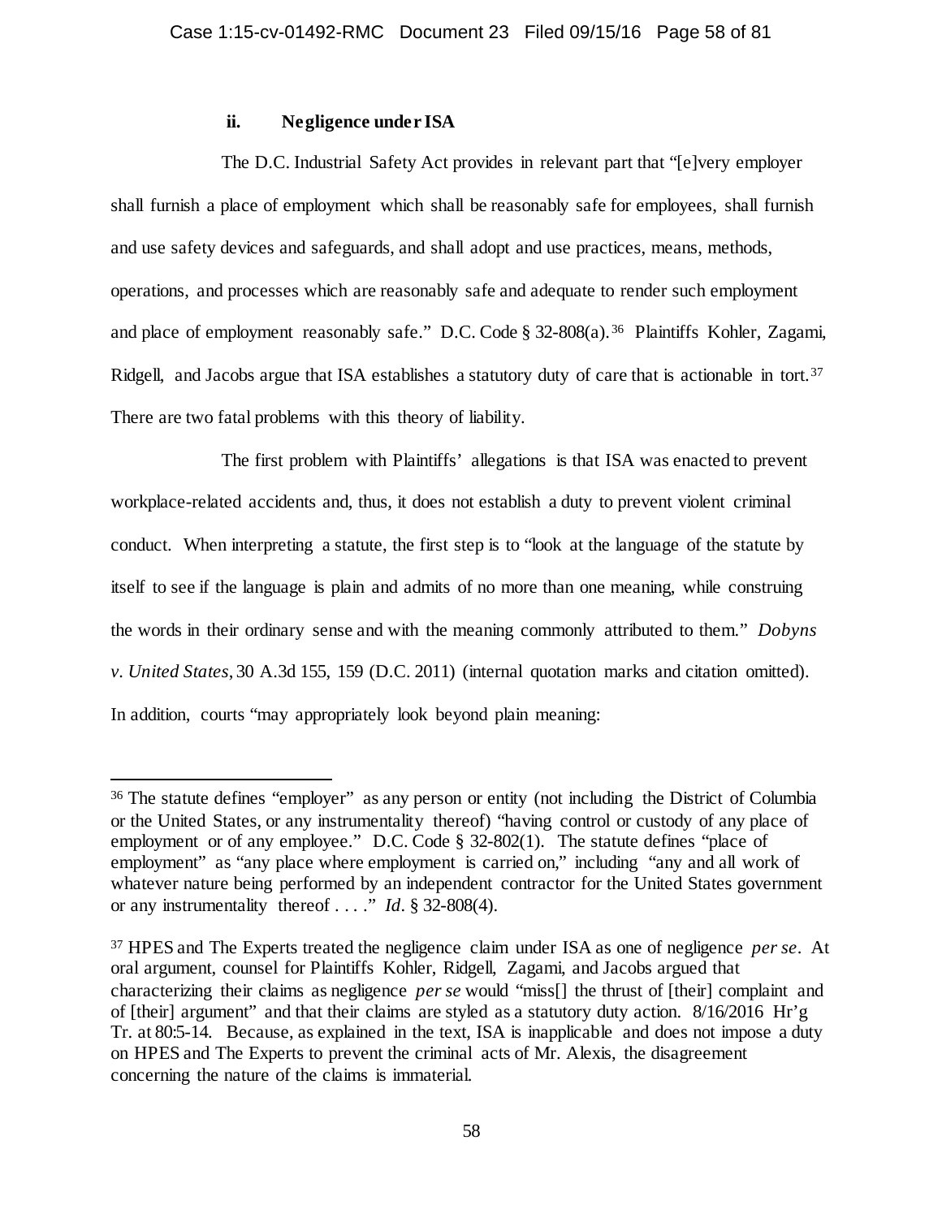### ii. Negligence under ISA

The D.C. Industrial Safety Act provides in relevant part that "[e]very employer shall furnish a place of employment which shall be reasonably safe for employees, shall furnish and use safety devices and safeguards, and shall adopt and use practices, means, methods, operations, and processes which are reasonably safe and adequate to render such employment and place of employment reasonably safe." D.C. Code § 32-808(a).[36] Plaintiffs Kohler, Zagami, Ridgell, and Jacobs argue that ISA establishes a statutory duty of care that is actionable in tort.[37] There are two fatal problems with this theory of liability.

The first problem with Plaintiffs' allegations is that ISA was enacted to prevent workplace-related accidents and, thus, it does not establish a duty to prevent violent criminal conduct. When interpreting a statute, the first step is to "look at the language of the statute by itself to see if the language is plain and admits of no more than one meaning, while construing the words in their ordinary sense and with the meaning commonly attributed to them." *Dobyns v. United States*, 30 A.3d 155, 159 (D.C. 2011) (internal quotation marks and citation omitted). In addition, courts "may appropriately look beyond plain meaning:

---

[36] The statute defines "employer" as any person or entity (not including the District of Columbia or the United States, or any instrumentality thereof) "having control or custody of any place of employment or of any employee." D.C. Code § 32-802(1). The statute defines "place of employment" as "any place where employment is carried on," including "any and all work of whatever nature being performed by an independent contractor for the United States government or any instrumentality thereof . . . ." *Id*. § 32-808(4).

[37] HPES and The Experts treated the negligence claim under ISA as one of negligence *per se*. At oral argument, counsel for Plaintiffs Kohler, Ridgell, Zagami, and Jacobs argued that characterizing their claims as negligence *per se* would "miss[] the thrust of [their] complaint and of [their] argument" and that their claims are styled as a statutory duty action. 8/16/2016 Hr'g Tr. at 80:5-14. Because, as explained in the text, ISA is inapplicable and does not impose a duty on HPES and The Experts to prevent the criminal acts of Mr. Alexis, the disagreement concerning the nature of the claims is immaterial.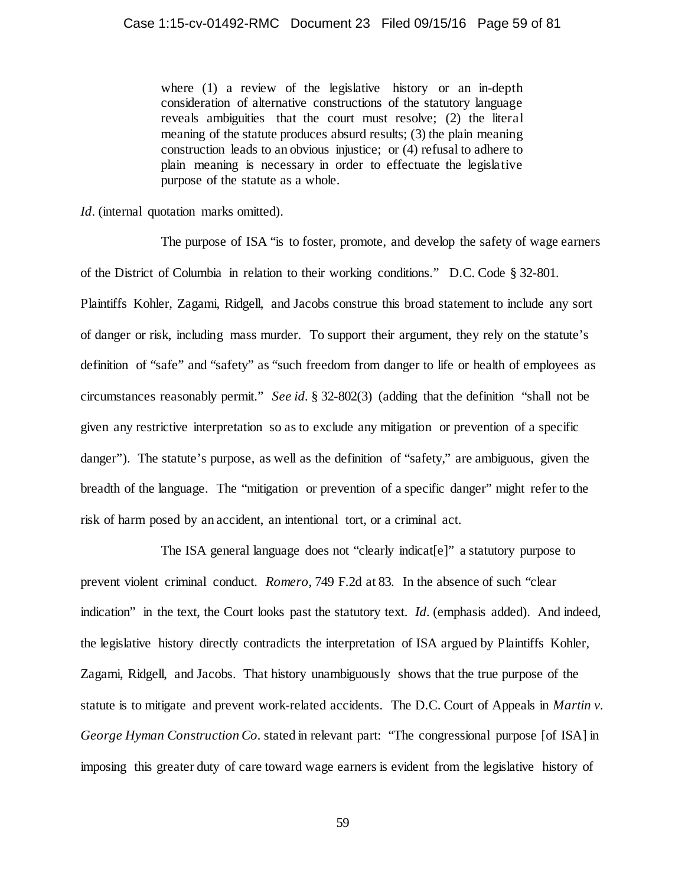> where (1) a review of the legislative history or an in-depth consideration of alternative constructions of the statutory language reveals ambiguities that the court must resolve; (2) the literal meaning of the statute produces absurd results; (3) the plain meaning construction leads to an obvious injustice; or (4) refusal to adhere to plain meaning is necessary in order to effectuate the legislative purpose of the statute as a whole.

*Id*. (internal quotation marks omitted).

The purpose of ISA "is to foster, promote, and develop the safety of wage earners of the District of Columbia in relation to their working conditions." D.C. Code § 32-801. Plaintiffs Kohler, Zagami, Ridgell, and Jacobs construe this broad statement to include any sort of danger or risk, including mass murder. To support their argument, they rely on the statute's definition of "safe" and "safety" as "such freedom from danger to life or health of employees as circumstances reasonably permit." *See id*. § 32-802(3) (adding that the definition "shall not be given any restrictive interpretation so as to exclude any mitigation or prevention of a specific danger"). The statute's purpose, as well as the definition of "safety," are ambiguous, given the breadth of the language. The "mitigation or prevention of a specific danger" might refer to the risk of harm posed by an accident, an intentional tort, or a criminal act.

The ISA general language does not "clearly indicat[e]" a statutory purpose to prevent violent criminal conduct. *Romero*, 749 F.2d at 83. In the absence of such "clear indication" in the text, the Court looks past the statutory text. *Id*. (emphasis added). And indeed, the legislative history directly contradicts the interpretation of ISA argued by Plaintiffs Kohler, Zagami, Ridgell, and Jacobs. That history unambiguously shows that the true purpose of the statute is to mitigate and prevent work-related accidents. The D.C. Court of Appeals in *Martin v. George Hyman Construction Co*. stated in relevant part: "The congressional purpose [of ISA] in imposing this greater duty of care toward wage earners is evident from the legislative history of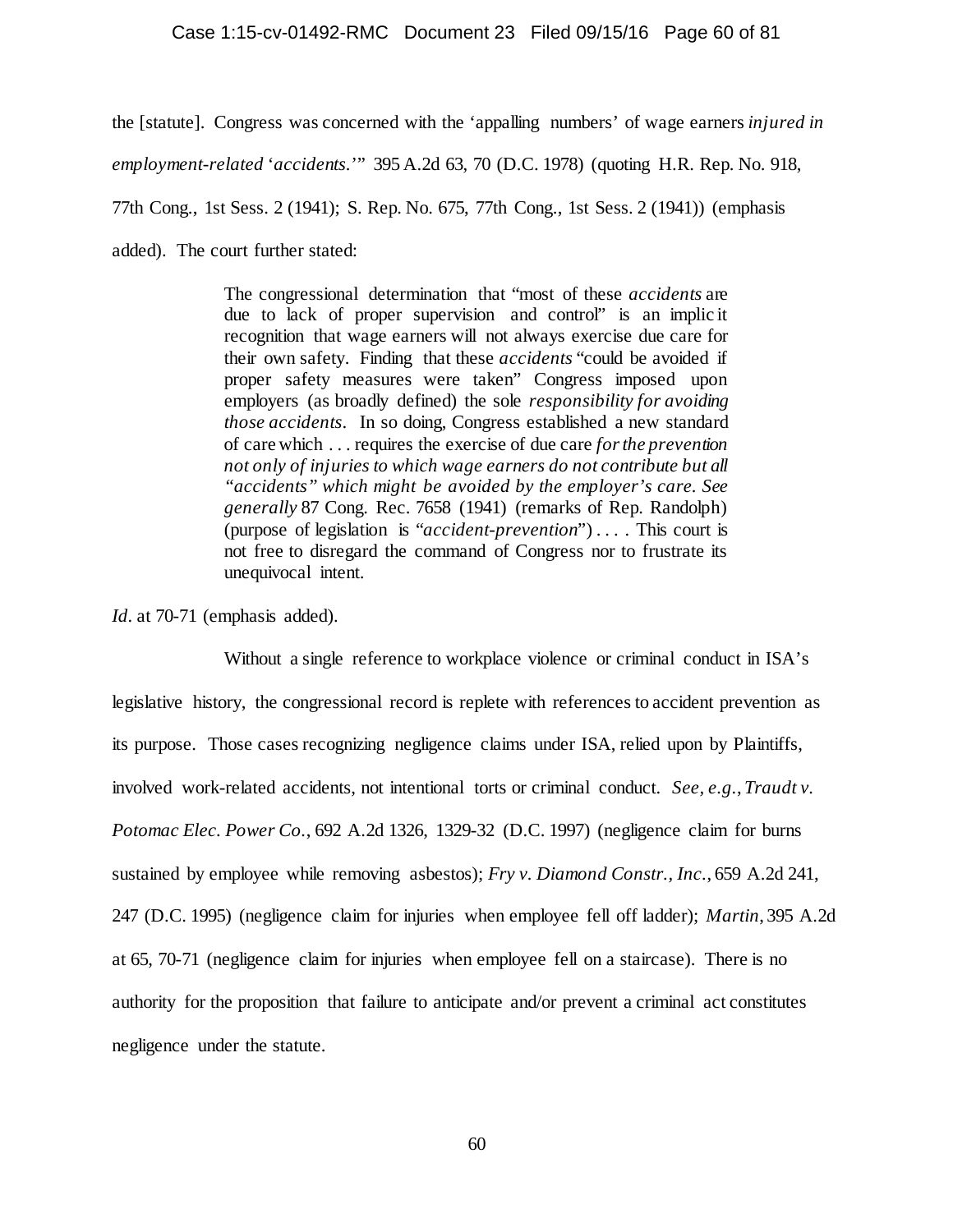the [statute]. Congress was concerned with the 'appalling numbers' of wage earners *injured in employment-related 'accidents.'*" 395 A.2d 63, 70 (D.C. 1978) (quoting H.R. Rep. No. 918, 77th Cong., 1st Sess. 2 (1941); S. Rep. No. 675, 77th Cong., 1st Sess. 2 (1941)) (emphasis added). The court further stated:

> The congressional determination that "most of these *accidents* are due to lack of proper supervision and control" is an implicit recognition that wage earners will not always exercise due care for their own safety. Finding that these *accidents* "could be avoided if proper safety measures were taken" Congress imposed upon employers (as broadly defined) the sole *responsibility for avoiding those accidents*. In so doing, Congress established a new standard of care which . . . requires the exercise of due care *for the prevention not only of injuries to which wage earners do not contribute but all "accidents" which might be avoided by the employer's care. See generally* 87 Cong. Rec. 7658 (1941) (remarks of Rep. Randolph) (purpose of legislation is "*accident-prevention*") . . . . This court is not free to disregard the command of Congress nor to frustrate its unequivocal intent.

*Id.* at 70-71 (emphasis added).

Without a single reference to workplace violence or criminal conduct in ISA's legislative history, the congressional record is replete with references to accident prevention as its purpose. Those cases recognizing negligence claims under ISA, relied upon by Plaintiffs, involved work-related accidents, not intentional torts or criminal conduct. *See, e.g.*, *Traudt v. Potomac Elec. Power Co.*, 692 A.2d 1326, 1329-32 (D.C. 1997) (negligence claim for burns sustained by employee while removing asbestos); *Fry v. Diamond Constr., Inc.*, 659 A.2d 241, 247 (D.C. 1995) (negligence claim for injuries when employee fell off ladder); *Martin*, 395 A.2d at 65, 70-71 (negligence claim for injuries when employee fell on a staircase). There is no authority for the proposition that failure to anticipate and/or prevent a criminal act constitutes negligence under the statute.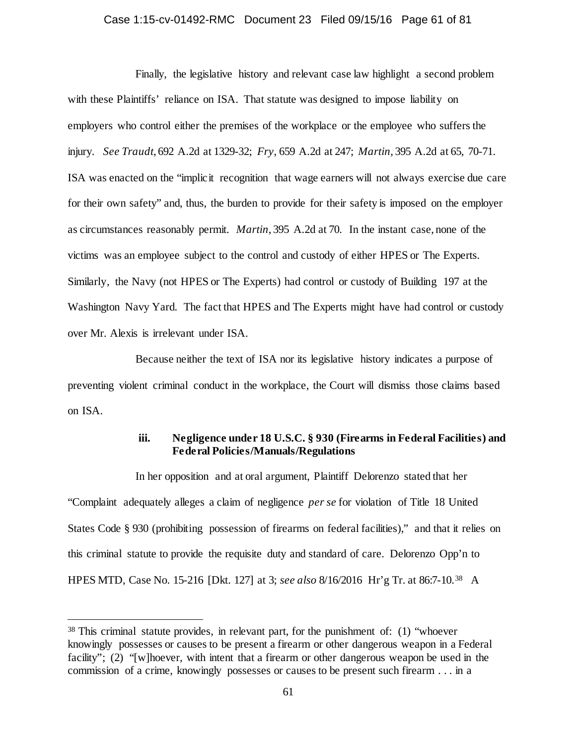Finally, the legislative history and relevant case law highlight a second problem with these Plaintiffs' reliance on ISA. That statute was designed to impose liability on employers who control either the premises of the workplace or the employee who suffers the injury. *See Traudt*, 692 A.2d at 1329-32; *Fry*, 659 A.2d at 247; *Martin*, 395 A.2d at 65, 70-71. ISA was enacted on the "implicit recognition that wage earners will not always exercise due care for their own safety" and, thus, the burden to provide for their safety is imposed on the employer as circumstances reasonably permit. *Martin*, 395 A.2d at 70. In the instant case, none of the victims was an employee subject to the control and custody of either HPES or The Experts. Similarly, the Navy (not HPES or The Experts) had control or custody of Building 197 at the Washington Navy Yard. The fact that HPES and The Experts might have had control or custody over Mr. Alexis is irrelevant under ISA.

Because neither the text of ISA nor its legislative history indicates a purpose of preventing violent criminal conduct in the workplace, the Court will dismiss those claims based on ISA.

#### iii. Negligence under 18 U.S.C. § 930 (Firearms in Federal Facilities) and Federal Policies/Manuals/Regulations

In her opposition and at oral argument, Plaintiff Delorenzo stated that her "Complaint adequately alleges a claim of negligence *per se* for violation of Title 18 United States Code § 930 (prohibiting possession of firearms on federal facilities)," and that it relies on this criminal statute to provide the requisite duty and standard of care. Delorenzo Opp'n to HPES MTD, Case No. 15-216 [Dkt. 127] at 3; *see also* 8/16/2016 Hr'g Tr. at 86:7-10.[38] A

---

[38] This criminal statute provides, in relevant part, for the punishment of: (1) "whoever knowingly possesses or causes to be present a firearm or other dangerous weapon in a Federal facility"; (2) "[w]hoever, with intent that a firearm or other dangerous weapon be used in the commission of a crime, knowingly possesses or causes to be present such firearm . . . in a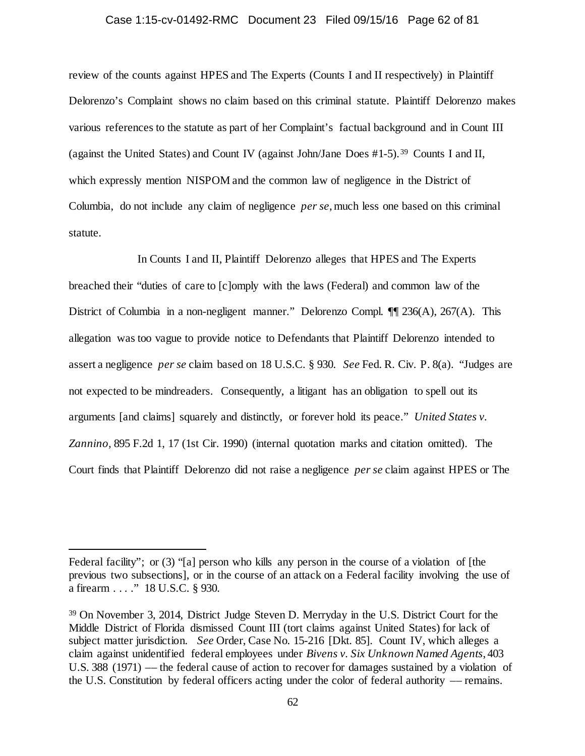review of the counts against HPES and The Experts (Counts I and II respectively) in Plaintiff Delorenzo's Complaint shows no claim based on this criminal statute. Plaintiff Delorenzo makes various references to the statute as part of her Complaint's factual background and in Count III (against the United States) and Count IV (against John/Jane Does #1-5).[39] Counts I and II, which expressly mention NISPOM and the common law of negligence in the District of Columbia, do not include any claim of negligence *per se*, much less one based on this criminal statute.

In Counts I and II, Plaintiff Delorenzo alleges that HPES and The Experts breached their "duties of care to [c]omply with the laws (Federal) and common law of the District of Columbia in a non-negligent manner." Delorenzo Compl. ¶¶ 236(A), 267(A). This allegation was too vague to provide notice to Defendants that Plaintiff Delorenzo intended to assert a negligence *per se* claim based on 18 U.S.C. § 930. *See* Fed. R. Civ. P. 8(a). "Judges are not expected to be mindreaders. Consequently, a litigant has an obligation to spell out its arguments [and claims] squarely and distinctly, or forever hold its peace." *United States v. Zannino,* 895 F.2d 1, 17 (1st Cir. 1990) (internal quotation marks and citation omitted). The Court finds that Plaintiff Delorenzo did not raise a negligence *per se* claim against HPES or The

---

Federal facility"; or (3) "[a] person who kills any person in the course of a violation of [the previous two subsections], or in the course of an attack on a Federal facility involving the use of a firearm . . . ." 18 U.S.C. § 930.

[39] On November 3, 2014, District Judge Steven D. Merryday in the U.S. District Court for the Middle District of Florida dismissed Count III (tort claims against United States) for lack of subject matter jurisdiction. *See* Order, Case No. 15-216 [Dkt. 85]. Count IV, which alleges a claim against unidentified federal employees under *Bivens v. Six Unknown Named Agents*, 403 U.S. 388 (1971) –– the federal cause of action to recover for damages sustained by a violation of the U.S. Constitution by federal officers acting under the color of federal authority –– remains.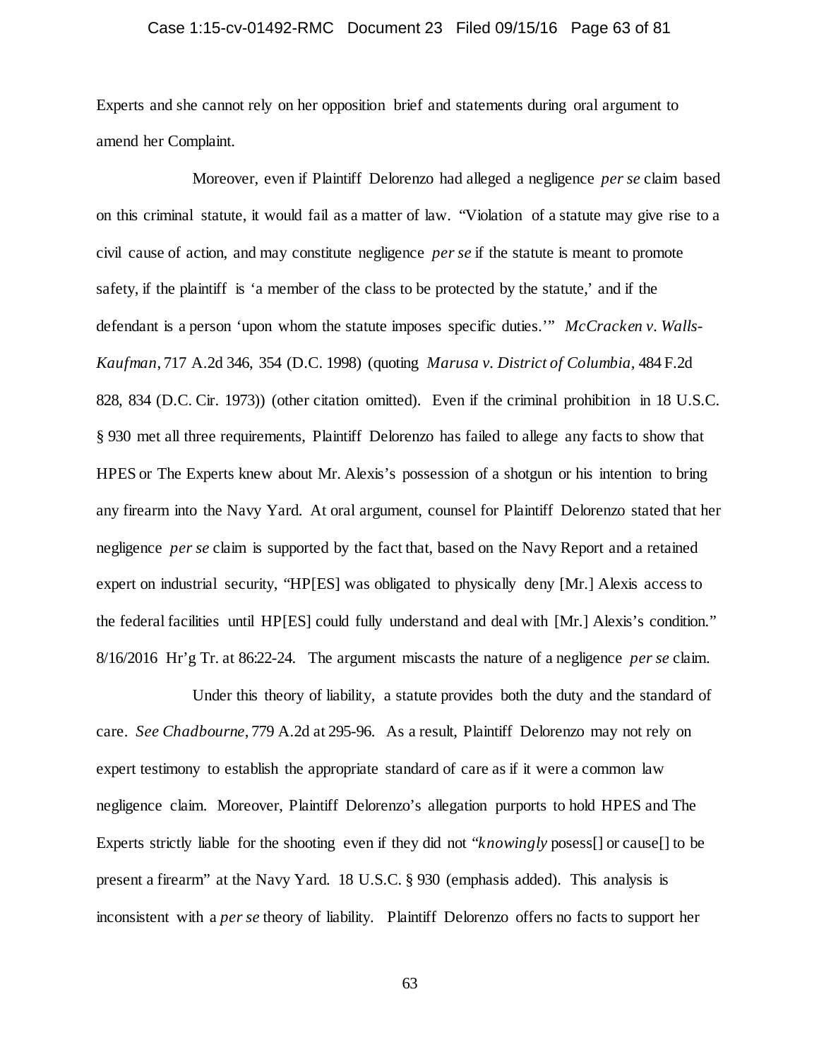Experts and she cannot rely on her opposition brief and statements during oral argument to amend her Complaint.

Moreover, even if Plaintiff Delorenzo had alleged a negligence *per se* claim based on this criminal statute, it would fail as a matter of law. "Violation of a statute may give rise to a civil cause of action, and may constitute negligence *per se* if the statute is meant to promote safety, if the plaintiff is 'a member of the class to be protected by the statute,' and if the defendant is a person 'upon whom the statute imposes specific duties.'" *McCracken v. Walls-Kaufman*, 717 A.2d 346, 354 (D.C. 1998) (quoting *Marusa v. District of Columbia*, 484 F.2d 828, 834 (D.C. Cir. 1973)) (other citation omitted). Even if the criminal prohibition in 18 U.S.C. § 930 met all three requirements, Plaintiff Delorenzo has failed to allege any facts to show that HPES or The Experts knew about Mr. Alexis's possession of a shotgun or his intention to bring any firearm into the Navy Yard. At oral argument, counsel for Plaintiff Delorenzo stated that her negligence *per se* claim is supported by the fact that, based on the Navy Report and a retained expert on industrial security, "HP[ES] was obligated to physically deny [Mr.] Alexis access to the federal facilities until HP[ES] could fully understand and deal with [Mr.] Alexis's condition." 8/16/2016 Hr'g Tr. at 86:22-24. The argument miscasts the nature of a negligence *per se* claim.

Under this theory of liability, a statute provides both the duty and the standard of care. *See Chadbourne*, 779 A.2d at 295-96. As a result, Plaintiff Delorenzo may not rely on expert testimony to establish the appropriate standard of care as if it were a common law negligence claim. Moreover, Plaintiff Delorenzo's allegation purports to hold HPES and The Experts strictly liable for the shooting even if they did not "*knowingly* posess[] or cause[] to be present a firearm" at the Navy Yard. 18 U.S.C. § 930 (emphasis added). This analysis is inconsistent with a *per se* theory of liability. Plaintiff Delorenzo offers no facts to support her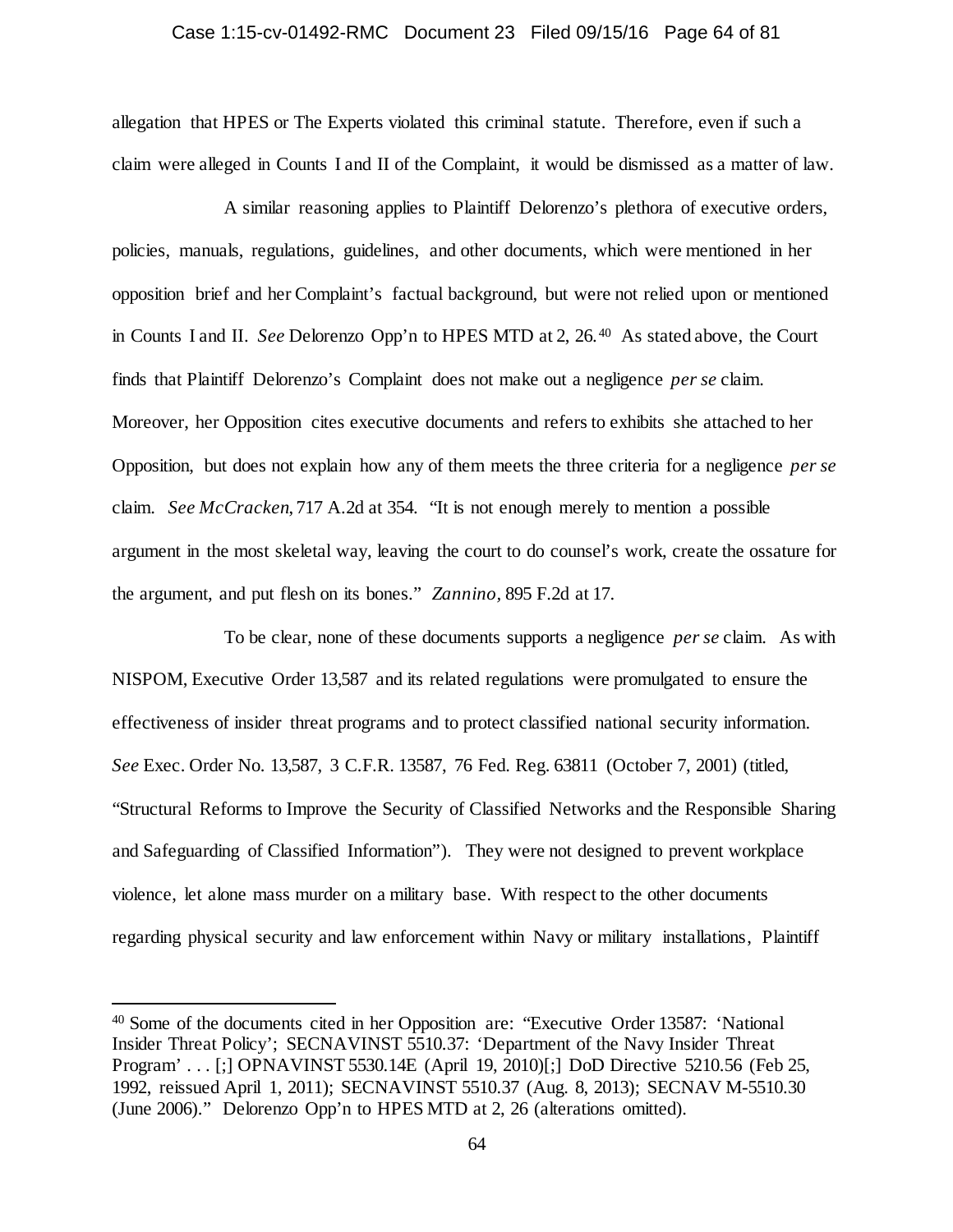allegation that HPES or The Experts violated this criminal statute. Therefore, even if such a claim were alleged in Counts I and II of the Complaint, it would be dismissed as a matter of law.

A similar reasoning applies to Plaintiff Delorenzo's plethora of executive orders, policies, manuals, regulations, guidelines, and other documents, which were mentioned in her opposition brief and her Complaint's factual background, but were not relied upon or mentioned in Counts I and II. *See* Delorenzo Opp'n to HPES MTD at 2, 26.[40] As stated above, the Court finds that Plaintiff Delorenzo's Complaint does not make out a negligence *per se* claim. Moreover, her Opposition cites executive documents and refers to exhibits she attached to her Opposition, but does not explain how any of them meets the three criteria for a negligence *per se* claim. *See McCracken*, 717 A.2d at 354. "It is not enough merely to mention a possible argument in the most skeletal way, leaving the court to do counsel's work, create the ossature for the argument, and put flesh on its bones." *Zannino*, 895 F.2d at 17.

To be clear, none of these documents supports a negligence *per se* claim. As with NISPOM, Executive Order 13,587 and its related regulations were promulgated to ensure the effectiveness of insider threat programs and to protect classified national security information. *See* Exec. Order No. 13,587, 3 C.F.R. 13587, 76 Fed. Reg. 63811 (October 7, 2001) (titled, "Structural Reforms to Improve the Security of Classified Networks and the Responsible Sharing and Safeguarding of Classified Information"). They were not designed to prevent workplace violence, let alone mass murder on a military base. With respect to the other documents regarding physical security and law enforcement within Navy or military installations, Plaintiff

---

[40] Some of the documents cited in her Opposition are: "Executive Order 13587: 'National Insider Threat Policy'; SECNAVINST 5510.37: 'Department of the Navy Insider Threat Program' . . . [;] OPNAVINST 5530.14E (April 19, 2010)[;] DoD Directive 5210.56 (Feb 25, 1992, reissued April 1, 2011); SECNAVINST 5510.37 (Aug. 8, 2013); SECNAV M-5510.30 (June 2006)." Delorenzo Opp'n to HPES MTD at 2, 26 (alterations omitted).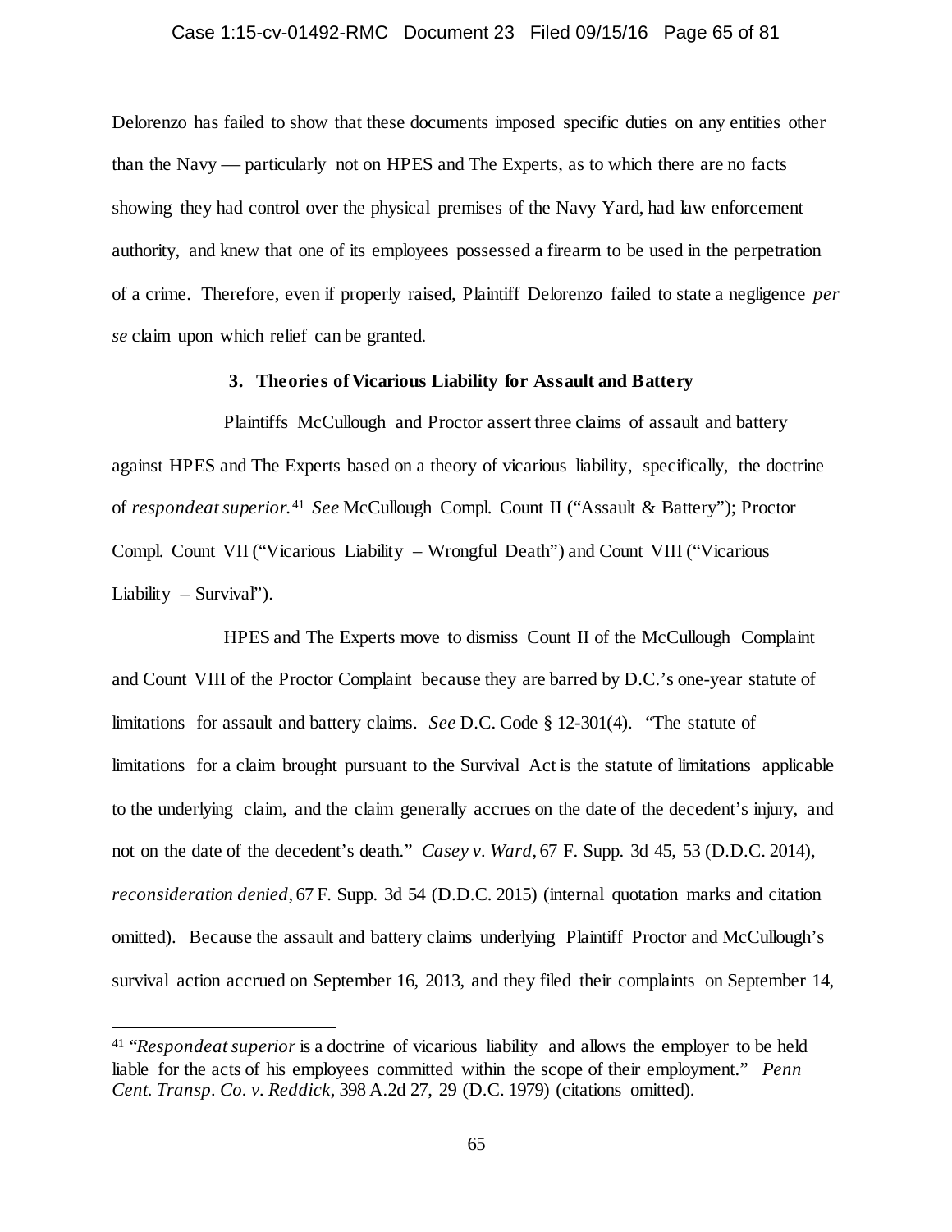Delorenzo has failed to show that these documents imposed specific duties on any entities other than the Navy –– particularly not on HPES and The Experts, as to which there are no facts showing they had control over the physical premises of the Navy Yard, had law enforcement authority, and knew that one of its employees possessed a firearm to be used in the perpetration of a crime. Therefore, even if properly raised, Plaintiff Delorenzo failed to state a negligence *per se* claim upon which relief can be granted.

### 3. Theories of Vicarious Liability for Assault and Battery

Plaintiffs McCullough and Proctor assert three claims of assault and battery against HPES and The Experts based on a theory of vicarious liability, specifically, the doctrine of *respondeat superior.*[41] *See* McCullough Compl. Count II ("Assault & Battery"); Proctor Compl. Count VII ("Vicarious Liability – Wrongful Death") and Count VIII ("Vicarious Liability – Survival").

HPES and The Experts move to dismiss Count II of the McCullough Complaint and Count VIII of the Proctor Complaint because they are barred by D.C.'s one-year statute of limitations for assault and battery claims. *See* D.C. Code § 12-301(4). "The statute of limitations for a claim brought pursuant to the Survival Act is the statute of limitations applicable to the underlying claim, and the claim generally accrues on the date of the decedent's injury, and not on the date of the decedent's death." *Casey v. Ward*, 67 F. Supp. 3d 45, 53 (D.D.C. 2014), *reconsideration denied*, 67 F. Supp. 3d 54 (D.D.C. 2015) (internal quotation marks and citation omitted). Because the assault and battery claims underlying Plaintiff Proctor and McCullough's survival action accrued on September 16, 2013, and they filed their complaints on September 14,

---

[41] "*Respondeat superior* is a doctrine of vicarious liability and allows the employer to be held liable for the acts of his employees committed within the scope of their employment." *Penn Cent. Transp. Co. v. Reddick,* 398 A.2d 27, 29 (D.C. 1979) (citations omitted).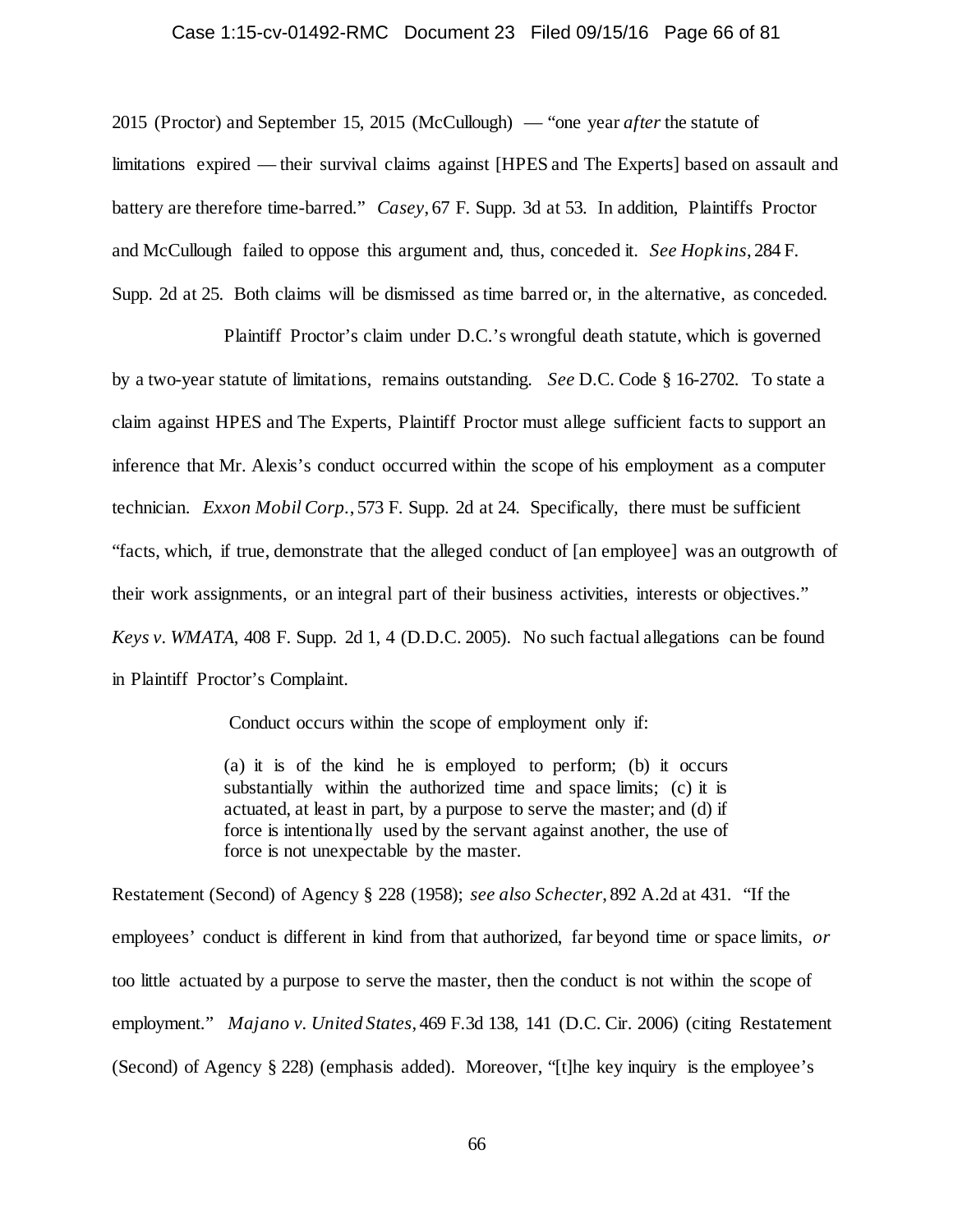2015 (Proctor) and September 15, 2015 (McCullough) — "one year *after* the statute of limitations expired — their survival claims against [HPES and The Experts] based on assault and battery are therefore time-barred." *Casey*, 67 F. Supp. 3d at 53. In addition, Plaintiffs Proctor and McCullough failed to oppose this argument and, thus, conceded it. *See Hopkins*, 284 F. Supp. 2d at 25. Both claims will be dismissed as time barred or, in the alternative, as conceded.

Plaintiff Proctor's claim under D.C.'s wrongful death statute, which is governed by a two-year statute of limitations, remains outstanding. *See* D.C. Code § 16-2702. To state a claim against HPES and The Experts, Plaintiff Proctor must allege sufficient facts to support an inference that Mr. Alexis's conduct occurred within the scope of his employment as a computer technician. *Exxon Mobil Corp.*, 573 F. Supp. 2d at 24. Specifically, there must be sufficient "facts, which, if true, demonstrate that the alleged conduct of [an employee] was an outgrowth of their work assignments, or an integral part of their business activities, interests or objectives." *Keys v. WMATA*, 408 F. Supp. 2d 1, 4 (D.D.C. 2005). No such factual allegations can be found in Plaintiff Proctor's Complaint.

Conduct occurs within the scope of employment only if:

> (a) it is of the kind he is employed to perform; (b) it occurs substantially within the authorized time and space limits; (c) it is actuated, at least in part, by a purpose to serve the master; and (d) if force is intentionally used by the servant against another, the use of force is not unexpectable by the master.

Restatement (Second) of Agency § 228 (1958); *see also Schecter*, 892 A.2d at 431. "If the employees' conduct is different in kind from that authorized, far beyond time or space limits, *or* too little actuated by a purpose to serve the master, then the conduct is not within the scope of employment." *Majano v. United States*, 469 F.3d 138, 141 (D.C. Cir. 2006) (citing Restatement (Second) of Agency § 228) (emphasis added). Moreover, "[t]he key inquiry is the employee's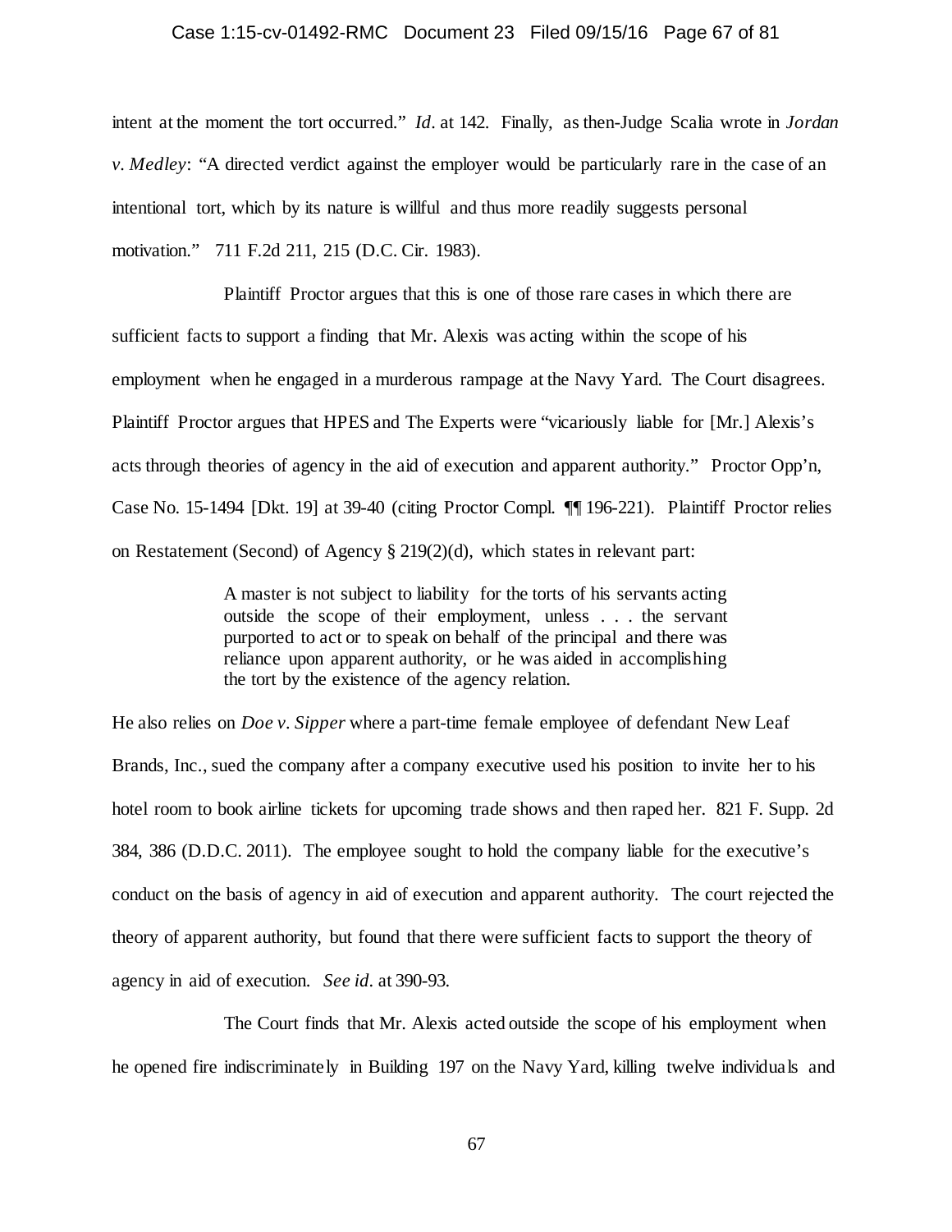intent at the moment the tort occurred." *Id*. at 142. Finally, as then-Judge Scalia wrote in *Jordan v. Medley*: "A directed verdict against the employer would be particularly rare in the case of an intentional tort, which by its nature is willful and thus more readily suggests personal motivation." 711 F.2d 211, 215 (D.C. Cir. 1983).

Plaintiff Proctor argues that this is one of those rare cases in which there are sufficient facts to support a finding that Mr. Alexis was acting within the scope of his employment when he engaged in a murderous rampage at the Navy Yard. The Court disagrees. Plaintiff Proctor argues that HPES and The Experts were "vicariously liable for [Mr.] Alexis's acts through theories of agency in the aid of execution and apparent authority." Proctor Opp'n, Case No. 15-1494 [Dkt. 19] at 39-40 (citing Proctor Compl. ¶¶ 196-221). Plaintiff Proctor relies on Restatement (Second) of Agency § 219(2)(d), which states in relevant part:

> A master is not subject to liability for the torts of his servants acting outside the scope of their employment, unless . . . the servant purported to act or to speak on behalf of the principal and there was reliance upon apparent authority, or he was aided in accomplishing the tort by the existence of the agency relation.

He also relies on *Doe v. Sipper* where a part-time female employee of defendant New Leaf Brands, Inc., sued the company after a company executive used his position to invite her to his hotel room to book airline tickets for upcoming trade shows and then raped her. 821 F. Supp. 2d 384, 386 (D.D.C. 2011). The employee sought to hold the company liable for the executive's conduct on the basis of agency in aid of execution and apparent authority. The court rejected the theory of apparent authority, but found that there were sufficient facts to support the theory of agency in aid of execution. *See id*. at 390-93.

The Court finds that Mr. Alexis acted outside the scope of his employment when he opened fire indiscriminately in Building 197 on the Navy Yard, killing twelve individuals and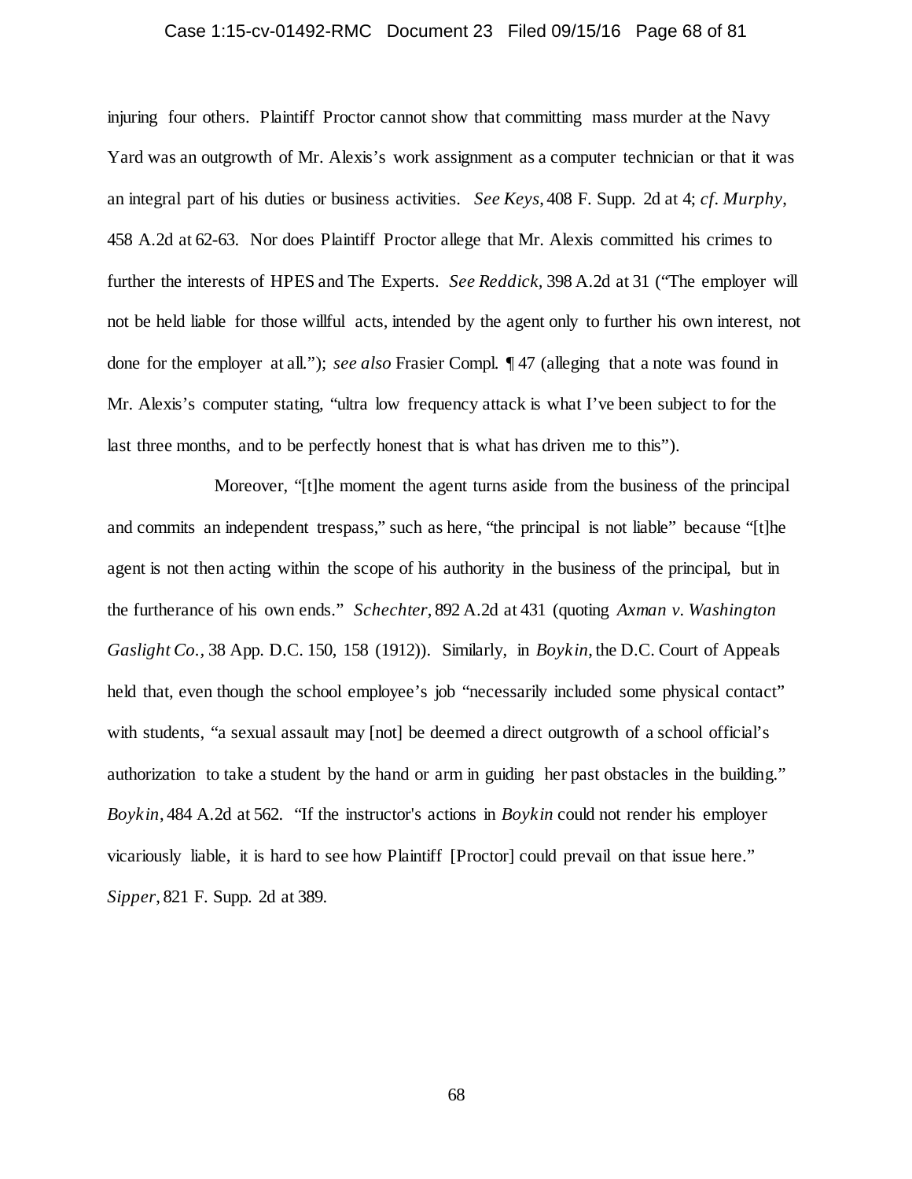injuring four others. Plaintiff Proctor cannot show that committing mass murder at the Navy Yard was an outgrowth of Mr. Alexis's work assignment as a computer technician or that it was an integral part of his duties or business activities. *See Keys*, 408 F. Supp. 2d at 4; *cf. Murphy*, 458 A.2d at 62-63. Nor does Plaintiff Proctor allege that Mr. Alexis committed his crimes to further the interests of HPES and The Experts. *See Reddick*, 398 A.2d at 31 ("The employer will not be held liable for those willful acts, intended by the agent only to further his own interest, not done for the employer at all."); *see also* Frasier Compl. ¶ 47 (alleging that a note was found in Mr. Alexis's computer stating, "ultra low frequency attack is what I've been subject to for the last three months, and to be perfectly honest that is what has driven me to this").

Moreover, "[t]he moment the agent turns aside from the business of the principal and commits an independent trespass," such as here, "the principal is not liable" because "[t]he agent is not then acting within the scope of his authority in the business of the principal, but in the furtherance of his own ends." *Schechter*, 892 A.2d at 431 (quoting *Axman v. Washington Gaslight Co.*, 38 App. D.C. 150, 158 (1912)). Similarly, in *Boykin*, the D.C. Court of Appeals held that, even though the school employee's job "necessarily included some physical contact" with students, "a sexual assault may [not] be deemed a direct outgrowth of a school official's authorization to take a student by the hand or arm in guiding her past obstacles in the building." *Boykin*, 484 A.2d at 562. "If the instructor's actions in *Boykin* could not render his employer vicariously liable, it is hard to see how Plaintiff [Proctor] could prevail on that issue here." *Sipper*, 821 F. Supp. 2d at 389.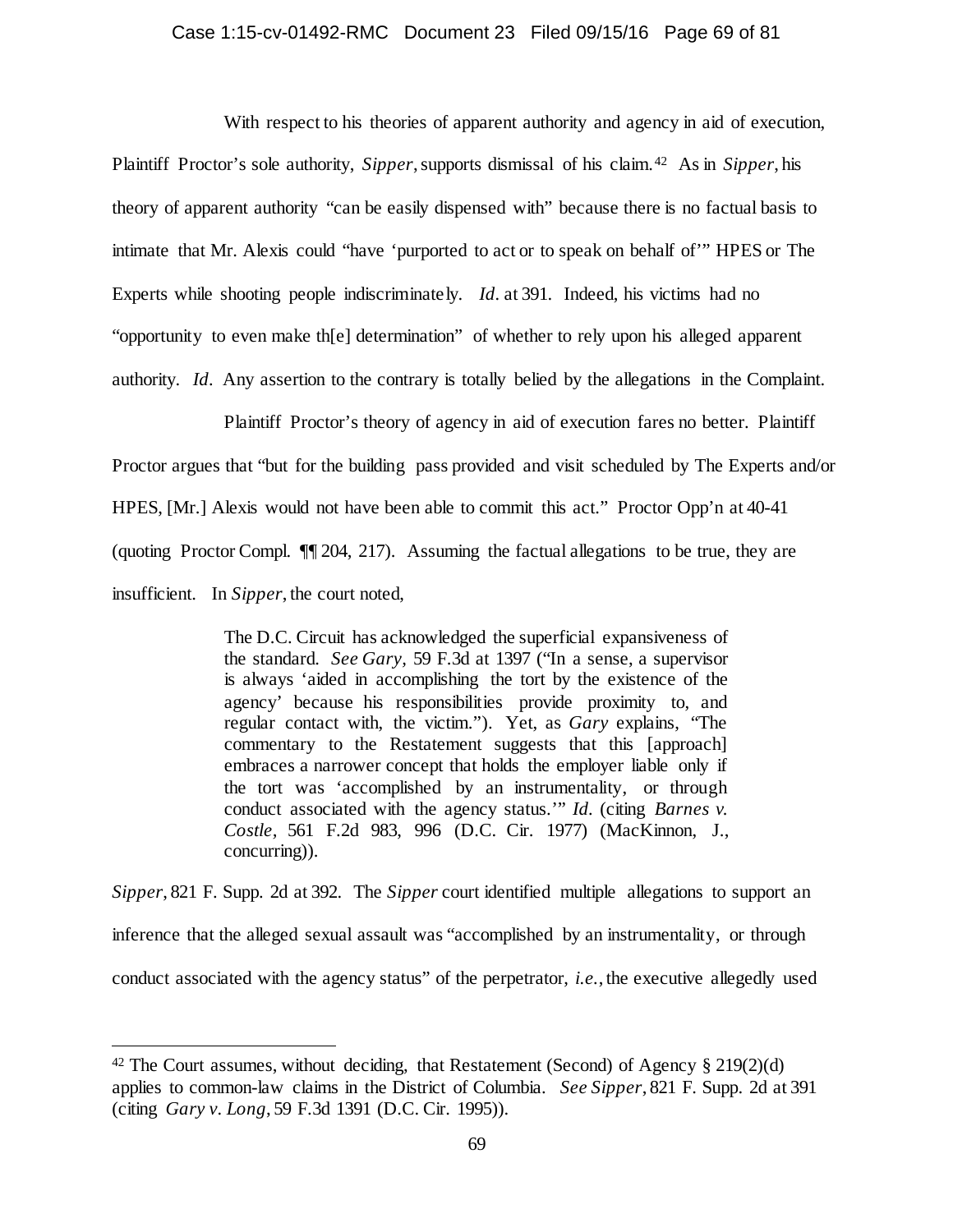With respect to his theories of apparent authority and agency in aid of execution, Plaintiff Proctor's sole authority, *Sipper*, supports dismissal of his claim.[42] As in *Sipper*, his theory of apparent authority "can be easily dispensed with" because there is no factual basis to intimate that Mr. Alexis could "have 'purported to act or to speak on behalf of'" HPES or The Experts while shooting people indiscriminately. *Id.* at 391. Indeed, his victims had no "opportunity to even make th[e] determination" of whether to rely upon his alleged apparent authority. *Id.* Any assertion to the contrary is totally belied by the allegations in the Complaint.

Plaintiff Proctor's theory of agency in aid of execution fares no better. Plaintiff Proctor argues that "but for the building pass provided and visit scheduled by The Experts and/or HPES, [Mr.] Alexis would not have been able to commit this act." Proctor Opp'n at 40-41 (quoting Proctor Compl. ¶¶ 204, 217). Assuming the factual allegations to be true, they are insufficient. In *Sipper*, the court noted,

> The D.C. Circuit has acknowledged the superficial expansiveness of the standard. *See Gary*, 59 F.3d at 1397 ("In a sense, a supervisor is always 'aided in accomplishing the tort by the existence of the agency' because his responsibilities provide proximity to, and regular contact with, the victim."). Yet, as *Gary* explains, "The commentary to the Restatement suggests that this [approach] embraces a narrower concept that holds the employer liable only if the tort was 'accomplished by an instrumentality, or through conduct associated with the agency status.'" *Id.* (citing *Barnes v. Costle*, 561 F.2d 983, 996 (D.C. Cir. 1977) (MacKinnon, J., concurring)).

*Sipper*, 821 F. Supp. 2d at 392. The *Sipper* court identified multiple allegations to support an inference that the alleged sexual assault was "accomplished by an instrumentality, or through conduct associated with the agency status" of the perpetrator, *i.e.*, the executive allegedly used

---

[42] The Court assumes, without deciding, that Restatement (Second) of Agency § 219(2)(d) applies to common-law claims in the District of Columbia. *See Sipper*, 821 F. Supp. 2d at 391 (citing *Gary v. Long*, 59 F.3d 1391 (D.C. Cir. 1995)).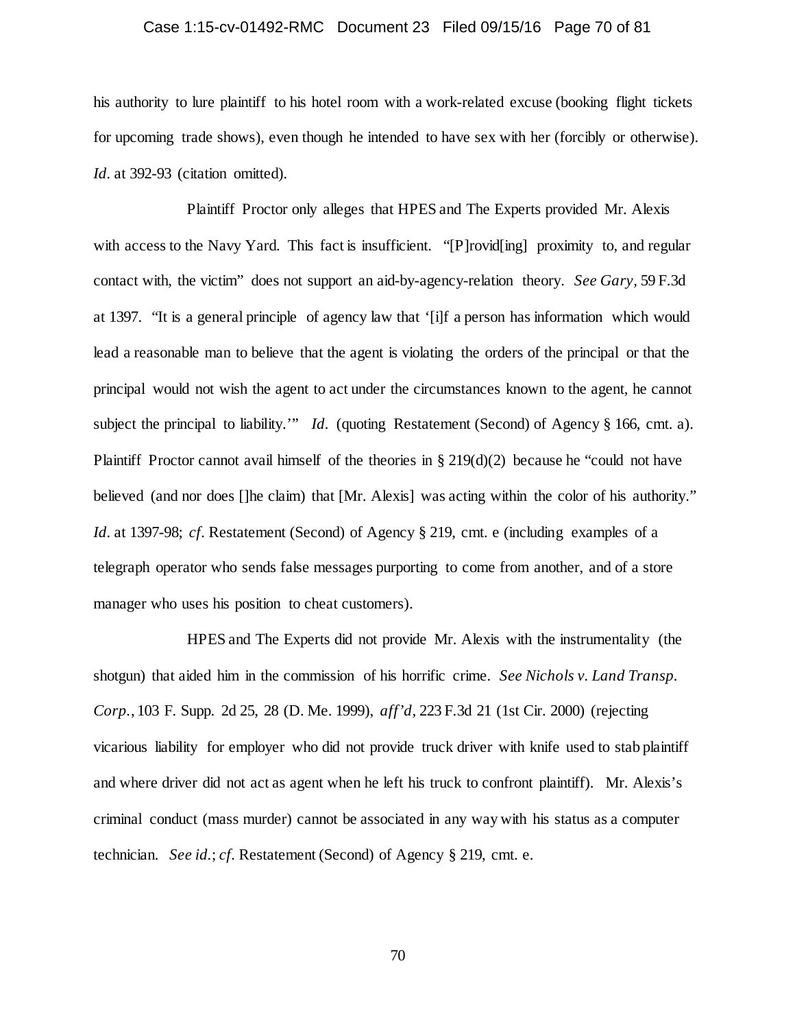his authority to lure plaintiff to his hotel room with a work-related excuse (booking flight tickets for upcoming trade shows), even though he intended to have sex with her (forcibly or otherwise). *Id.* at 392-93 (citation omitted).

Plaintiff Proctor only alleges that HPES and The Experts provided Mr. Alexis with access to the Navy Yard. This fact is insufficient. "[P]rovid[ing] proximity to, and regular contact with, the victim" does not support an aid-by-agency-relation theory. *See Gary*, 59 F.3d at 1397. "It is a general principle of agency law that '[i]f a person has information which would lead a reasonable man to believe that the agent is violating the orders of the principal or that the principal would not wish the agent to act under the circumstances known to the agent, he cannot subject the principal to liability.'" *Id.* (quoting Restatement (Second) of Agency § 166, cmt. a). Plaintiff Proctor cannot avail himself of the theories in § 219(d)(2) because he "could not have believed (and nor does []he claim) that [Mr. Alexis] was acting within the color of his authority." *Id.* at 1397-98; *cf.* Restatement (Second) of Agency § 219, cmt. e (including examples of a telegraph operator who sends false messages purporting to come from another, and of a store manager who uses his position to cheat customers).

HPES and The Experts did not provide Mr. Alexis with the instrumentality (the shotgun) that aided him in the commission of his horrific crime. *See Nichols v. Land Transp. Corp.*, 103 F. Supp. 2d 25, 28 (D. Me. 1999), *aff'd*, 223 F.3d 21 (1st Cir. 2000) (rejecting vicarious liability for employer who did not provide truck driver with knife used to stab plaintiff and where driver did not act as agent when he left his truck to confront plaintiff). Mr. Alexis's criminal conduct (mass murder) cannot be associated in any way with his status as a computer technician. *See id.*; *cf.* Restatement (Second) of Agency § 219, cmt. e.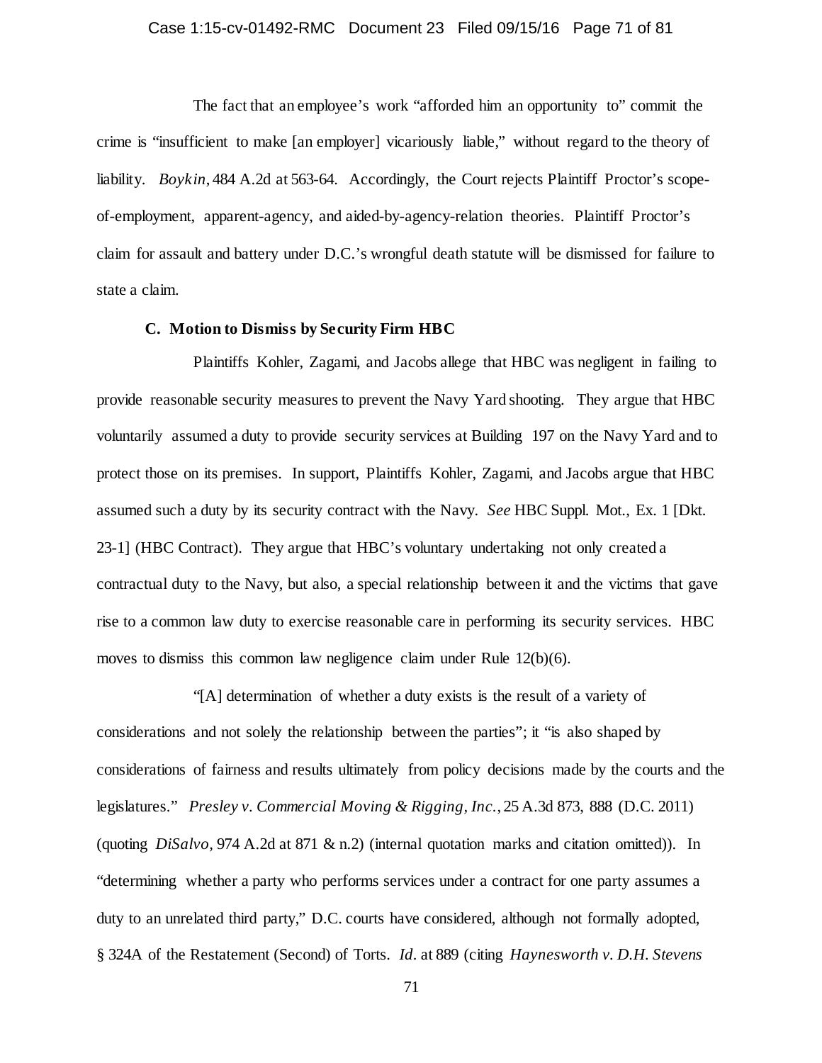The fact that an employee's work "afforded him an opportunity to" commit the crime is "insufficient to make [an employer] vicariously liable," without regard to the theory of liability. *Boykin*, 484 A.2d at 563-64. Accordingly, the Court rejects Plaintiff Proctor's scope-of-employment, apparent-agency, and aided-by-agency-relation theories. Plaintiff Proctor's claim for assault and battery under D.C.'s wrongful death statute will be dismissed for failure to state a claim.

### C. Motion to Dismiss by Security Firm HBC

Plaintiffs Kohler, Zagami, and Jacobs allege that HBC was negligent in failing to provide reasonable security measures to prevent the Navy Yard shooting. They argue that HBC voluntarily assumed a duty to provide security services at Building 197 on the Navy Yard and to protect those on its premises. In support, Plaintiffs Kohler, Zagami, and Jacobs argue that HBC assumed such a duty by its security contract with the Navy. *See* HBC Suppl. Mot., Ex. 1 [Dkt. 23-1] (HBC Contract). They argue that HBC's voluntary undertaking not only created a contractual duty to the Navy, but also, a special relationship between it and the victims that gave rise to a common law duty to exercise reasonable care in performing its security services. HBC moves to dismiss this common law negligence claim under Rule 12(b)(6).

"[A] determination of whether a duty exists is the result of a variety of considerations and not solely the relationship between the parties"; it "is also shaped by considerations of fairness and results ultimately from policy decisions made by the courts and the legislatures." *Presley v. Commercial Moving & Rigging, Inc.*, 25 A.3d 873, 888 (D.C. 2011) (quoting *DiSalvo*, 974 A.2d at 871 & n.2) (internal quotation marks and citation omitted)). In "determining whether a party who performs services under a contract for one party assumes a duty to an unrelated third party," D.C. courts have considered, although not formally adopted, § 324A of the Restatement (Second) of Torts. *Id.* at 889 (citing *Haynesworth v. D.H. Stevens*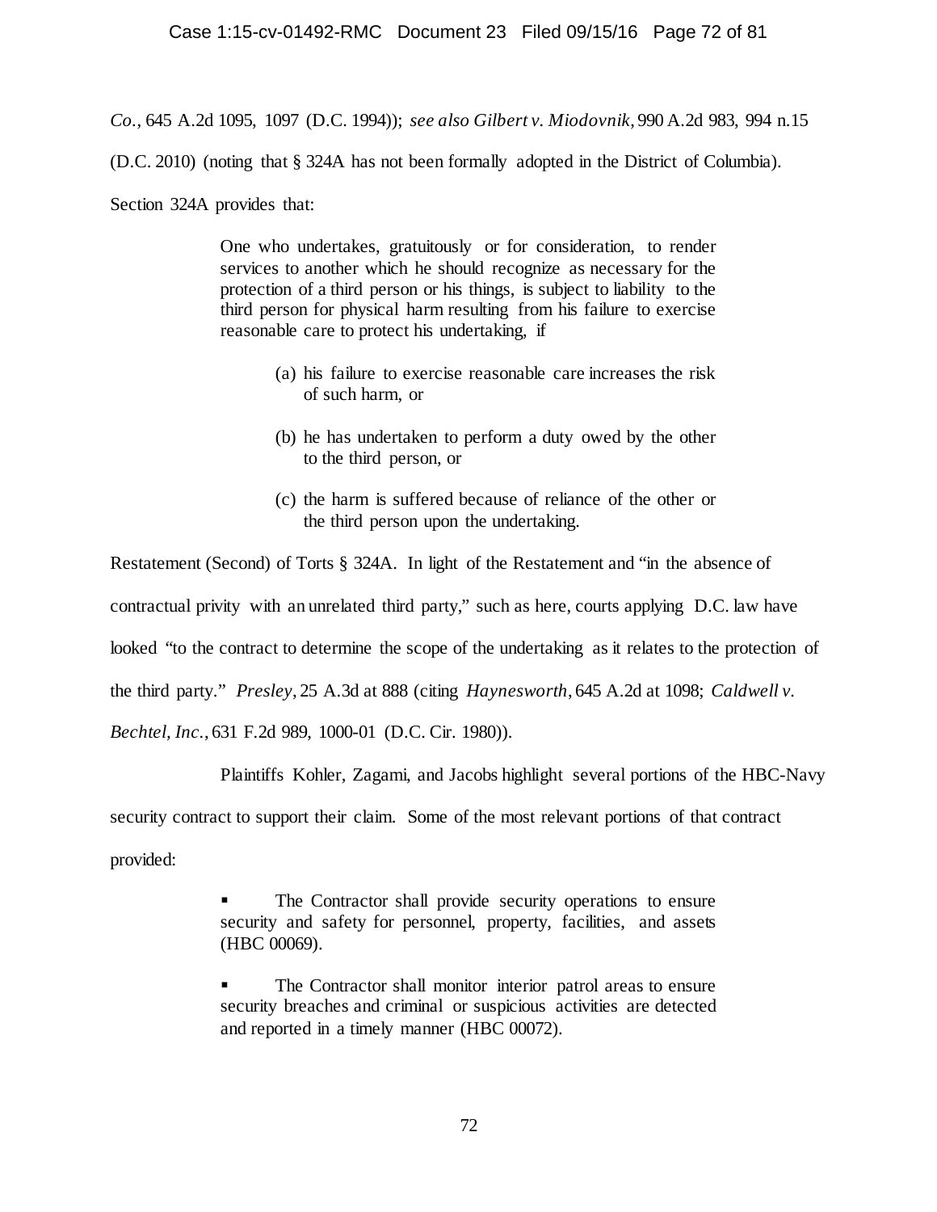*Co.*, 645 A.2d 1095, 1097 (D.C. 1994)); *see also Gilbert v. Miodovnik*, 990 A.2d 983, 994 n.15 (D.C. 2010) (noting that § 324A has not been formally adopted in the District of Columbia). Section 324A provides that:

> One who undertakes, gratuitously or for consideration, to render services to another which he should recognize as necessary for the protection of a third person or his things, is subject to liability to the third person for physical harm resulting from his failure to exercise reasonable care to protect his undertaking, if
>
> (a) his failure to exercise reasonable care increases the risk of such harm, or
>
> (b) he has undertaken to perform a duty owed by the other to the third person, or
>
> (c) the harm is suffered because of reliance of the other or the third person upon the undertaking.

Restatement (Second) of Torts § 324A. In light of the Restatement and "in the absence of contractual privity with an unrelated third party," such as here, courts applying D.C. law have looked "to the contract to determine the scope of the undertaking as it relates to the protection of the third party." *Presley*, 25 A.3d at 888 (citing *Haynesworth*, 645 A.2d at 1098; *Caldwell v. Bechtel, Inc.*, 631 F.2d 989, 1000-01 (D.C. Cir. 1980)).

Plaintiffs Kohler, Zagami, and Jacobs highlight several portions of the HBC-Navy security contract to support their claim. Some of the most relevant portions of that contract provided:

> ▪ The Contractor shall provide security operations to ensure security and safety for personnel, property, facilities, and assets (HBC 00069).
>
> ▪ The Contractor shall monitor interior patrol areas to ensure security breaches and criminal or suspicious activities are detected and reported in a timely manner (HBC 00072).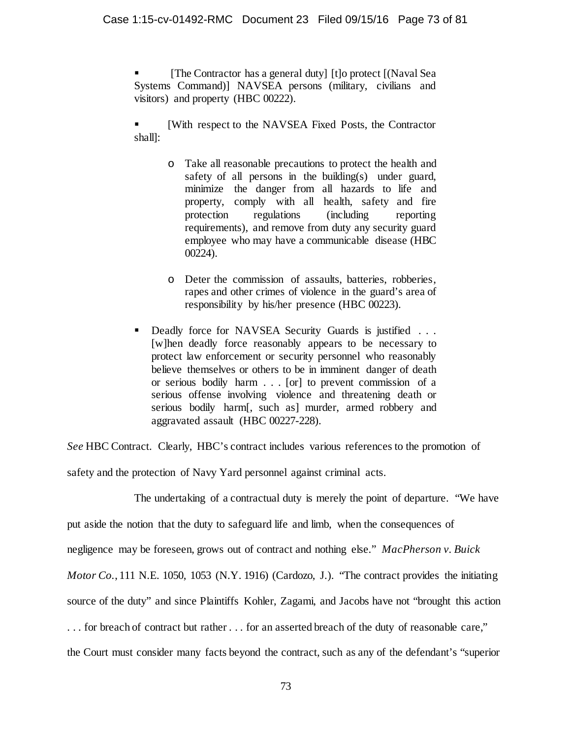- [The Contractor has a general duty] [t]o protect [(Naval Sea Systems Command)] NAVSEA persons (military, civilians and visitors) and property (HBC 00222).

- [With respect to the NAVSEA Fixed Posts, the Contractor shall]:

  - Take all reasonable precautions to protect the health and safety of all persons in the building(s) under guard, minimize the danger from all hazards to life and property, comply with all health, safety and fire protection regulations (including reporting requirements), and remove from duty any security guard employee who may have a communicable disease (HBC 00224).

  - Deter the commission of assaults, batteries, robberies, rapes and other crimes of violence in the guard's area of responsibility by his/her presence (HBC 00223).

- Deadly force for NAVSEA Security Guards is justified . . . [w]hen deadly force reasonably appears to be necessary to protect law enforcement or security personnel who reasonably believe themselves or others to be in imminent danger of death or serious bodily harm . . . [or] to prevent commission of a serious offense involving violence and threatening death or serious bodily harm[, such as] murder, armed robbery and aggravated assault (HBC 00227-228).

*See* HBC Contract. Clearly, HBC's contract includes various references to the promotion of safety and the protection of Navy Yard personnel against criminal acts.

The undertaking of a contractual duty is merely the point of departure. "We have put aside the notion that the duty to safeguard life and limb, when the consequences of negligence may be foreseen, grows out of contract and nothing else." *MacPherson v. Buick Motor Co.*, 111 N.E. 1050, 1053 (N.Y. 1916) (Cardozo, J.). "The contract provides the initiating source of the duty" and since Plaintiffs Kohler, Zagami, and Jacobs have not "brought this action . . . for breach of contract but rather . . . for an asserted breach of the duty of reasonable care," the Court must consider many facts beyond the contract, such as any of the defendant's "superior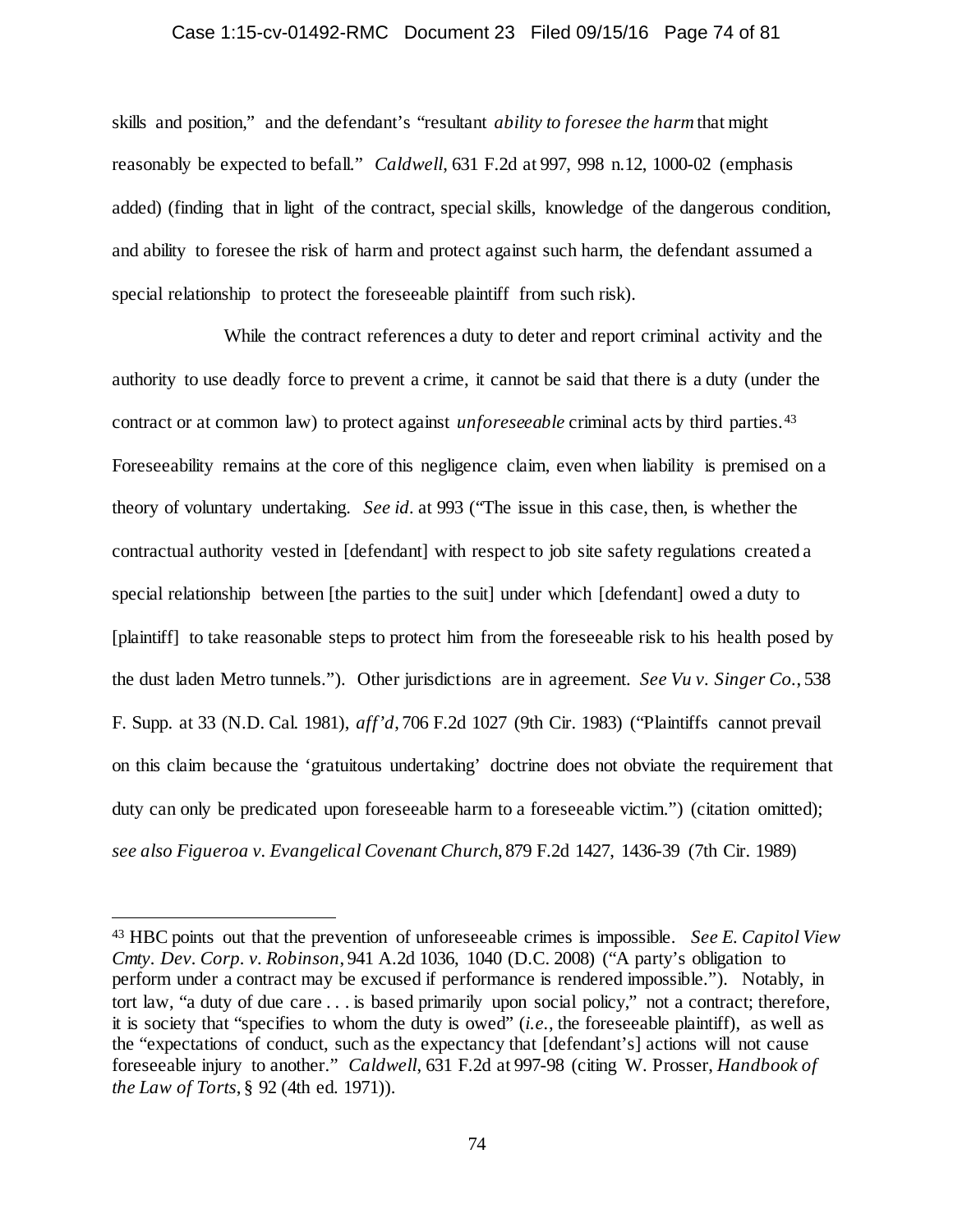skills and position," and the defendant's "resultant *ability to foresee the harm* that might reasonably be expected to befall." *Caldwell*, 631 F.2d at 997, 998 n.12, 1000-02 (emphasis added) (finding that in light of the contract, special skills, knowledge of the dangerous condition, and ability to foresee the risk of harm and protect against such harm, the defendant assumed a special relationship to protect the foreseeable plaintiff from such risk).

While the contract references a duty to deter and report criminal activity and the authority to use deadly force to prevent a crime, it cannot be said that there is a duty (under the contract or at common law) to protect against *unforeseeable* criminal acts by third parties.[43] Foreseeability remains at the core of this negligence claim, even when liability is premised on a theory of voluntary undertaking. *See id.* at 993 ("The issue in this case, then, is whether the contractual authority vested in [defendant] with respect to job site safety regulations created a special relationship between [the parties to the suit] under which [defendant] owed a duty to [plaintiff] to take reasonable steps to protect him from the foreseeable risk to his health posed by the dust laden Metro tunnels."). Other jurisdictions are in agreement. *See Vu v. Singer Co.*, 538 F. Supp. at 33 (N.D. Cal. 1981), *aff'd*, 706 F.2d 1027 (9th Cir. 1983) ("Plaintiffs cannot prevail on this claim because the 'gratuitous undertaking' doctrine does not obviate the requirement that duty can only be predicated upon foreseeable harm to a foreseeable victim.") (citation omitted); *see also Figueroa v. Evangelical Covenant Church*, 879 F.2d 1427, 1436-39 (7th Cir. 1989)

---

[43] HBC points out that the prevention of unforeseeable crimes is impossible. *See E. Capitol View Cmty. Dev. Corp. v. Robinson*, 941 A.2d 1036, 1040 (D.C. 2008) ("A party's obligation to perform under a contract may be excused if performance is rendered impossible."). Notably, in tort law, "a duty of due care . . . is based primarily upon social policy," not a contract; therefore, it is society that "specifies to whom the duty is owed" (*i.e.*, the foreseeable plaintiff), as well as the "expectations of conduct, such as the expectancy that [defendant's] actions will not cause foreseeable injury to another." *Caldwell*, 631 F.2d at 997-98 (citing W. Prosser, *Handbook of the Law of Torts*, § 92 (4th ed. 1971)).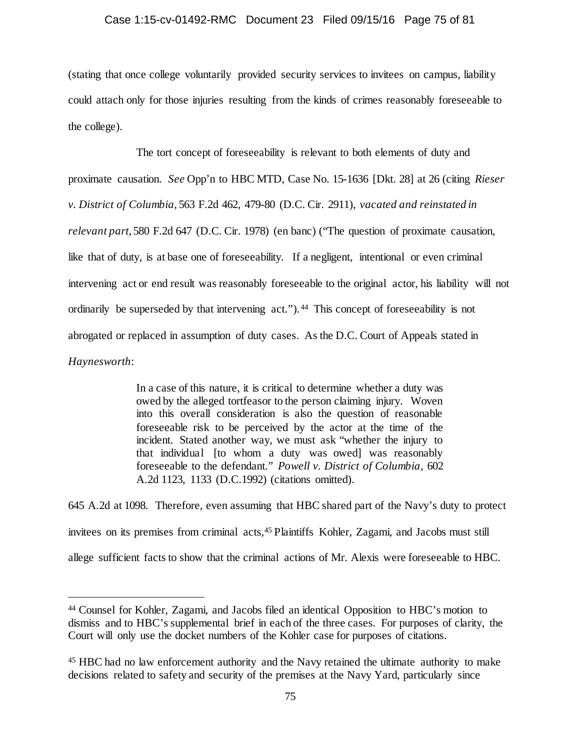(stating that once college voluntarily provided security services to invitees on campus, liability could attach only for those injuries resulting from the kinds of crimes reasonably foreseeable to the college).

The tort concept of foreseeability is relevant to both elements of duty and proximate causation. *See* Opp'n to HBC MTD, Case No. 15-1636 [Dkt. 28] at 26 (citing *Rieser v. District of Columbia*, 563 F.2d 462, 479-80 (D.C. Cir. 2911), *vacated and reinstated in relevant part*, 580 F.2d 647 (D.C. Cir. 1978) (en banc) ("The question of proximate causation, like that of duty, is at base one of foreseeability. If a negligent, intentional or even criminal intervening act or end result was reasonably foreseeable to the original actor, his liability will not ordinarily be superseded by that intervening act.").[44] This concept of foreseeability is not abrogated or replaced in assumption of duty cases. As the D.C. Court of Appeals stated in *Haynesworth*:

> In a case of this nature, it is critical to determine whether a duty was owed by the alleged tortfeasor to the person claiming injury. Woven into this overall consideration is also the question of reasonable foreseeable risk to be perceived by the actor at the time of the incident. Stated another way, we must ask "whether the injury to that individual [to whom a duty was owed] was reasonably foreseeable to the defendant." *Powell v. District of Columbia*, 602 A.2d 1123, 1133 (D.C.1992) (citations omitted).

645 A.2d at 1098. Therefore, even assuming that HBC shared part of the Navy's duty to protect invitees on its premises from criminal acts,[45] Plaintiffs Kohler, Zagami, and Jacobs must still allege sufficient facts to show that the criminal actions of Mr. Alexis were foreseeable to HBC.

---

[44] Counsel for Kohler, Zagami, and Jacobs filed an identical Opposition to HBC's motion to dismiss and to HBC's supplemental brief in each of the three cases. For purposes of clarity, the Court will only use the docket numbers of the Kohler case for purposes of citations.

[45] HBC had no law enforcement authority and the Navy retained the ultimate authority to make decisions related to safety and security of the premises at the Navy Yard, particularly since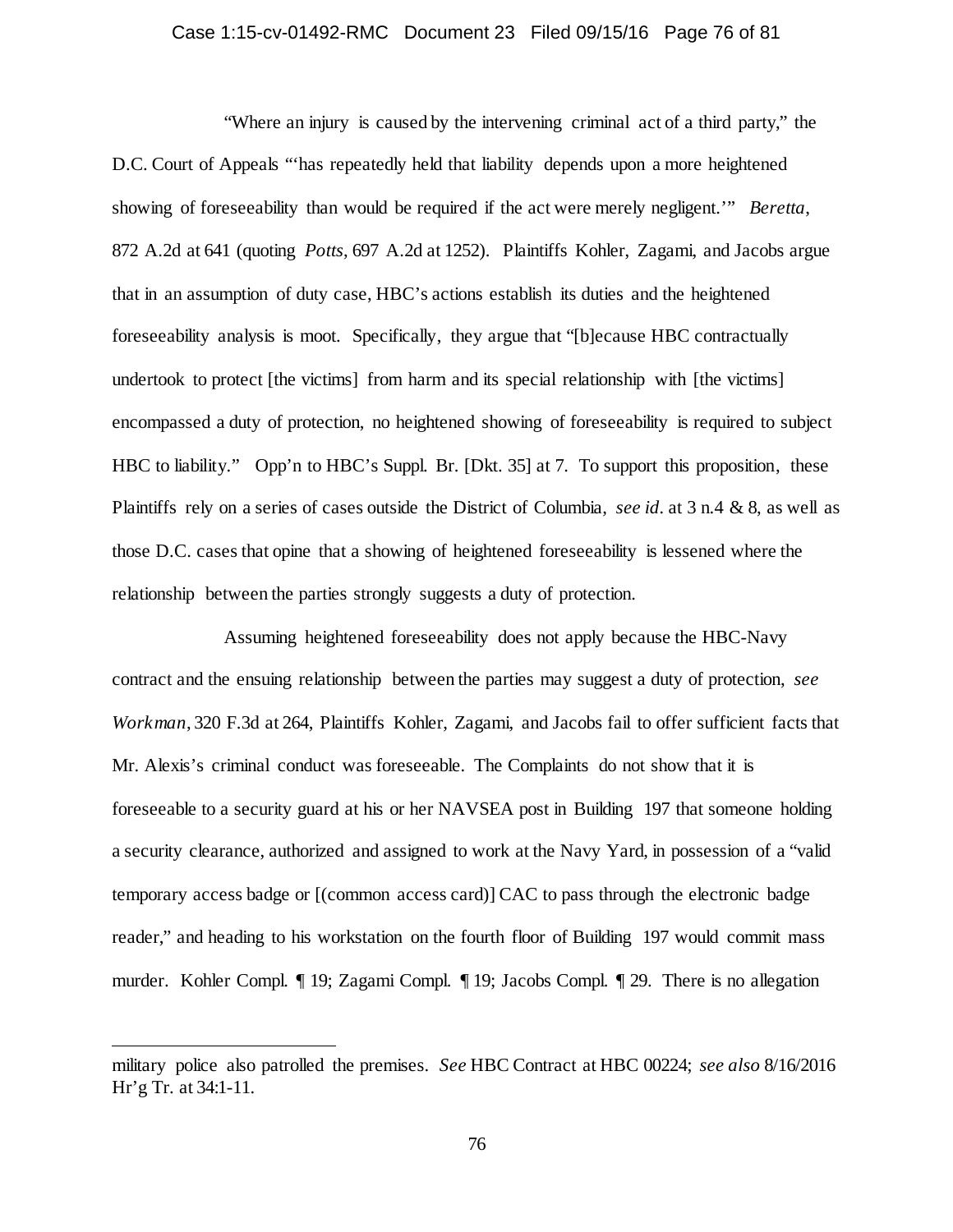"Where an injury is caused by the intervening criminal act of a third party," the D.C. Court of Appeals "'has repeatedly held that liability depends upon a more heightened showing of foreseeability than would be required if the act were merely negligent.'" *Beretta*, 872 A.2d at 641 (quoting *Potts*, 697 A.2d at 1252). Plaintiffs Kohler, Zagami, and Jacobs argue that in an assumption of duty case, HBC's actions establish its duties and the heightened foreseeability analysis is moot. Specifically, they argue that "[b]ecause HBC contractually undertook to protect [the victims] from harm and its special relationship with [the victims] encompassed a duty of protection, no heightened showing of foreseeability is required to subject HBC to liability." Opp'n to HBC's Suppl. Br. [Dkt. 35] at 7. To support this proposition, these Plaintiffs rely on a series of cases outside the District of Columbia, *see id*. at 3 n.4 & 8, as well as those D.C. cases that opine that a showing of heightened foreseeability is lessened where the relationship between the parties strongly suggests a duty of protection.

Assuming heightened foreseeability does not apply because the HBC-Navy contract and the ensuing relationship between the parties may suggest a duty of protection, *see Workman*, 320 F.3d at 264, Plaintiffs Kohler, Zagami, and Jacobs fail to offer sufficient facts that Mr. Alexis's criminal conduct was foreseeable. The Complaints do not show that it is foreseeable to a security guard at his or her NAVSEA post in Building 197 that someone holding a security clearance, authorized and assigned to work at the Navy Yard, in possession of a "valid temporary access badge or [(common access card)] CAC to pass through the electronic badge reader," and heading to his workstation on the fourth floor of Building 197 would commit mass murder. Kohler Compl. ¶ 19; Zagami Compl. ¶ 19; Jacobs Compl. ¶ 29. There is no allegation

---

military police also patrolled the premises. *See* HBC Contract at HBC 00224; *see also* 8/16/2016 Hr'g Tr. at 34:1-11.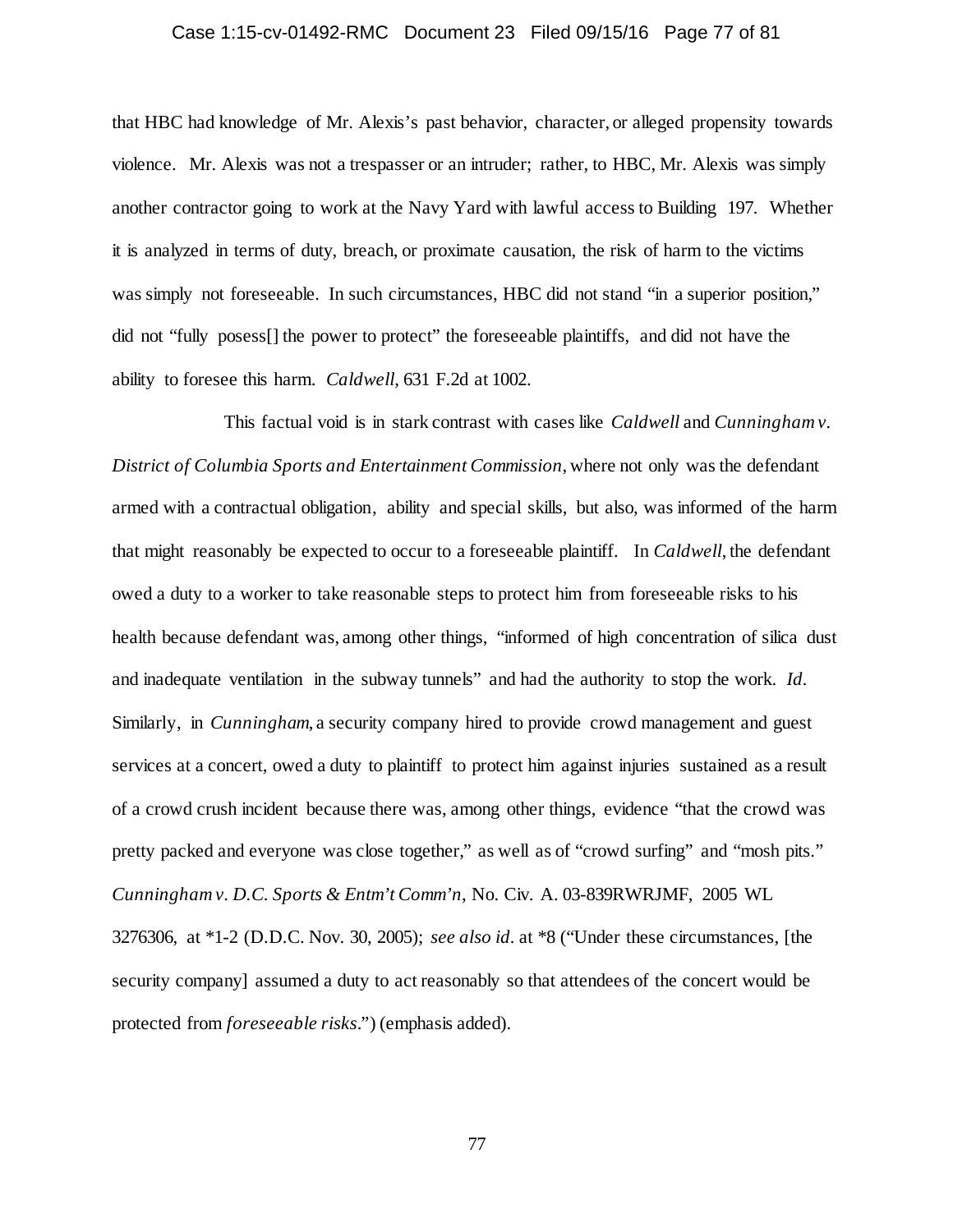that HBC had knowledge of Mr. Alexis's past behavior, character, or alleged propensity towards violence. Mr. Alexis was not a trespasser or an intruder; rather, to HBC, Mr. Alexis was simply another contractor going to work at the Navy Yard with lawful access to Building 197. Whether it is analyzed in terms of duty, breach, or proximate causation, the risk of harm to the victims was simply not foreseeable. In such circumstances, HBC did not stand "in a superior position," did not "fully posess[] the power to protect" the foreseeable plaintiffs, and did not have the ability to foresee this harm. *Caldwell*, 631 F.2d at 1002.

This factual void is in stark contrast with cases like *Caldwell* and *Cunningham v. District of Columbia Sports and Entertainment Commission*, where not only was the defendant armed with a contractual obligation, ability and special skills, but also, was informed of the harm that might reasonably be expected to occur to a foreseeable plaintiff. In *Caldwell*, the defendant owed a duty to a worker to take reasonable steps to protect him from foreseeable risks to his health because defendant was, among other things, "informed of high concentration of silica dust and inadequate ventilation in the subway tunnels" and had the authority to stop the work. *Id*. Similarly, in *Cunningham*, a security company hired to provide crowd management and guest services at a concert, owed a duty to plaintiff to protect him against injuries sustained as a result of a crowd crush incident because there was, among other things, evidence "that the crowd was pretty packed and everyone was close together," as well as of "crowd surfing" and "mosh pits." *Cunningham v. D.C. Sports & Entm't Comm'n*, No. Civ. A. 03-839RWRJMF, 2005 WL 3276306, at *1-2 (D.D.C. Nov. 30, 2005); *see also id*. at *8 ("Under these circumstances, [the security company] assumed a duty to act reasonably so that attendees of the concert would be protected from *foreseeable risks*.") (emphasis added).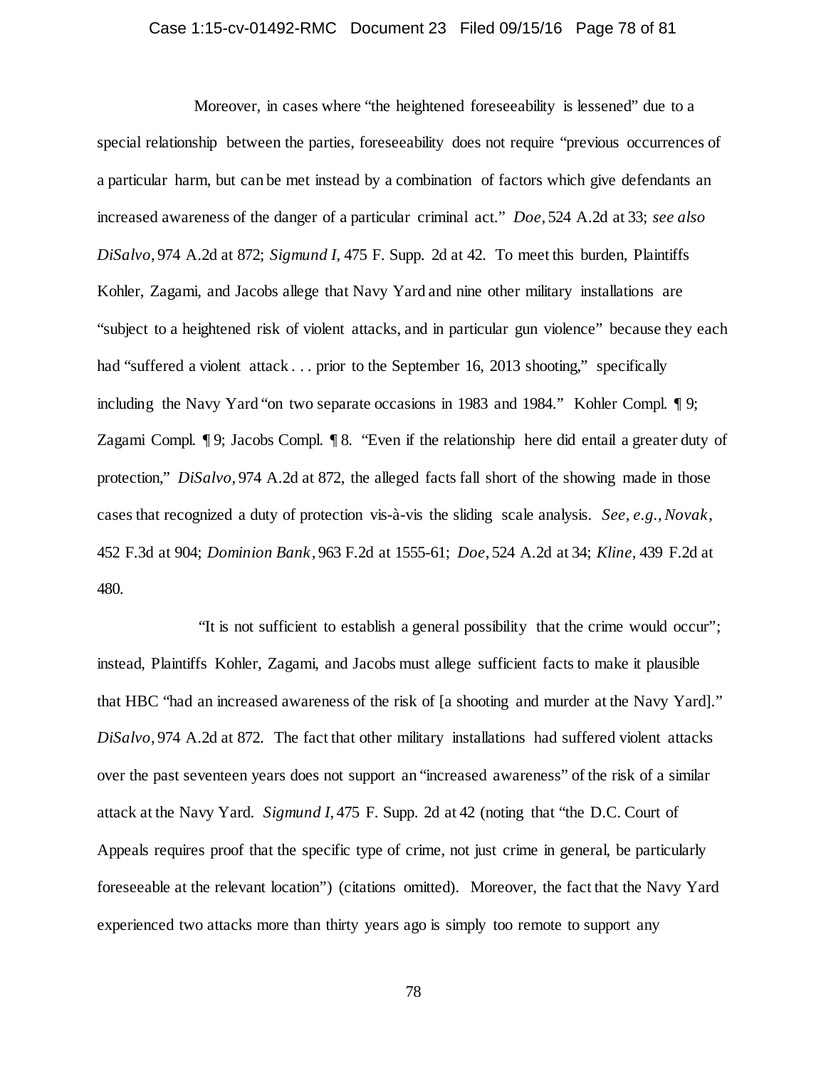Moreover, in cases where "the heightened foreseeability is lessened" due to a special relationship between the parties, foreseeability does not require "previous occurrences of a particular harm, but can be met instead by a combination of factors which give defendants an increased awareness of the danger of a particular criminal act." *Doe*, 524 A.2d at 33; *see also DiSalvo*, 974 A.2d at 872; *Sigmund I*, 475 F. Supp. 2d at 42. To meet this burden, Plaintiffs Kohler, Zagami, and Jacobs allege that Navy Yard and nine other military installations are "subject to a heightened risk of violent attacks, and in particular gun violence" because they each had "suffered a violent attack . . . prior to the September 16, 2013 shooting," specifically including the Navy Yard "on two separate occasions in 1983 and 1984." Kohler Compl. ¶ 9; Zagami Compl. ¶ 9; Jacobs Compl. ¶ 8. "Even if the relationship here did entail a greater duty of protection," *DiSalvo*, 974 A.2d at 872, the alleged facts fall short of the showing made in those cases that recognized a duty of protection vis-à-vis the sliding scale analysis. *See, e.g.*, *Novak*, 452 F.3d at 904; *Dominion Bank*, 963 F.2d at 1555-61; *Doe*, 524 A.2d at 34; *Kline*, 439 F.2d at 480.

"It is not sufficient to establish a general possibility that the crime would occur"; instead, Plaintiffs Kohler, Zagami, and Jacobs must allege sufficient facts to make it plausible that HBC "had an increased awareness of the risk of [a shooting and murder at the Navy Yard]." *DiSalvo*, 974 A.2d at 872. The fact that other military installations had suffered violent attacks over the past seventeen years does not support an "increased awareness" of the risk of a similar attack at the Navy Yard. *Sigmund I*, 475 F. Supp. 2d at 42 (noting that "the D.C. Court of Appeals requires proof that the specific type of crime, not just crime in general, be particularly foreseeable at the relevant location") (citations omitted). Moreover, the fact that the Navy Yard experienced two attacks more than thirty years ago is simply too remote to support any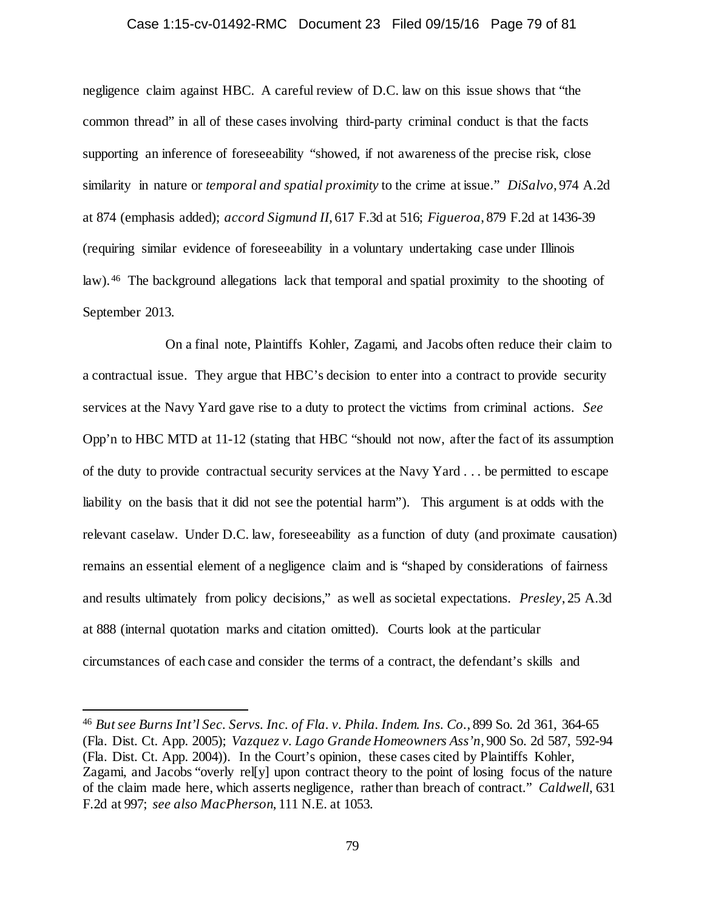negligence claim against HBC. A careful review of D.C. law on this issue shows that "the common thread" in all of these cases involving third-party criminal conduct is that the facts supporting an inference of foreseeability "showed, if not awareness of the precise risk, close similarity in nature or *temporal and spatial proximity* to the crime at issue." *DiSalvo*, 974 A.2d at 874 (emphasis added); *accord Sigmund II*, 617 F.3d at 516; *Figueroa*, 879 F.2d at 1436-39 (requiring similar evidence of foreseeability in a voluntary undertaking case under Illinois law).[46] The background allegations lack that temporal and spatial proximity to the shooting of September 2013.

On a final note, Plaintiffs Kohler, Zagami, and Jacobs often reduce their claim to a contractual issue. They argue that HBC's decision to enter into a contract to provide security services at the Navy Yard gave rise to a duty to protect the victims from criminal actions. *See* Opp'n to HBC MTD at 11-12 (stating that HBC "should not now, after the fact of its assumption of the duty to provide contractual security services at the Navy Yard . . . be permitted to escape liability on the basis that it did not see the potential harm"). This argument is at odds with the relevant caselaw. Under D.C. law, foreseeability as a function of duty (and proximate causation) remains an essential element of a negligence claim and is "shaped by considerations of fairness and results ultimately from policy decisions," as well as societal expectations. *Presley*, 25 A.3d at 888 (internal quotation marks and citation omitted). Courts look at the particular circumstances of each case and consider the terms of a contract, the defendant's skills and

---

[46] *But see Burns Int'l Sec. Servs. Inc. of Fla. v. Phila. Indem. Ins. Co.*, 899 So. 2d 361, 364-65 (Fla. Dist. Ct. App. 2005); *Vazquez v. Lago Grande Homeowners Ass'n*, 900 So. 2d 587, 592-94 (Fla. Dist. Ct. App. 2004)). In the Court's opinion, these cases cited by Plaintiffs Kohler, Zagami, and Jacobs "overly rel[y] upon contract theory to the point of losing focus of the nature of the claim made here, which asserts negligence, rather than breach of contract." *Caldwell*, 631 F.2d at 997; *see also MacPherson*, 111 N.E. at 1053.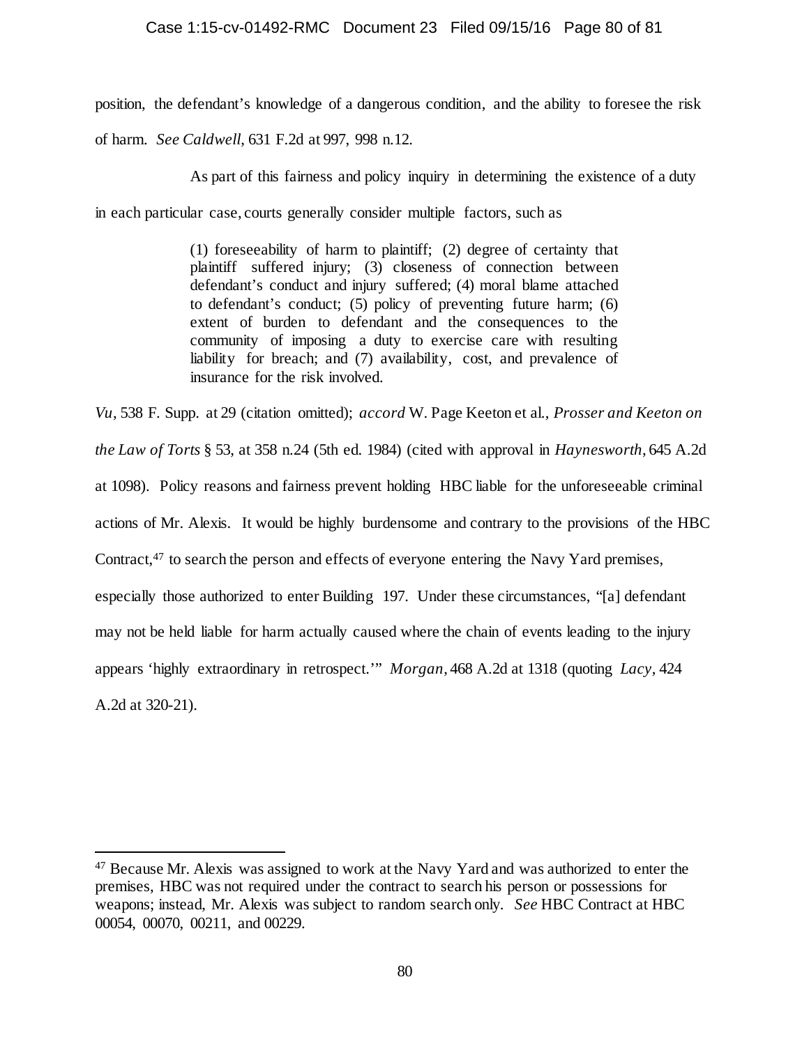position, the defendant's knowledge of a dangerous condition, and the ability to foresee the risk of harm. *See Caldwell*, 631 F.2d at 997, 998 n.12.

As part of this fairness and policy inquiry in determining the existence of a duty in each particular case, courts generally consider multiple factors, such as

> (1) foreseeability of harm to plaintiff; (2) degree of certainty that plaintiff suffered injury; (3) closeness of connection between defendant's conduct and injury suffered; (4) moral blame attached to defendant's conduct; (5) policy of preventing future harm; (6) extent of burden to defendant and the consequences to the community of imposing a duty to exercise care with resulting liability for breach; and (7) availability, cost, and prevalence of insurance for the risk involved.

*Vu*, 538 F. Supp. at 29 (citation omitted); *accord* W. Page Keeton et al., *Prosser and Keeton on the Law of Torts* § 53, at 358 n.24 (5th ed. 1984) (cited with approval in *Haynesworth*, 645 A.2d at 1098). Policy reasons and fairness prevent holding HBC liable for the unforeseeable criminal actions of Mr. Alexis. It would be highly burdensome and contrary to the provisions of the HBC Contract,[47] to search the person and effects of everyone entering the Navy Yard premises, especially those authorized to enter Building 197. Under these circumstances, "[a] defendant may not be held liable for harm actually caused where the chain of events leading to the injury appears 'highly extraordinary in retrospect.'" *Morgan*, 468 A.2d at 1318 (quoting *Lacy*, 424 A.2d at 320-21).

---

[47] Because Mr. Alexis was assigned to work at the Navy Yard and was authorized to enter the premises, HBC was not required under the contract to search his person or possessions for weapons; instead, Mr. Alexis was subject to random search only. *See* HBC Contract at HBC 00054, 00070, 00211, and 00229.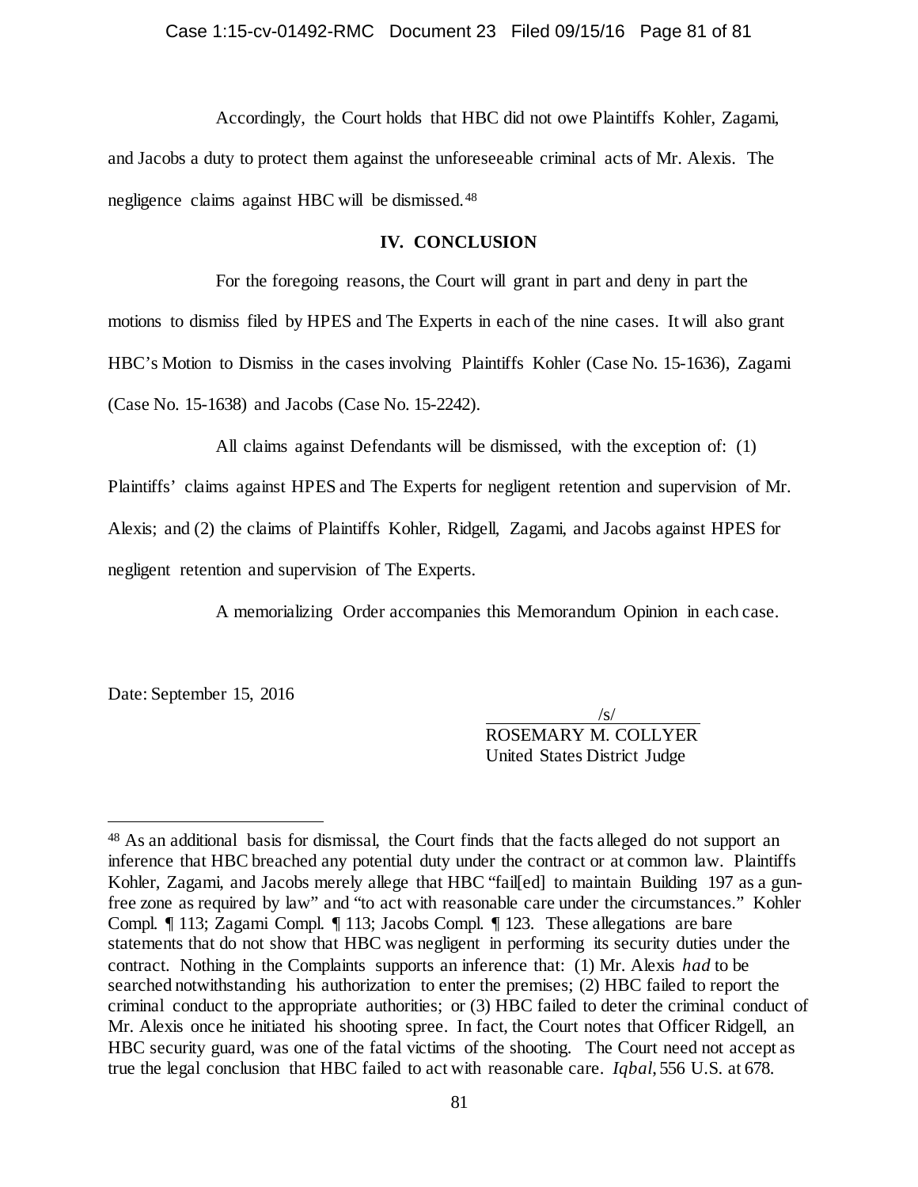Accordingly, the Court holds that HBC did not owe Plaintiffs Kohler, Zagami, and Jacobs a duty to protect them against the unforeseeable criminal acts of Mr. Alexis. The negligence claims against HBC will be dismissed.[48]

## IV. CONCLUSION

For the foregoing reasons, the Court will grant in part and deny in part the motions to dismiss filed by HPES and The Experts in each of the nine cases. It will also grant HBC's Motion to Dismiss in the cases involving Plaintiffs Kohler (Case No. 15-1636), Zagami (Case No. 15-1638) and Jacobs (Case No. 15-2242).

All claims against Defendants will be dismissed, with the exception of: (1) Plaintiffs' claims against HPES and The Experts for negligent retention and supervision of Mr. Alexis; and (2) the claims of Plaintiffs Kohler, Ridgell, Zagami, and Jacobs against HPES for negligent retention and supervision of The Experts.

A memorializing Order accompanies this Memorandum Opinion in each case.

Date: September 15, 2016

/s/
ROSEMARY M. COLLYER
United States District Judge

---

[48] As an additional basis for dismissal, the Court finds that the facts alleged do not support an inference that HBC breached any potential duty under the contract or at common law. Plaintiffs Kohler, Zagami, and Jacobs merely allege that HBC "fail[ed] to maintain Building 197 as a gun-free zone as required by law" and "to act with reasonable care under the circumstances." Kohler Compl. ¶ 113; Zagami Compl. ¶ 113; Jacobs Compl. ¶ 123. These allegations are bare statements that do not show that HBC was negligent in performing its security duties under the contract. Nothing in the Complaints supports an inference that: (1) Mr. Alexis *had* to be searched notwithstanding his authorization to enter the premises; (2) HBC failed to report the criminal conduct to the appropriate authorities; or (3) HBC failed to deter the criminal conduct of Mr. Alexis once he initiated his shooting spree. In fact, the Court notes that Officer Ridgell, an HBC security guard, was one of the fatal victims of the shooting. The Court need not accept as true the legal conclusion that HBC failed to act with reasonable care. *Iqbal*, 556 U.S. at 678.